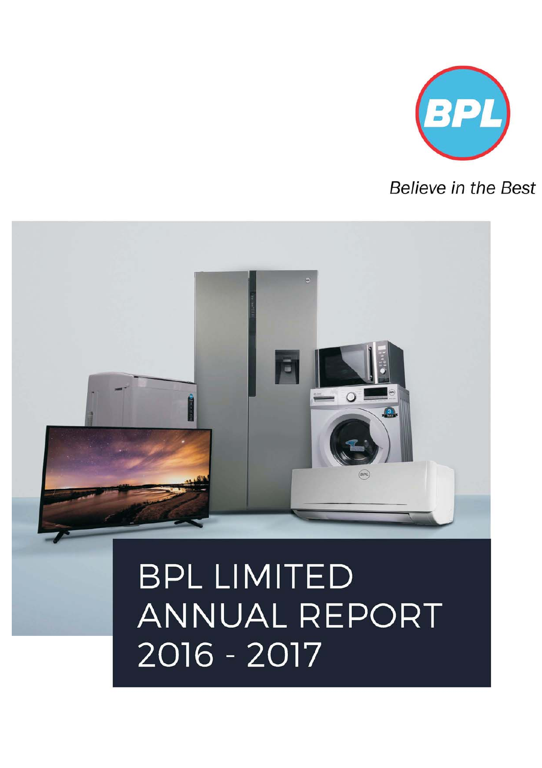BPL

*Believe in the Best*

# BPL LIMITED ANNUAL REPORT 2016 - 2017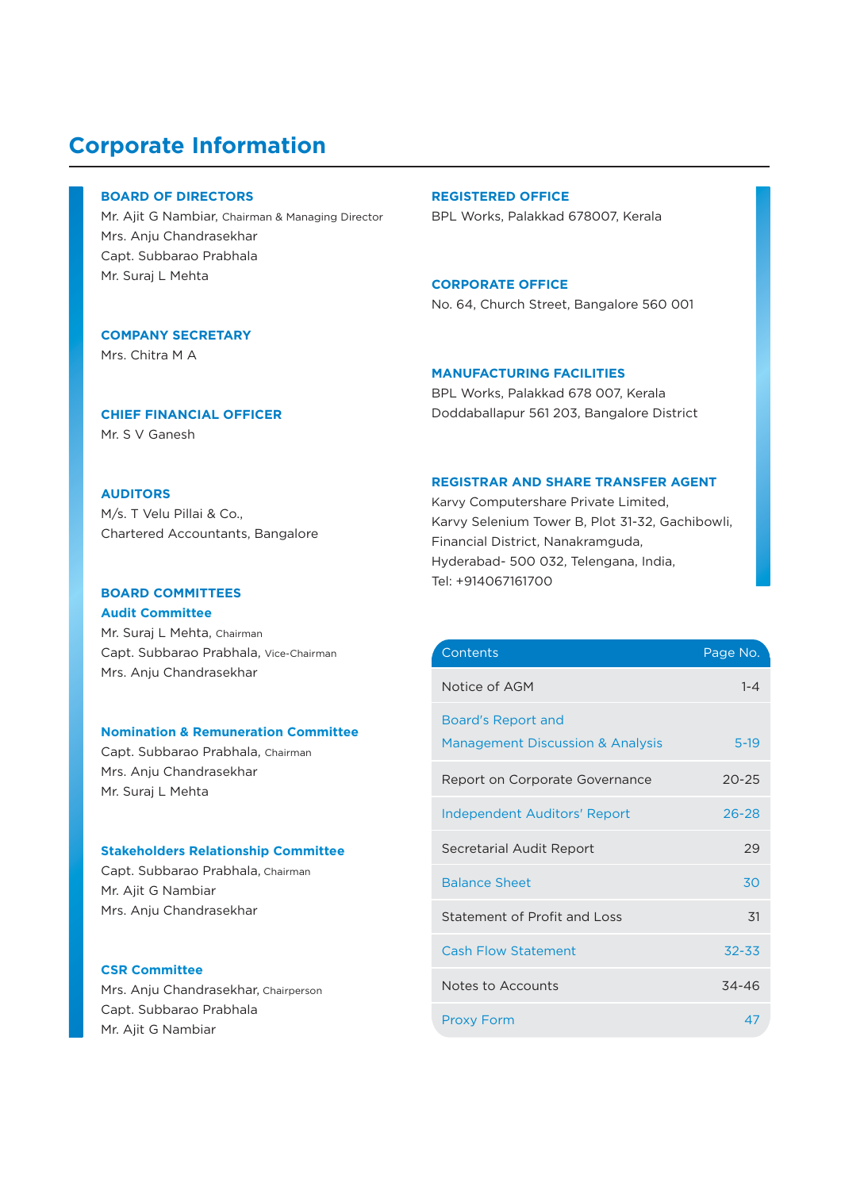# Corporate Information

### BOARD OF DIRECTORS

Mr. Ajit G Nambiar, Chairman & Managing Director
Mrs. Anju Chandrasekhar
Capt. Subbarao Prabhala
Mr. Suraj L Mehta

### COMPANY SECRETARY

Mrs. Chitra M A

### CHIEF FINANCIAL OFFICER

Mr. S V Ganesh

### AUDITORS

M/s. T Velu Pillai & Co.,
Chartered Accountants, Bangalore

### BOARD COMMITTEES

**Audit Committee**

Mr. Suraj L Mehta, Chairman
Capt. Subbarao Prabhala, Vice-Chairman
Mrs. Anju Chandrasekhar

**Nomination & Remuneration Committee**

Capt. Subbarao Prabhala, Chairman
Mrs. Anju Chandrasekhar
Mr. Suraj L Mehta

**Stakeholders Relationship Committee**

Capt. Subbarao Prabhala, Chairman
Mr. Ajit G Nambiar
Mrs. Anju Chandrasekhar

**CSR Committee**

Mrs. Anju Chandrasekhar, Chairperson
Capt. Subbarao Prabhala
Mr. Ajit G Nambiar

### REGISTERED OFFICE

BPL Works, Palakkad 678007, Kerala

### CORPORATE OFFICE

No. 64, Church Street, Bangalore 560 001

### MANUFACTURING FACILITIES

BPL Works, Palakkad 678 007, Kerala
Doddaballapur 561 203, Bangalore District

### REGISTRAR AND SHARE TRANSFER AGENT

Karvy Computershare Private Limited,
Karvy Selenium Tower B, Plot 31-32, Gachibowli,
Financial District, Nanakramguda,
Hyderabad- 500 032, Telengana, India,
Tel: +914067161700

| Contents | Page No. |
|---|---|
| Notice of AGM | 1-4 |
| Board's Report and Management Discussion & Analysis | 5-19 |
| Report on Corporate Governance | 20-25 |
| Independent Auditors' Report | 26-28 |
| Secretarial Audit Report | 29 |
| Balance Sheet | 30 |
| Statement of Profit and Loss | 31 |
| Cash Flow Statement | 32-33 |
| Notes to Accounts | 34-46 |
| Proxy Form | 47 |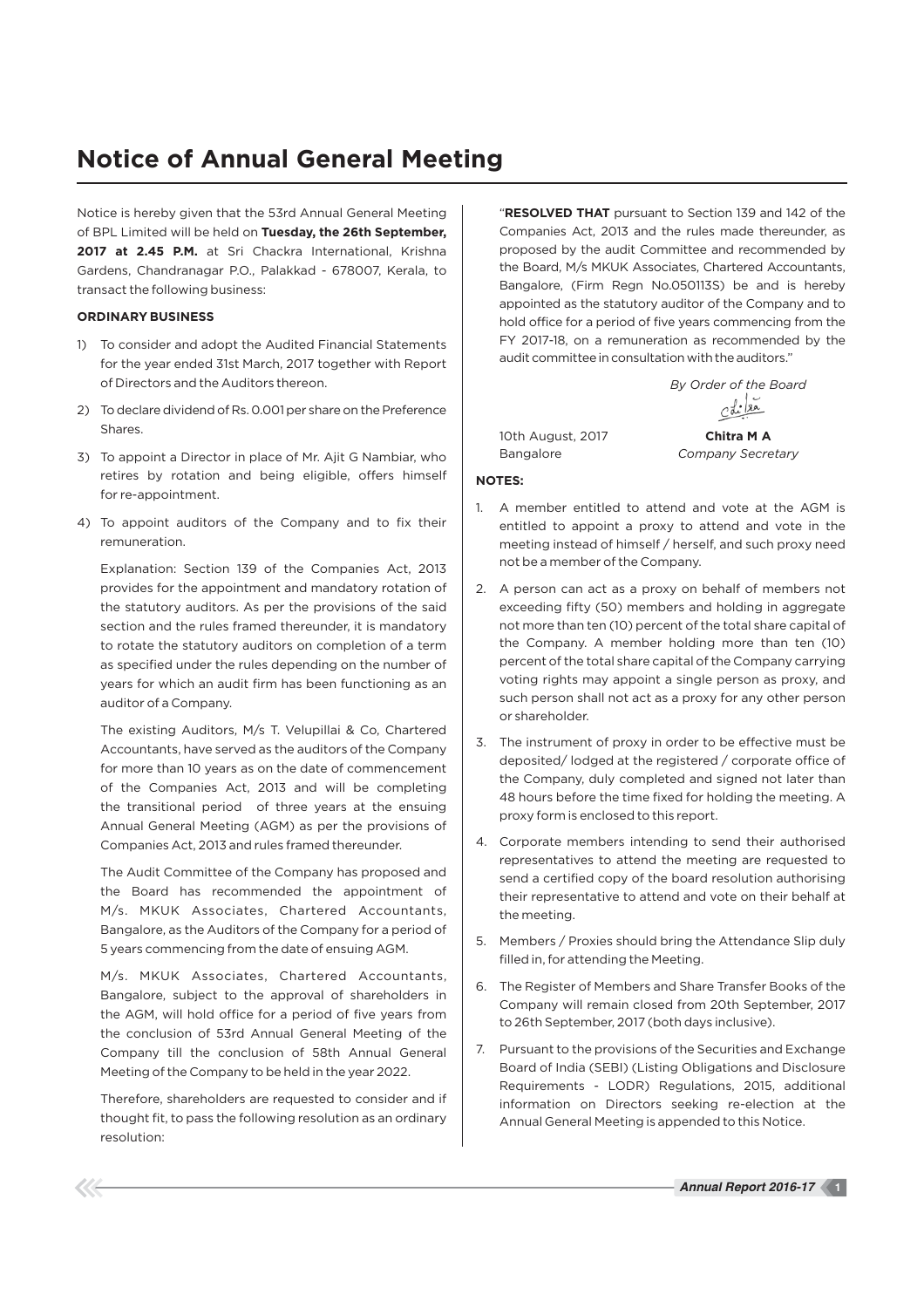# Notice of Annual General Meeting

Notice is hereby given that the 53rd Annual General Meeting of BPL Limited will be held on **Tuesday, the 26th September, 2017 at 2.45 P.M.** at Sri Chackra International, Krishna Gardens, Chandranagar P.O., Palakkad - 678007, Kerala, to transact the following business:

**ORDINARY BUSINESS**

1) To consider and adopt the Audited Financial Statements for the year ended 31st March, 2017 together with Report of Directors and the Auditors thereon.

2) To declare dividend of Rs. 0.001 per share on the Preference Shares.

3) To appoint a Director in place of Mr. Ajit G Nambiar, who retires by rotation and being eligible, offers himself for re-appointment.

4) To appoint auditors of the Company and to fix their remuneration.

   Explanation: Section 139 of the Companies Act, 2013 provides for the appointment and mandatory rotation of the statutory auditors. As per the provisions of the said section and the rules framed thereunder, it is mandatory to rotate the statutory auditors on completion of a term as specified under the rules depending on the number of years for which an audit firm has been functioning as an auditor of a Company.

   The existing Auditors, M/s T. Velupillai & Co, Chartered Accountants, have served as the auditors of the Company for more than 10 years as on the date of commencement of the Companies Act, 2013 and will be completing the transitional period of three years at the ensuing Annual General Meeting (AGM) as per the provisions of Companies Act, 2013 and rules framed thereunder.

   The Audit Committee of the Company has proposed and the Board has recommended the appointment of M/s. MKUK Associates, Chartered Accountants, Bangalore, as the Auditors of the Company for a period of 5 years commencing from the date of ensuing AGM.

   M/s. MKUK Associates, Chartered Accountants, Bangalore, subject to the approval of shareholders in the AGM, will hold office for a period of five years from the conclusion of 53rd Annual General Meeting of the Company till the conclusion of 58th Annual General Meeting of the Company to be held in the year 2022.

   Therefore, shareholders are requested to consider and if thought fit, to pass the following resolution as an ordinary resolution:

   "**RESOLVED THAT** pursuant to Section 139 and 142 of the Companies Act, 2013 and the rules made thereunder, as proposed by the audit Committee and recommended by the Board, M/s MKUK Associates, Chartered Accountants, Bangalore, (Firm Regn No.050113S) be and is hereby appointed as the statutory auditor of the Company and to hold office for a period of five years commencing from the FY 2017-18, on a remuneration as recommended by the audit committee in consultation with the auditors."

*By Order of the Board*

10th August, 2017
Bangalore

**Chitra M A**
*Company Secretary*

**NOTES:**

1. A member entitled to attend and vote at the AGM is entitled to appoint a proxy to attend and vote in the meeting instead of himself / herself, and such proxy need not be a member of the Company.

2. A person can act as a proxy on behalf of members not exceeding fifty (50) members and holding in aggregate not more than ten (10) percent of the total share capital of the Company. A member holding more than ten (10) percent of the total share capital of the Company carrying voting rights may appoint a single person as proxy, and such person shall not act as a proxy for any other person or shareholder.

3. The instrument of proxy in order to be effective must be deposited/ lodged at the registered / corporate office of the Company, duly completed and signed not later than 48 hours before the time fixed for holding the meeting. A proxy form is enclosed to this report.

4. Corporate members intending to send their authorised representatives to attend the meeting are requested to send a certified copy of the board resolution authorising their representative to attend and vote on their behalf at the meeting.

5. Members / Proxies should bring the Attendance Slip duly filled in, for attending the Meeting.

6. The Register of Members and Share Transfer Books of the Company will remain closed from 20th September, 2017 to 26th September, 2017 (both days inclusive).

7. Pursuant to the provisions of the Securities and Exchange Board of India (SEBI) (Listing Obligations and Disclosure Requirements - LODR) Regulations, 2015, additional information on Directors seeking re-election at the Annual General Meeting is appended to this Notice.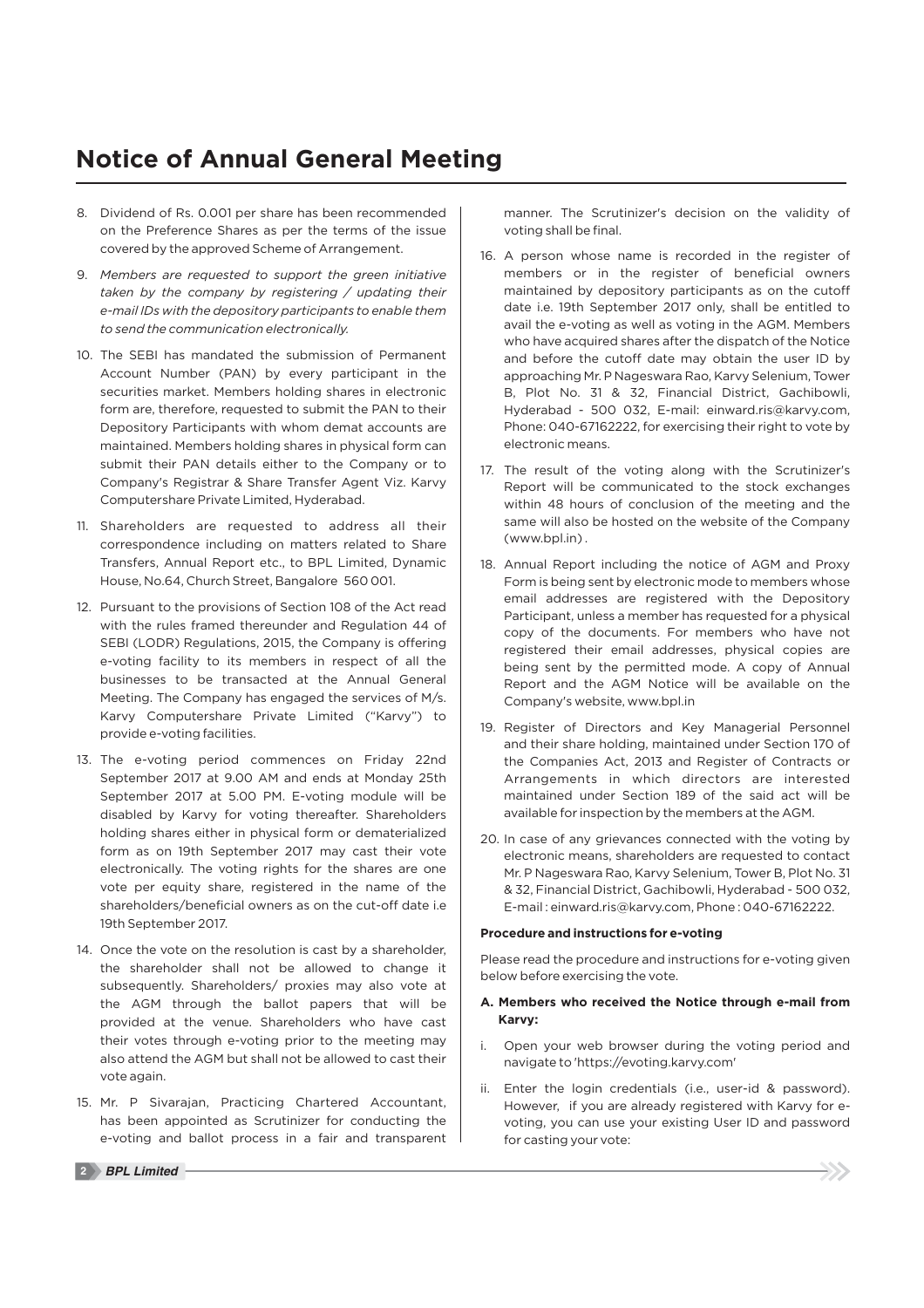# Notice of Annual General Meeting

8. Dividend of Rs. 0.001 per share has been recommended on the Preference Shares as per the terms of the issue covered by the approved Scheme of Arrangement.

9. *Members are requested to support the green initiative taken by the company by registering / updating their e-mail IDs with the depository participants to enable them to send the communication electronically.*

10. The SEBI has mandated the submission of Permanent Account Number (PAN) by every participant in the securities market. Members holding shares in electronic form are, therefore, requested to submit the PAN to their Depository Participants with whom demat accounts are maintained. Members holding shares in physical form can submit their PAN details either to the Company or to Company's Registrar & Share Transfer Agent Viz. Karvy Computershare Private Limited, Hyderabad.

11. Shareholders are requested to address all their correspondence including on matters related to Share Transfers, Annual Report etc., to BPL Limited, Dynamic House, No.64, Church Street, Bangalore 560 001.

12. Pursuant to the provisions of Section 108 of the Act read with the rules framed thereunder and Regulation 44 of SEBI (LODR) Regulations, 2015, the Company is offering e-voting facility to its members in respect of all the businesses to be transacted at the Annual General Meeting. The Company has engaged the services of M/s. Karvy Computershare Private Limited ("Karvy") to provide e-voting facilities.

13. The e-voting period commences on Friday 22nd September 2017 at 9.00 AM and ends at Monday 25th September 2017 at 5.00 PM. E-voting module will be disabled by Karvy for voting thereafter. Shareholders holding shares either in physical form or dematerialized form as on 19th September 2017 may cast their vote electronically. The voting rights for the shares are one vote per equity share, registered in the name of the shareholders/beneficial owners as on the cut-off date i.e 19th September 2017.

14. Once the vote on the resolution is cast by a shareholder, the shareholder shall not be allowed to change it subsequently. Shareholders/ proxies may also vote at the AGM through the ballot papers that will be provided at the venue. Shareholders who have cast their votes through e-voting prior to the meeting may also attend the AGM but shall not be allowed to cast their vote again.

15. Mr. P Sivarajan, Practicing Chartered Accountant, has been appointed as Scrutinizer for conducting the e-voting and ballot process in a fair and transparent manner. The Scrutinizer's decision on the validity of voting shall be final.

16. A person whose name is recorded in the register of members or in the register of beneficial owners maintained by depository participants as on the cutoff date i.e. 19th September 2017 only, shall be entitled to avail the e-voting as well as voting in the AGM. Members who have acquired shares after the dispatch of the Notice and before the cutoff date may obtain the user ID by approaching Mr. P Nageswara Rao, Karvy Selenium, Tower B, Plot No. 31 & 32, Financial District, Gachibowli, Hyderabad - 500 032, E-mail: einward.ris@karvy.com, Phone: 040-67162222, for exercising their right to vote by electronic means.

17. The result of the voting along with the Scrutinizer's Report will be communicated to the stock exchanges within 48 hours of conclusion of the meeting and the same will also be hosted on the website of the Company (www.bpl.in) .

18. Annual Report including the notice of AGM and Proxy Form is being sent by electronic mode to members whose email addresses are registered with the Depository Participant, unless a member has requested for a physical copy of the documents. For members who have not registered their email addresses, physical copies are being sent by the permitted mode. A copy of Annual Report and the AGM Notice will be available on the Company's website, www.bpl.in

19. Register of Directors and Key Managerial Personnel and their share holding, maintained under Section 170 of the Companies Act, 2013 and Register of Contracts or Arrangements in which directors are interested maintained under Section 189 of the said act will be available for inspection by the members at the AGM.

20. In case of any grievances connected with the voting by electronic means, shareholders are requested to contact Mr. P Nageswara Rao, Karvy Selenium, Tower B, Plot No. 31 & 32, Financial District, Gachibowli, Hyderabad - 500 032, E-mail : einward.ris@karvy.com, Phone : 040-67162222.

**Procedure and instructions for e-voting**

Please read the procedure and instructions for e-voting given below before exercising the vote.

**A. Members who received the Notice through e-mail from Karvy:**

i. Open your web browser during the voting period and navigate to 'https://evoting.karvy.com'

ii. Enter the login credentials (i.e., user-id & password). However, if you are already registered with Karvy for e-voting, you can use your existing User ID and password for casting your vote: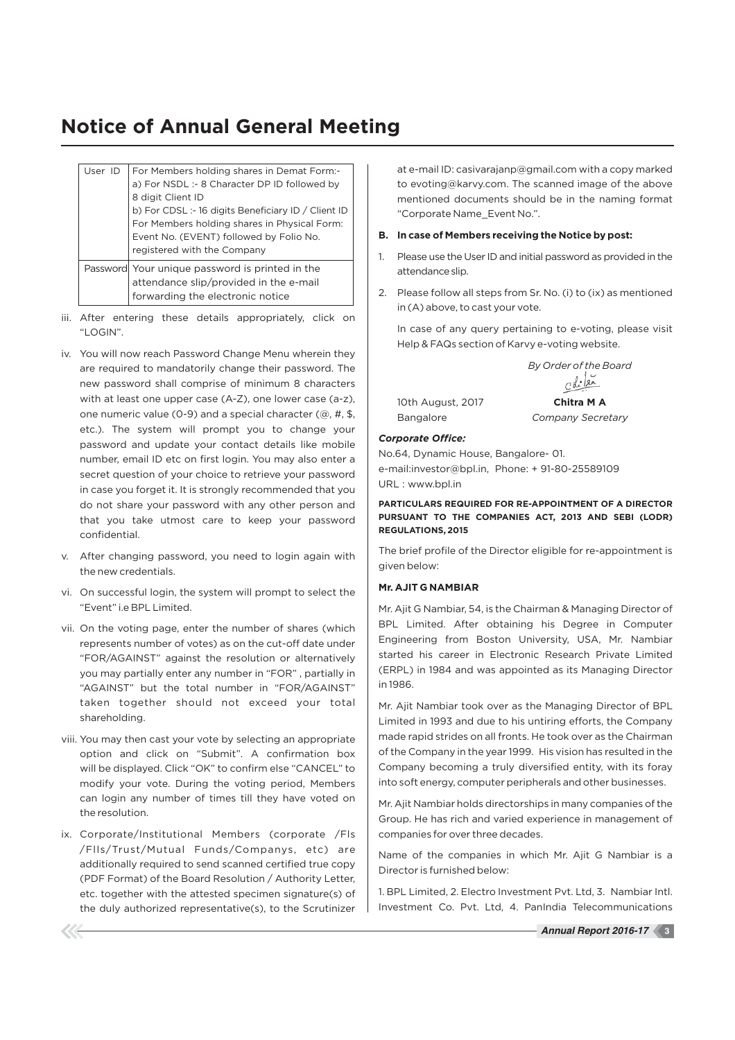# Notice of Annual General Meeting

| User ID | For Members holding shares in Demat Form:- a) For NSDL :- 8 Character DP ID followed by 8 digit Client ID b) For CDSL :- 16 digits Beneficiary ID / Client ID For Members holding shares in Physical Form: Event No. (EVENT) followed by Folio No. registered with the Company |
|---|---|
| Password | Your unique password is printed in the attendance slip/provided in the e-mail forwarding the electronic notice |

iii. After entering these details appropriately, click on "LOGIN".

iv. You will now reach Password Change Menu wherein they are required to mandatorily change their password. The new password shall comprise of minimum 8 characters with at least one upper case (A-Z), one lower case (a-z), one numeric value (0-9) and a special character (@, #, $, etc.). The system will prompt you to change your password and update your contact details like mobile number, email ID etc on first login. You may also enter a secret question of your choice to retrieve your password in case you forget it. It is strongly recommended that you do not share your password with any other person and that you take utmost care to keep your password confidential.

v. After changing password, you need to login again with the new credentials.

vi. On successful login, the system will prompt to select the "Event" i.e BPL Limited.

vii. On the voting page, enter the number of shares (which represents number of votes) as on the cut-off date under "FOR/AGAINST" against the resolution or alternatively you may partially enter any number in "FOR" , partially in "AGAINST" but the total number in "FOR/AGAINST" taken together should not exceed your total shareholding.

viii. You may then cast your vote by selecting an appropriate option and click on "Submit". A confirmation box will be displayed. Click "OK" to confirm else "CANCEL" to modify your vote. During the voting period, Members can login any number of times till they have voted on the resolution.

ix. Corporate/Institutional Members (corporate /FIs /FIIs/Trust/Mutual Funds/Companys, etc) are additionally required to send scanned certified true copy (PDF Format) of the Board Resolution / Authority Letter, etc. together with the attested specimen signature(s) of the duly authorized representative(s), to the Scrutinizer at e-mail ID: casivarajanp@gmail.com with a copy marked to evoting@karvy.com. The scanned image of the above mentioned documents should be in the naming format "Corporate Name_Event No.".

**B. In case of Members receiving the Notice by post:**

1. Please use the User ID and initial password as provided in the attendance slip.
2. Please follow all steps from Sr. No. (i) to (ix) as mentioned in (A) above, to cast your vote.

   In case of any query pertaining to e-voting, please visit Help & FAQs section of Karvy e-voting website.

*By Order of the Board*

10th August, 2017 **Chitra M A**

Bangalore *Company Secretary*

***Corporate Office:***

No.64, Dynamic House, Bangalore- 01.
e-mail:investor@bpl.in, Phone: + 91-80-25589109
URL : www.bpl.in

**PARTICULARS REQUIRED FOR RE-APPOINTMENT OF A DIRECTOR PURSUANT TO THE COMPANIES ACT, 2013 AND SEBI (LODR) REGULATIONS, 2015**

The brief profile of the Director eligible for re-appointment is given below:

**Mr. AJIT G NAMBIAR**

Mr. Ajit G Nambiar, 54, is the Chairman & Managing Director of BPL Limited. After obtaining his Degree in Computer Engineering from Boston University, USA, Mr. Nambiar started his career in Electronic Research Private Limited (ERPL) in 1984 and was appointed as its Managing Director in 1986.

Mr. Ajit Nambiar took over as the Managing Director of BPL Limited in 1993 and due to his untiring efforts, the Company made rapid strides on all fronts. He took over as the Chairman of the Company in the year 1999. His vision has resulted in the Company becoming a truly diversified entity, with its foray into soft energy, computer peripherals and other businesses.

Mr. Ajit Nambiar holds directorships in many companies of the Group. He has rich and varied experience in management of companies for over three decades.

Name of the companies in which Mr. Ajit G Nambiar is a Director is furnished below:

1. BPL Limited, 2. Electro Investment Pvt. Ltd, 3. Nambiar Intl. Investment Co. Pvt. Ltd, 4. PanIndia Telecommunications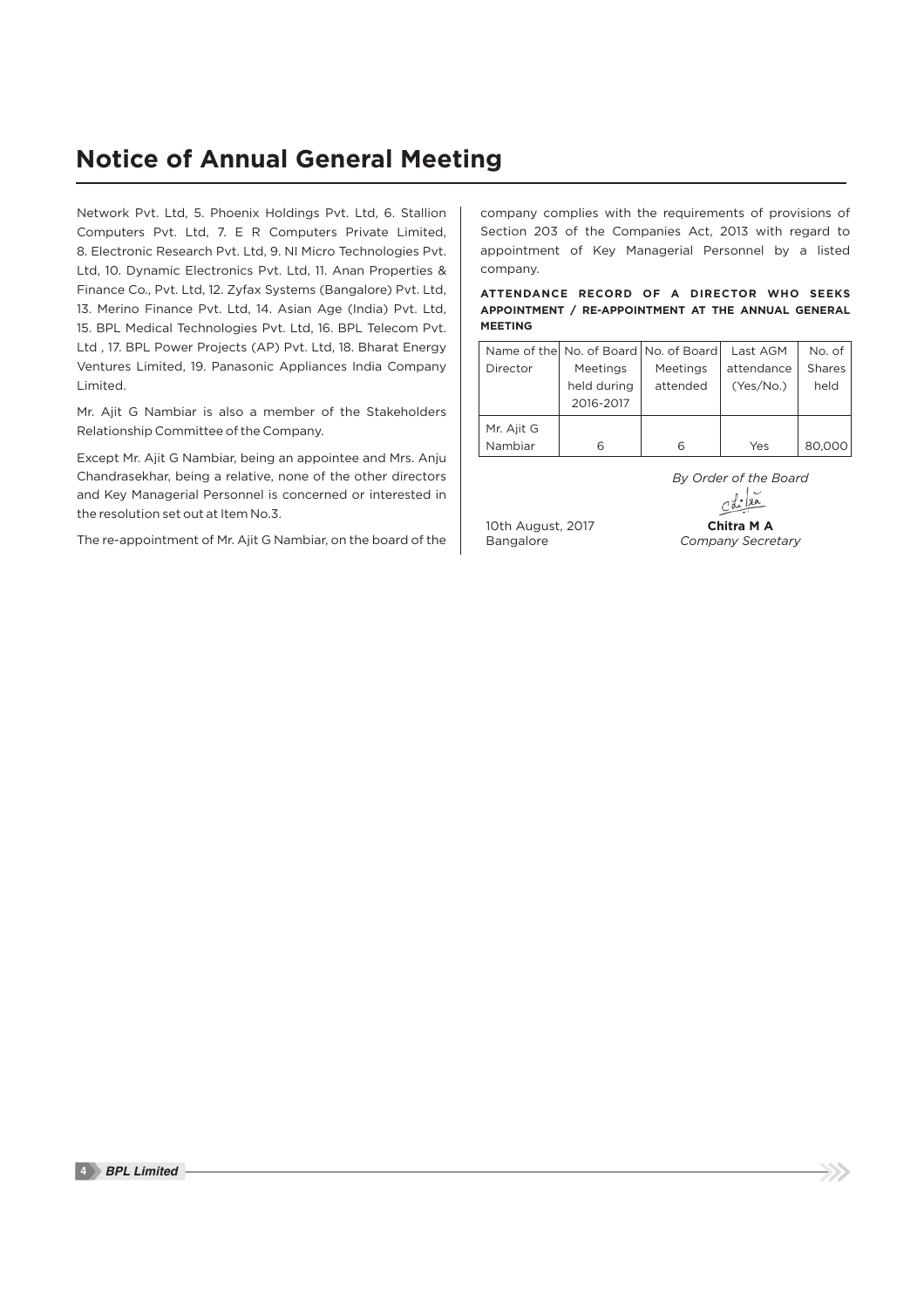# Notice of Annual General Meeting

Network Pvt. Ltd, 5. Phoenix Holdings Pvt. Ltd, 6. Stallion Computers Pvt. Ltd, 7. E R Computers Private Limited, 8. Electronic Research Pvt. Ltd, 9. NI Micro Technologies Pvt. Ltd, 10. Dynamic Electronics Pvt. Ltd, 11. Anan Properties & Finance Co., Pvt. Ltd, 12. Zyfax Systems (Bangalore) Pvt. Ltd, 13. Merino Finance Pvt. Ltd, 14. Asian Age (India) Pvt. Ltd, 15. BPL Medical Technologies Pvt. Ltd, 16. BPL Telecom Pvt. Ltd , 17. BPL Power Projects (AP) Pvt. Ltd, 18. Bharat Energy Ventures Limited, 19. Panasonic Appliances India Company Limited.

Mr. Ajit G Nambiar is also a member of the Stakeholders Relationship Committee of the Company.

Except Mr. Ajit G Nambiar, being an appointee and Mrs. Anju Chandrasekhar, being a relative, none of the other directors and Key Managerial Personnel is concerned or interested in the resolution set out at Item No.3.

The re-appointment of Mr. Ajit G Nambiar, on the board of the company complies with the requirements of provisions of Section 203 of the Companies Act, 2013 with regard to appointment of Key Managerial Personnel by a listed company.

**ATTENDANCE RECORD OF A DIRECTOR WHO SEEKS APPOINTMENT / RE-APPOINTMENT AT THE ANNUAL GENERAL MEETING**

| Name of the Director | No. of Board Meetings held during 2016-2017 | No. of Board Meetings attended | Last AGM attendance (Yes/No.) | No. of Shares held |
|---|---|---|---|---|
| Mr. Ajit G Nambiar | 6 | 6 | Yes | 80,000 |

*By Order of the Board*

10th August, 2017
Bangalore

**Chitra M A**
*Company Secretary*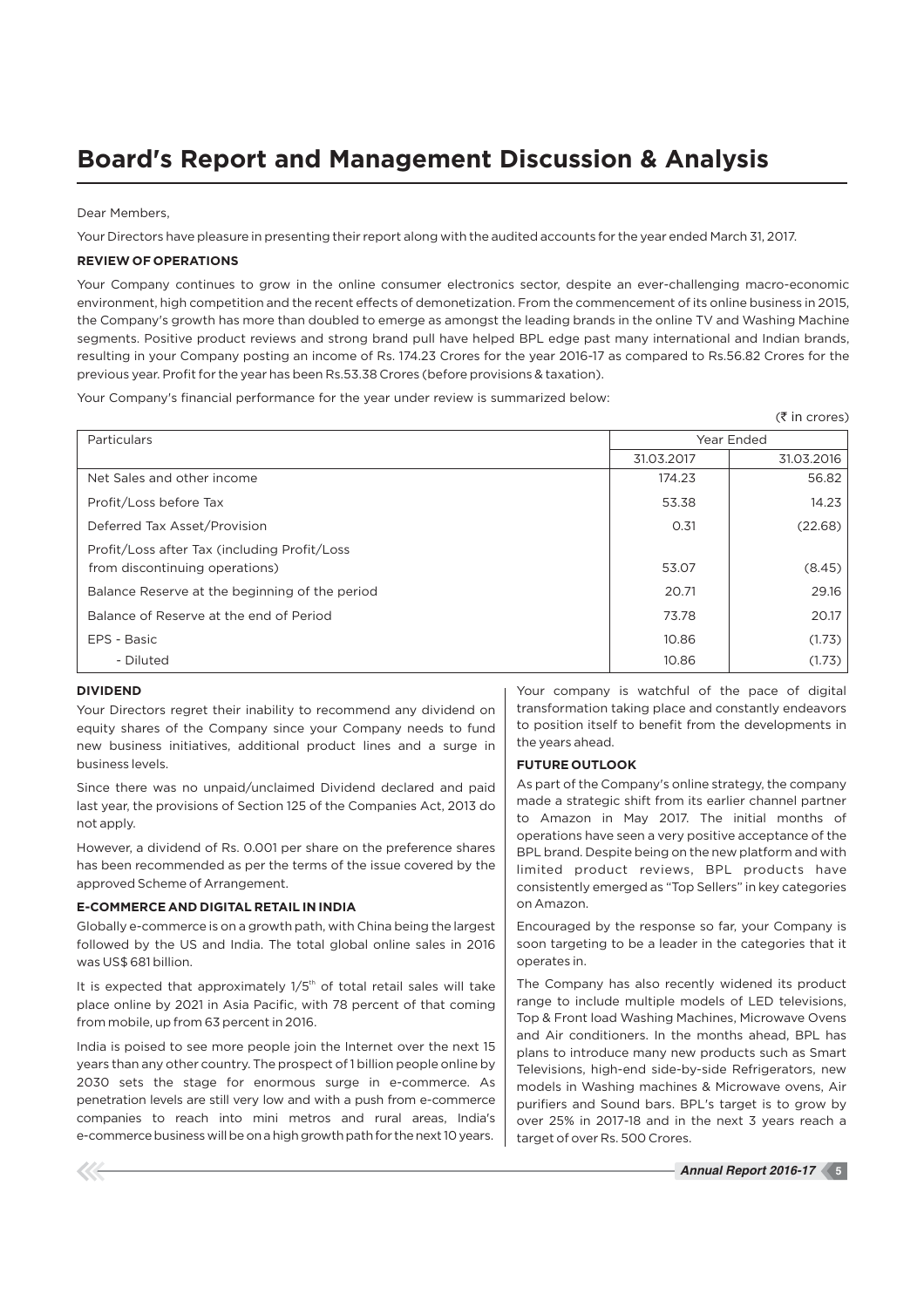# Board's Report and Management Discussion & Analysis

Dear Members,

Your Directors have pleasure in presenting their report along with the audited accounts for the year ended March 31, 2017.

**REVIEW OF OPERATIONS**

Your Company continues to grow in the online consumer electronics sector, despite an ever-challenging macro-economic environment, high competition and the recent effects of demonetization. From the commencement of its online business in 2015, the Company's growth has more than doubled to emerge as amongst the leading brands in the online TV and Washing Machine segments. Positive product reviews and strong brand pull have helped BPL edge past many international and Indian brands, resulting in your Company posting an income of Rs. 174.23 Crores for the year 2016-17 as compared to Rs.56.82 Crores for the previous year. Profit for the year has been Rs.53.38 Crores (before provisions & taxation).

Your Company's financial performance for the year under review is summarized below:

(₹ in crores)

| Particulars | Year Ended | |
|---|---|---|
| | 31.03.2017 | 31.03.2016 |
| Net Sales and other income | 174.23 | 56.82 |
| Profit/Loss before Tax | 53.38 | 14.23 |
| Deferred Tax Asset/Provision | 0.31 | (22.68) |
| Profit/Loss after Tax (including Profit/Loss from discontinuing operations) | 53.07 | (8.45) |
| Balance Reserve at the beginning of the period | 20.71 | 29.16 |
| Balance of Reserve at the end of Period | 73.78 | 20.17 |
| EPS - Basic | 10.86 | (1.73) |
| - Diluted | 10.86 | (1.73) |

**DIVIDEND**

Your Directors regret their inability to recommend any dividend on equity shares of the Company since your Company needs to fund new business initiatives, additional product lines and a surge in business levels.

Since there was no unpaid/unclaimed Dividend declared and paid last year, the provisions of Section 125 of the Companies Act, 2013 do not apply.

However, a dividend of Rs. 0.001 per share on the preference shares has been recommended as per the terms of the issue covered by the approved Scheme of Arrangement.

**E-COMMERCE AND DIGITAL RETAIL IN INDIA**

Globally e-commerce is on a growth path, with China being the largest followed by the US and India. The total global online sales in 2016 was US$ 681 billion.

It is expected that approximately 1/5th of total retail sales will take place online by 2021 in Asia Pacific, with 78 percent of that coming from mobile, up from 63 percent in 2016.

India is poised to see more people join the Internet over the next 15 years than any other country. The prospect of 1 billion people online by 2030 sets the stage for enormous surge in e-commerce. As penetration levels are still very low and with a push from e-commerce companies to reach into mini metros and rural areas, India's e-commerce business will be on a high growth path for the next 10 years.

Your company is watchful of the pace of digital transformation taking place and constantly endeavors to position itself to benefit from the developments in the years ahead.

**FUTURE OUTLOOK**

As part of the Company's online strategy, the company made a strategic shift from its earlier channel partner to Amazon in May 2017. The initial months of operations have seen a very positive acceptance of the BPL brand. Despite being on the new platform and with limited product reviews, BPL products have consistently emerged as "Top Sellers" in key categories on Amazon.

Encouraged by the response so far, your Company is soon targeting to be a leader in the categories that it operates in.

The Company has also recently widened its product range to include multiple models of LED televisions, Top & Front load Washing Machines, Microwave Ovens and Air conditioners. In the months ahead, BPL has plans to introduce many new products such as Smart Televisions, high-end side-by-side Refrigerators, new models in Washing machines & Microwave ovens, Air purifiers and Sound bars. BPL's target is to grow by over 25% in 2017-18 and in the next 3 years reach a target of over Rs. 500 Crores.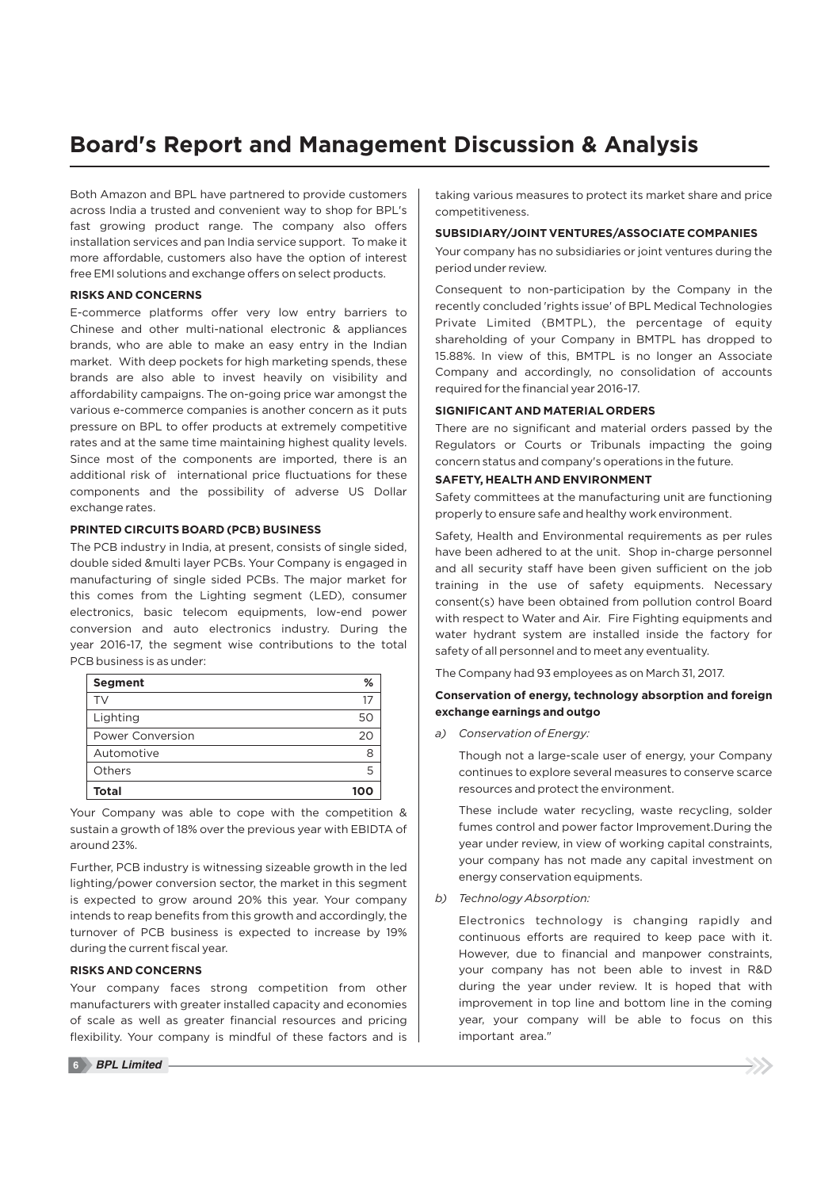# Board's Report and Management Discussion & Analysis

Both Amazon and BPL have partnered to provide customers across India a trusted and convenient way to shop for BPL's fast growing product range. The company also offers installation services and pan India service support. To make it more affordable, customers also have the option of interest free EMI solutions and exchange offers on select products.

**RISKS AND CONCERNS**

E-commerce platforms offer very low entry barriers to Chinese and other multi-national electronic & appliances brands, who are able to make an easy entry in the Indian market. With deep pockets for high marketing spends, these brands are also able to invest heavily on visibility and affordability campaigns. The on-going price war amongst the various e-commerce companies is another concern as it puts pressure on BPL to offer products at extremely competitive rates and at the same time maintaining highest quality levels. Since most of the components are imported, there is an additional risk of international price fluctuations for these components and the possibility of adverse US Dollar exchange rates.

**PRINTED CIRCUITS BOARD (PCB) BUSINESS**

The PCB industry in India, at present, consists of single sided, double sided &multi layer PCBs. Your Company is engaged in manufacturing of single sided PCBs. The major market for this comes from the Lighting segment (LED), consumer electronics, basic telecom equipments, low-end power conversion and auto electronics industry. During the year 2016-17, the segment wise contributions to the total PCB business is as under:

| Segment | % |
|---|---|
| TV | 17 |
| Lighting | 50 |
| Power Conversion | 20 |
| Automotive | 8 |
| Others | 5 |
| **Total** | **100** |

Your Company was able to cope with the competition & sustain a growth of 18% over the previous year with EBIDTA of around 23%.

Further, PCB industry is witnessing sizeable growth in the led lighting/power conversion sector, the market in this segment is expected to grow around 20% this year. Your company intends to reap benefits from this growth and accordingly, the turnover of PCB business is expected to increase by 19% during the current fiscal year.

**RISKS AND CONCERNS**

Your company faces strong competition from other manufacturers with greater installed capacity and economies of scale as well as greater financial resources and pricing flexibility. Your company is mindful of these factors and is taking various measures to protect its market share and price competitiveness.

**SUBSIDIARY/JOINT VENTURES/ASSOCIATE COMPANIES**

Your company has no subsidiaries or joint ventures during the period under review.

Consequent to non-participation by the Company in the recently concluded 'rights issue' of BPL Medical Technologies Private Limited (BMTPL), the percentage of equity shareholding of your Company in BMTPL has dropped to 15.88%. In view of this, BMTPL is no longer an Associate Company and accordingly, no consolidation of accounts required for the financial year 2016-17.

**SIGNIFICANT AND MATERIAL ORDERS**

There are no significant and material orders passed by the Regulators or Courts or Tribunals impacting the going concern status and company's operations in the future.

**SAFETY, HEALTH AND ENVIRONMENT**

Safety committees at the manufacturing unit are functioning properly to ensure safe and healthy work environment.

Safety, Health and Environmental requirements as per rules have been adhered to at the unit. Shop in-charge personnel and all security staff have been given sufficient on the job training in the use of safety equipments. Necessary consent(s) have been obtained from pollution control Board with respect to Water and Air. Fire Fighting equipments and water hydrant system are installed inside the factory for safety of all personnel and to meet any eventuality.

The Company had 93 employees as on March 31, 2017.

**Conservation of energy, technology absorption and foreign exchange earnings and outgo**

a) *Conservation of Energy:*

   Though not a large-scale user of energy, your Company continues to explore several measures to conserve scarce resources and protect the environment.

   These include water recycling, waste recycling, solder fumes control and power factor Improvement.During the year under review, in view of working capital constraints, your company has not made any capital investment on energy conservation equipments.

b) *Technology Absorption:*

   Electronics technology is changing rapidly and continuous efforts are required to keep pace with it. However, due to financial and manpower constraints, your company has not been able to invest in R&D during the year under review. It is hoped that with improvement in top line and bottom line in the coming year, your company will be able to focus on this important area."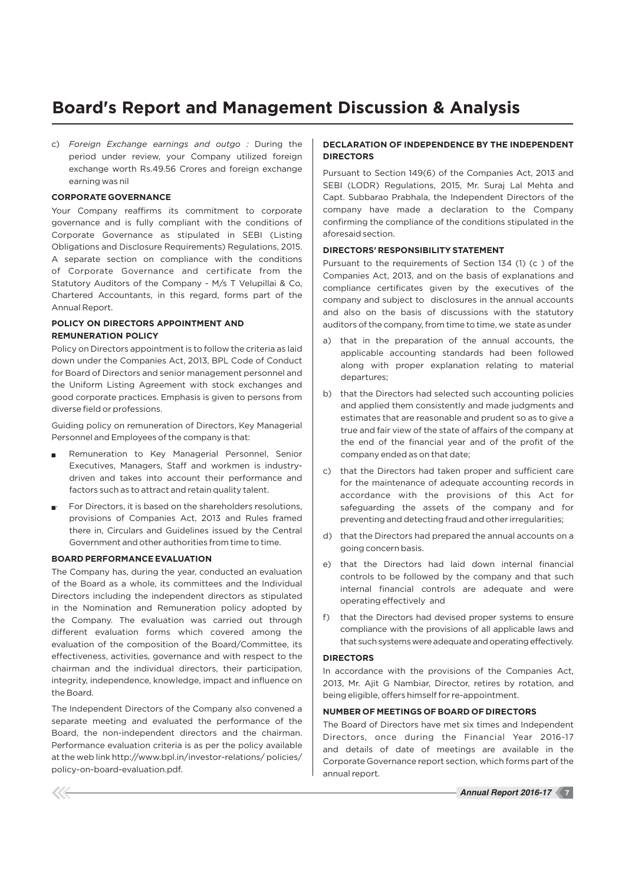c) *Foreign Exchange earnings and outgo :* During the period under review, your Company utilized foreign exchange worth Rs.49.56 Crores and foreign exchange earning was nil

**CORPORATE GOVERNANCE**

Your Company reaffirms its commitment to corporate governance and is fully compliant with the conditions of Corporate Governance as stipulated in SEBI (Listing Obligations and Disclosure Requirements) Regulations, 2015. A separate section on compliance with the conditions of Corporate Governance and certificate from the Statutory Auditors of the Company - M/s T Velupillai & Co, Chartered Accountants, in this regard, forms part of the Annual Report.

**POLICY ON DIRECTORS APPOINTMENT AND REMUNERATION POLICY**

Policy on Directors appointment is to follow the criteria as laid down under the Companies Act, 2013, BPL Code of Conduct for Board of Directors and senior management personnel and the Uniform Listing Agreement with stock exchanges and good corporate practices. Emphasis is given to persons from diverse field or professions.

Guiding policy on remuneration of Directors, Key Managerial Personnel and Employees of the company is that:

- Remuneration to Key Managerial Personnel, Senior Executives, Managers, Staff and workmen is industry-driven and takes into account their performance and factors such as to attract and retain quality talent.
- For Directors, it is based on the shareholders resolutions, provisions of Companies Act, 2013 and Rules framed there in, Circulars and Guidelines issued by the Central Government and other authorities from time to time.

**BOARD PERFORMANCE EVALUATION**

The Company has, during the year, conducted an evaluation of the Board as a whole, its committees and the Individual Directors including the independent directors as stipulated in the Nomination and Remuneration policy adopted by the Company. The evaluation was carried out through different evaluation forms which covered among the evaluation of the composition of the Board/Committee, its effectiveness, activities, governance and with respect to the chairman and the individual directors, their participation, integrity, independence, knowledge, impact and influence on the Board.

The Independent Directors of the Company also convened a separate meeting and evaluated the performance of the Board, the non-independent directors and the chairman. Performance evaluation criteria is as per the policy available at the web link http://www.bpl.in/investor-relations/ policies/ policy-on-board-evaluation.pdf.

**DECLARATION OF INDEPENDENCE BY THE INDEPENDENT DIRECTORS**

Pursuant to Section 149(6) of the Companies Act, 2013 and SEBI (LODR) Regulations, 2015, Mr. Suraj Lal Mehta and Capt. Subbarao Prabhala, the Independent Directors of the company have made a declaration to the Company confirming the compliance of the conditions stipulated in the aforesaid section.

**DIRECTORS' RESPONSIBILITY STATEMENT**

Pursuant to the requirements of Section 134 (1) (c ) of the Companies Act, 2013, and on the basis of explanations and compliance certificates given by the executives of the company and subject to disclosures in the annual accounts and also on the basis of discussions with the statutory auditors of the company, from time to time, we state as under

a) that in the preparation of the annual accounts, the applicable accounting standards had been followed along with proper explanation relating to material departures;

b) that the Directors had selected such accounting policies and applied them consistently and made judgments and estimates that are reasonable and prudent so as to give a true and fair view of the state of affairs of the company at the end of the financial year and of the profit of the company ended as on that date;

c) that the Directors had taken proper and sufficient care for the maintenance of adequate accounting records in accordance with the provisions of this Act for safeguarding the assets of the company and for preventing and detecting fraud and other irregularities;

d) that the Directors had prepared the annual accounts on a going concern basis.

e) that the Directors had laid down internal financial controls to be followed by the company and that such internal financial controls are adequate and were operating effectively and

f) that the Directors had devised proper systems to ensure compliance with the provisions of all applicable laws and that such systems were adequate and operating effectively.

**DIRECTORS**

In accordance with the provisions of the Companies Act, 2013, Mr. Ajit G Nambiar, Director, retires by rotation, and being eligible, offers himself for re-appointment.

**NUMBER OF MEETINGS OF BOARD OF DIRECTORS**

The Board of Directors have met six times and Independent Directors, once during the Financial Year 2016-17 and details of date of meetings are available in the Corporate Governance report section, which forms part of the annual report.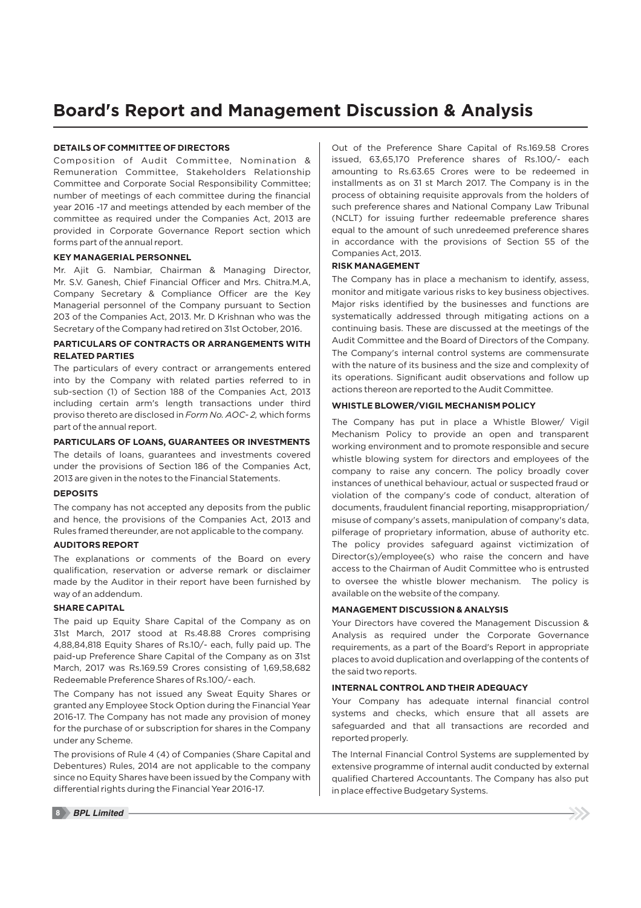# Board's Report and Management Discussion & Analysis

### DETAILS OF COMMITTEE OF DIRECTORS

Composition of Audit Committee, Nomination & Remuneration Committee, Stakeholders Relationship Committee and Corporate Social Responsibility Committee; number of meetings of each committee during the financial year 2016 -17 and meetings attended by each member of the committee as required under the Companies Act, 2013 are provided in Corporate Governance Report section which forms part of the annual report.

### KEY MANAGERIAL PERSONNEL

Mr. Ajit G. Nambiar, Chairman & Managing Director, Mr. S.V. Ganesh, Chief Financial Officer and Mrs. Chitra.M.A, Company Secretary & Compliance Officer are the Key Managerial personnel of the Company pursuant to Section 203 of the Companies Act, 2013. Mr. D Krishnan who was the Secretary of the Company had retired on 31st October, 2016.

### PARTICULARS OF CONTRACTS OR ARRANGEMENTS WITH RELATED PARTIES

The particulars of every contract or arrangements entered into by the Company with related parties referred to in sub-section (1) of Section 188 of the Companies Act, 2013 including certain arm's length transactions under third proviso thereto are disclosed in *Form No. AOC- 2,* which forms part of the annual report.

### PARTICULARS OF LOANS, GUARANTEES OR INVESTMENTS

The details of loans, guarantees and investments covered under the provisions of Section 186 of the Companies Act, 2013 are given in the notes to the Financial Statements.

### DEPOSITS

The company has not accepted any deposits from the public and hence, the provisions of the Companies Act, 2013 and Rules framed thereunder, are not applicable to the company.

### AUDITORS REPORT

The explanations or comments of the Board on every qualification, reservation or adverse remark or disclaimer made by the Auditor in their report have been furnished by way of an addendum.

### SHARE CAPITAL

The paid up Equity Share Capital of the Company as on 31st March, 2017 stood at Rs.48.88 Crores comprising 4,88,84,818 Equity Shares of Rs.10/- each, fully paid up. The paid-up Preference Share Capital of the Company as on 31st March, 2017 was Rs.169.59 Crores consisting of 1,69,58,682 Redeemable Preference Shares of Rs.100/- each.

The Company has not issued any Sweat Equity Shares or granted any Employee Stock Option during the Financial Year 2016-17. The Company has not made any provision of money for the purchase of or subscription for shares in the Company under any Scheme.

The provisions of Rule 4 (4) of Companies (Share Capital and Debentures) Rules, 2014 are not applicable to the company since no Equity Shares have been issued by the Company with differential rights during the Financial Year 2016-17.

Out of the Preference Share Capital of Rs.169.58 Crores issued, 63,65,170 Preference shares of Rs.100/- each amounting to Rs.63.65 Crores were to be redeemed in installments as on 31 st March 2017. The Company is in the process of obtaining requisite approvals from the holders of such preference shares and National Company Law Tribunal (NCLT) for issuing further redeemable preference shares equal to the amount of such unredeemed preference shares in accordance with the provisions of Section 55 of the Companies Act, 2013.

### RISK MANAGEMENT

The Company has in place a mechanism to identify, assess, monitor and mitigate various risks to key business objectives. Major risks identified by the businesses and functions are systematically addressed through mitigating actions on a continuing basis. These are discussed at the meetings of the Audit Committee and the Board of Directors of the Company. The Company's internal control systems are commensurate with the nature of its business and the size and complexity of its operations. Significant audit observations and follow up actions thereon are reported to the Audit Committee.

### WHISTLE BLOWER/VIGIL MECHANISM POLICY

The Company has put in place a Whistle Blower/ Vigil Mechanism Policy to provide an open and transparent working environment and to promote responsible and secure whistle blowing system for directors and employees of the company to raise any concern. The policy broadly cover instances of unethical behaviour, actual or suspected fraud or violation of the company's code of conduct, alteration of documents, fraudulent financial reporting, misappropriation/ misuse of company's assets, manipulation of company's data, pilferage of proprietary information, abuse of authority etc. The policy provides safeguard against victimization of Director(s)/employee(s) who raise the concern and have access to the Chairman of Audit Committee who is entrusted to oversee the whistle blower mechanism. The policy is available on the website of the company.

### MANAGEMENT DISCUSSION & ANALYSIS

Your Directors have covered the Management Discussion & Analysis as required under the Corporate Governance requirements, as a part of the Board's Report in appropriate places to avoid duplication and overlapping of the contents of the said two reports.

### INTERNAL CONTROL AND THEIR ADEQUACY

Your Company has adequate internal financial control systems and checks, which ensure that all assets are safeguarded and that all transactions are recorded and reported properly.

The Internal Financial Control Systems are supplemented by extensive programme of internal audit conducted by external qualified Chartered Accountants. The Company has also put in place effective Budgetary Systems.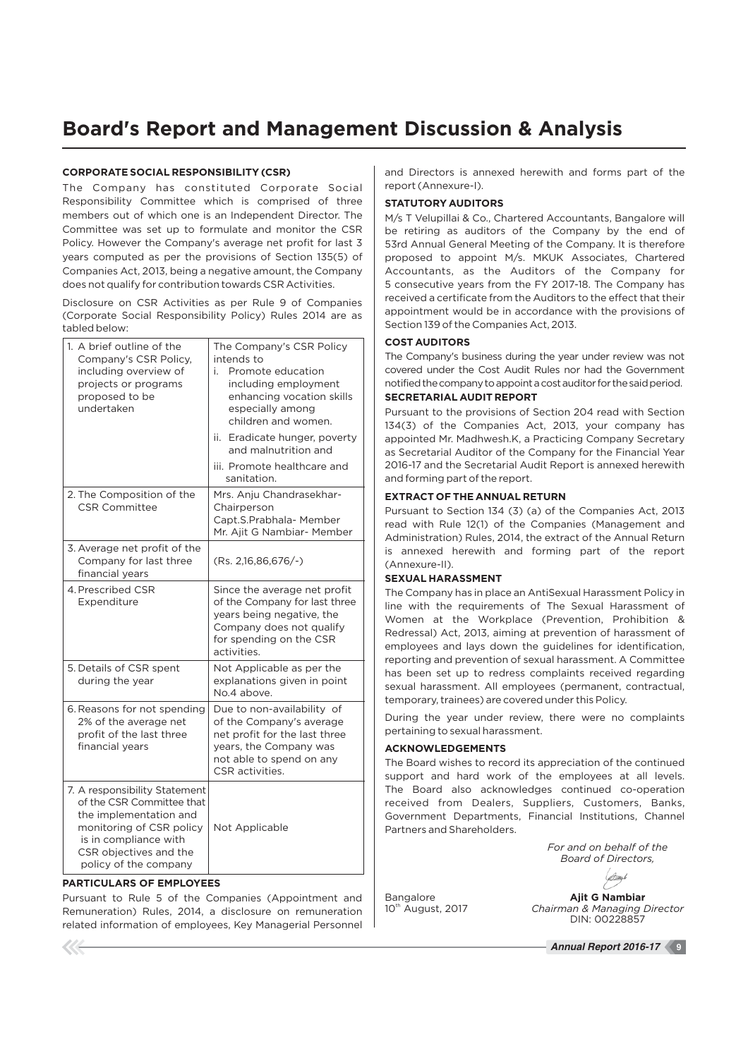# Board's Report and Management Discussion & Analysis

**CORPORATE SOCIAL RESPONSIBILITY (CSR)**

The Company has constituted Corporate Social Responsibility Committee which is comprised of three members out of which one is an Independent Director. The Committee was set up to formulate and monitor the CSR Policy. However the Company's average net profit for last 3 years computed as per the provisions of Section 135(5) of Companies Act, 2013, being a negative amount, the Company does not qualify for contribution towards CSR Activities.

Disclosure on CSR Activities as per Rule 9 of Companies (Corporate Social Responsibility Policy) Rules 2014 are as tabled below:

| | |
|---|---|
| 1. A brief outline of the Company's CSR Policy, including overview of projects or programs proposed to be undertaken | The Company's CSR Policy intends to<br>i. Promote education including employment enhancing vocation skills especially among children and women.<br>ii. Eradicate hunger, poverty and malnutrition and<br>iii. Promote healthcare and sanitation. |
| 2. The Composition of the CSR Committee | Mrs. Anju Chandrasekhar- Chairperson<br>Capt.S.Prabhala- Member<br>Mr. Ajit G Nambiar- Member |
| 3. Average net profit of the Company for last three financial years | (Rs. 2,16,86,676/-) |
| 4. Prescribed CSR Expenditure | Since the average net profit of the Company for last three years being negative, the Company does not qualify for spending on the CSR activities. |
| 5. Details of CSR spent during the year | Not Applicable as per the explanations given in point No.4 above. |
| 6. Reasons for not spending 2% of the average net profit of the last three financial years | Due to non-availability of of the Company's average net profit for the last three years, the Company was not able to spend on any CSR activities. |
| 7. A responsibility Statement of the CSR Committee that the implementation and monitoring of CSR policy is in compliance with CSR objectives and the policy of the company | Not Applicable |

**PARTICULARS OF EMPLOYEES**

Pursuant to Rule 5 of the Companies (Appointment and Remuneration) Rules, 2014, a disclosure on remuneration related information of employees, Key Managerial Personnel and Directors is annexed herewith and forms part of the report (Annexure-I).

**STATUTORY AUDITORS**

M/s T Velupillai & Co., Chartered Accountants, Bangalore will be retiring as auditors of the Company by the end of 53rd Annual General Meeting of the Company. It is therefore proposed to appoint M/s. MKUK Associates, Chartered Accountants, as the Auditors of the Company for 5 consecutive years from the FY 2017-18. The Company has received a certificate from the Auditors to the effect that their appointment would be in accordance with the provisions of Section 139 of the Companies Act, 2013.

**COST AUDITORS**

The Company's business during the year under review was not covered under the Cost Audit Rules nor had the Government notified the company to appoint a cost auditor for the said period.

**SECRETARIAL AUDIT REPORT**

Pursuant to the provisions of Section 204 read with Section 134(3) of the Companies Act, 2013, your company has appointed Mr. Madhwesh.K, a Practicing Company Secretary as Secretarial Auditor of the Company for the Financial Year 2016-17 and the Secretarial Audit Report is annexed herewith and forming part of the report.

**EXTRACT OF THE ANNUAL RETURN**

Pursuant to Section 134 (3) (a) of the Companies Act, 2013 read with Rule 12(1) of the Companies (Management and Administration) Rules, 2014, the extract of the Annual Return is annexed herewith and forming part of the report (Annexure-II).

**SEXUAL HARASSMENT**

The Company has in place an AntiSexual Harassment Policy in line with the requirements of The Sexual Harassment of Women at the Workplace (Prevention, Prohibition & Redressal) Act, 2013, aiming at prevention of harassment of employees and lays down the guidelines for identification, reporting and prevention of sexual harassment. A Committee has been set up to redress complaints received regarding sexual harassment. All employees (permanent, contractual, temporary, trainees) are covered under this Policy.

During the year under review, there were no complaints pertaining to sexual harassment.

**ACKNOWLEDGEMENTS**

The Board wishes to record its appreciation of the continued support and hard work of the employees at all levels. The Board also acknowledges continued co-operation received from Dealers, Suppliers, Customers, Banks, Government Departments, Financial Institutions, Channel Partners and Shareholders.

*For and on behalf of the Board of Directors,*

Bangalore
10th August, 2017

**Ajit G Nambiar**
*Chairman & Managing Director*
DIN: 00228857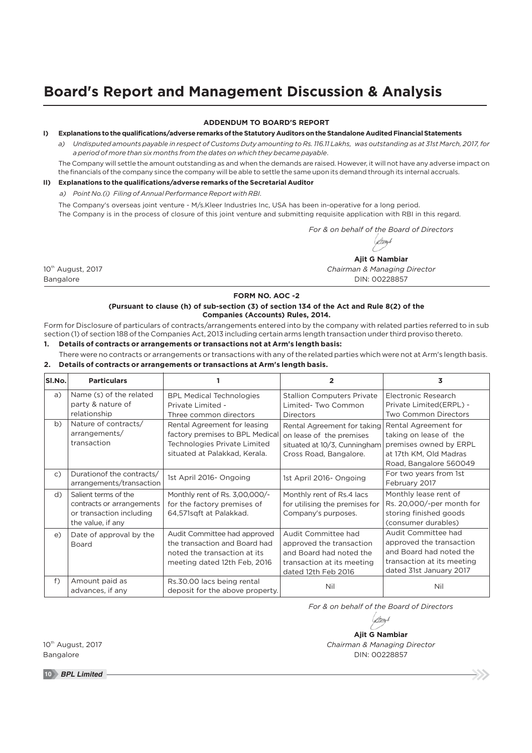# Board's Report and Management Discussion & Analysis

## ADDENDUM TO BOARD'S REPORT

**I) Explanations to the qualifications/adverse remarks of the Statutory Auditors on the Standalone Audited Financial Statements**

*a) Undisputed amounts payable in respect of Customs Duty amounting to Rs. 116.11 Lakhs, was outstanding as at 31st March, 2017, for a period of more than six months from the dates on which they became payable.*

The Company will settle the amount outstanding as and when the demands are raised. However, it will not have any adverse impact on the financials of the company since the company will be able to settle the same upon its demand through its internal accruals.

**II) Explanations to the qualifications/adverse remarks of the Secretarial Auditor**

*a) Point No.(i) Filing of Annual Performance Report with RBI.*

The Company's overseas joint venture - M/s.Kleer Industries Inc, USA has been in-operative for a long period.
The Company is in the process of closure of this joint venture and submitting requisite application with RBI in this regard.

*For & on behalf of the Board of Directors*

**Ajit G Nambiar**
*Chairman & Managing Director*
DIN: 00228857

10th August, 2017
Bangalore

## FORM NO. AOC -2

**(Pursuant to clause (h) of sub-section (3) of section 134 of the Act and Rule 8(2) of the Companies (Accounts) Rules, 2014.**

Form for Disclosure of particulars of contracts/arrangements entered into by the company with related parties referred to in sub section (1) of section 188 of the Companies Act, 2013 including certain arms length transaction under third proviso thereto.

**1. Details of contracts or arrangements or transactions not at Arm's length basis:**

There were no contracts or arrangements or transactions with any of the related parties which were not at Arm's length basis.

**2. Details of contracts or arrangements or transactions at Arm's length basis.**

| Sl.No. | Particulars | 1 | 2 | 3 |
|---|---|---|---|---|
| a) | Name (s) of the related party & nature of relationship | BPL Medical Technologies Private Limited - Three common directors | Stallion Computers Private Limited- Two Common Directors | Electronic Research Private Limited(ERPL) - Two Common Directors |
| b) | Nature of contracts/ arrangements/ transaction | Rental Agreement for leasing factory premises to BPL Medical Technologies Private Limited situated at Palakkad, Kerala. | Rental Agreement for taking on lease of the premises situated at 10/3, Cunningham Cross Road, Bangalore. | Rental Agreement for taking on lease of the premises owned by ERPL at 17th KM, Old Madras Road, Bangalore 560049 |
| c) | Durationof the contracts/ arrangements/transaction | 1st April 2016- Ongoing | 1st April 2016- Ongoing | For two years from 1st February 2017 |
| d) | Salient terms of the contracts or arrangements or transaction including the value, if any | Monthly rent of Rs. 3,00,000/- for the factory premises of 64,571sqft at Palakkad. | Monthly rent of Rs.4 lacs for utilising the premises for Company's purposes. | Monthly lease rent of Rs. 20,000/-per month for storing finished goods (consumer durables) |
| e) | Date of approval by the Board | Audit Committee had approved the transaction and Board had noted the transaction at its meeting dated 12th Feb, 2016 | Audit Committee had approved the transaction and Board had noted the transaction at its meeting dated 12th Feb 2016 | Audit Committee had approved the transaction and Board had noted the transaction at its meeting dated 31st January 2017 |
| f) | Amount paid as advances, if any | Rs.30.00 lacs being rental deposit for the above property. | Nil | Nil |

*For & on behalf of the Board of Directors*

**Ajit G Nambiar**
*Chairman & Managing Director*
DIN: 00228857

10th August, 2017
Bangalore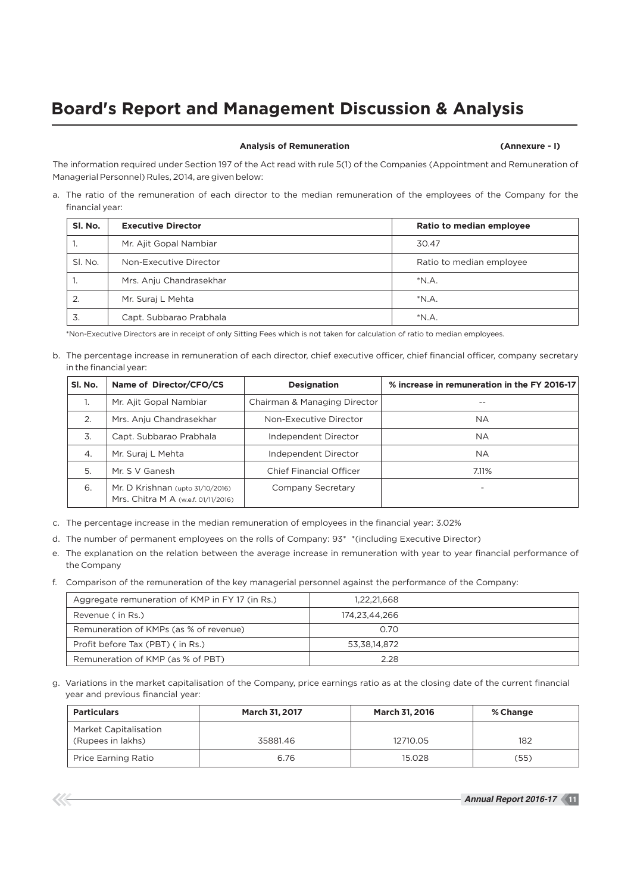# Board's Report and Management Discussion & Analysis

**Analysis of Remuneration** **(Annexure - I)**

The information required under Section 197 of the Act read with rule 5(1) of the Companies (Appointment and Remuneration of Managerial Personnel) Rules, 2014, are given below:

a. The ratio of the remuneration of each director to the median remuneration of the employees of the Company for the financial year:

| Sl. No. | Executive Director | Ratio to median employee |
|---|---|---|
| 1. | Mr. Ajit Gopal Nambiar | 30.47 |
| Sl. No. | Non-Executive Director | Ratio to median employee |
| 1. | Mrs. Anju Chandrasekhar | *N.A. |
| 2. | Mr. Suraj L Mehta | *N.A. |
| 3. | Capt. Subbarao Prabhala | *N.A. |

*Non-Executive Directors are in receipt of only Sitting Fees which is not taken for calculation of ratio to median employees.

b. The percentage increase in remuneration of each director, chief executive officer, chief financial officer, company secretary in the financial year:

| Sl. No. | Name of Director/CFO/CS | Designation | % increase in remuneration in the FY 2016-17 |
|---|---|---|---|
| 1. | Mr. Ajit Gopal Nambiar | Chairman & Managing Director | -- |
| 2. | Mrs. Anju Chandrasekhar | Non-Executive Director | NA |
| 3. | Capt. Subbarao Prabhala | Independent Director | NA |
| 4. | Mr. Suraj L Mehta | Independent Director | NA |
| 5. | Mr. S V Ganesh | Chief Financial Officer | 7.11% |
| 6. | Mr. D Krishnan (upto 31/10/2016) Mrs. Chitra M A (w.e.f. 01/11/2016) | Company Secretary | - |

c. The percentage increase in the median remuneration of employees in the financial year: 3.02%

d. The number of permanent employees on the rolls of Company: 93* *(including Executive Director)

e. The explanation on the relation between the average increase in remuneration with year to year financial performance of the Company

f. Comparison of the remuneration of the key managerial personnel against the performance of the Company:

| Aggregate remuneration of KMP in FY 17 (in Rs.) | 1,22,21,668 |
|---|---|
| Revenue ( in Rs.) | 174,23,44,266 |
| Remuneration of KMPs (as % of revenue) | 0.70 |
| Profit before Tax (PBT) ( in Rs.) | 53,38,14,872 |
| Remuneration of KMP (as % of PBT) | 2.28 |

g. Variations in the market capitalisation of the Company, price earnings ratio as at the closing date of the current financial year and previous financial year:

| Particulars | March 31, 2017 | March 31, 2016 | % Change |
|---|---|---|---|
| Market Capitalisation (Rupees in lakhs) | 35881.46 | 12710.05 | 182 |
| Price Earning Ratio | 6.76 | 15.028 | (55) |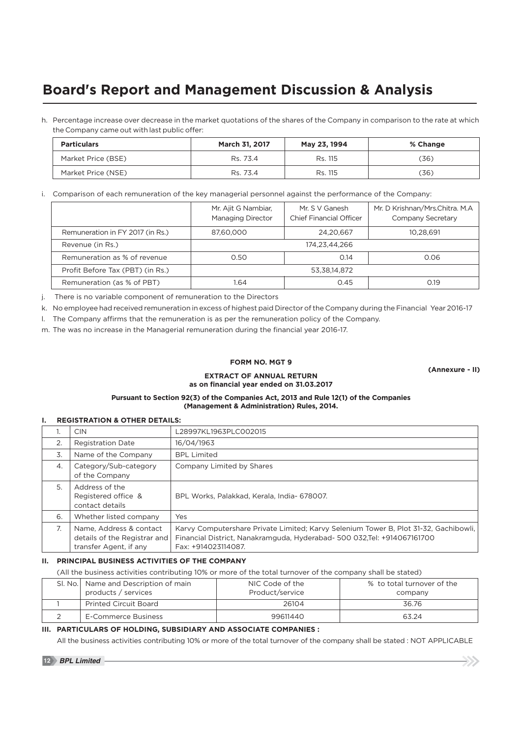# Board's Report and Management Discussion & Analysis

h. Percentage increase over decrease in the market quotations of the shares of the Company in comparison to the rate at which the Company came out with last public offer:

| Particulars | March 31, 2017 | May 23, 1994 | % Change |
|---|---|---|---|
| Market Price (BSE) | Rs. 73.4 | Rs. 115 | (36) |
| Market Price (NSE) | Rs. 73.4 | Rs. 115 | (36) |

i. Comparison of each remuneration of the key managerial personnel against the performance of the Company:

| | Mr. Ajit G Nambiar, Managing Director | Mr. S V Ganesh Chief Financial Officer | Mr. D Krishnan/Mrs.Chitra. M.A Company Secretary |
|---|---|---|---|
| Remuneration in FY 2017 (in Rs.) | 87,60,000 | 24,20,667 | 10,28,691 |
| Revenue (in Rs.) | 174,23,44,266 | | |
| Remuneration as % of revenue | 0.50 | 0.14 | 0.06 |
| Profit Before Tax (PBT) (in Rs.) | 53,38,14,872 | | |
| Remuneration (as % of PBT) | 1.64 | 0.45 | 0.19 |

j. There is no variable component of remuneration to the Directors

k. No employee had received remuneration in excess of highest paid Director of the Company during the Financial Year 2016-17

l. The Company affirms that the remuneration is as per the remuneration policy of the Company.

m. The was no increase in the Managerial remuneration during the financial year 2016-17.

**FORM NO. MGT 9**

**(Annexure - II)**

**EXTRACT OF ANNUAL RETURN**
**as on financial year ended on 31.03.2017**

**Pursuant to Section 92(3) of the Companies Act, 2013 and Rule 12(1) of the Companies (Management & Administration) Rules, 2014.**

## I. REGISTRATION & OTHER DETAILS:

| | | |
|---|---|---|
| 1. | CIN | L28997KL1963PLC002015 |
| 2. | Registration Date | 16/04/1963 |
| 3. | Name of the Company | BPL Limited |
| 4. | Category/Sub-category of the Company | Company Limited by Shares |
| 5. | Address of the Registered office & contact details | BPL Works, Palakkad, Kerala, India- 678007. |
| 6. | Whether listed company | Yes |
| 7. | Name, Address & contact details of the Registrar and transfer Agent, if any | Karvy Computershare Private Limited; Karvy Selenium Tower B, Plot 31-32, Gachibowli, Financial District, Nanakramguda, Hyderabad- 500 032,Tel: +914067161700 Fax: +914023114087. |

## II. PRINCIPAL BUSINESS ACTIVITIES OF THE COMPANY

(All the business activities contributing 10% or more of the total turnover of the company shall be stated)

| Sl. No. | Name and Description of main products / services | NIC Code of the Product/service | % to total turnover of the company |
|---|---|---|---|
| 1 | Printed Circuit Board | 26104 | 36.76 |
| 2 | E-Commerce Business | 99611440 | 63.24 |

## III. PARTICULARS OF HOLDING, SUBSIDIARY AND ASSOCIATE COMPANIES :

All the business activities contributing 10% or more of the total turnover of the company shall be stated : NOT APPLICABLE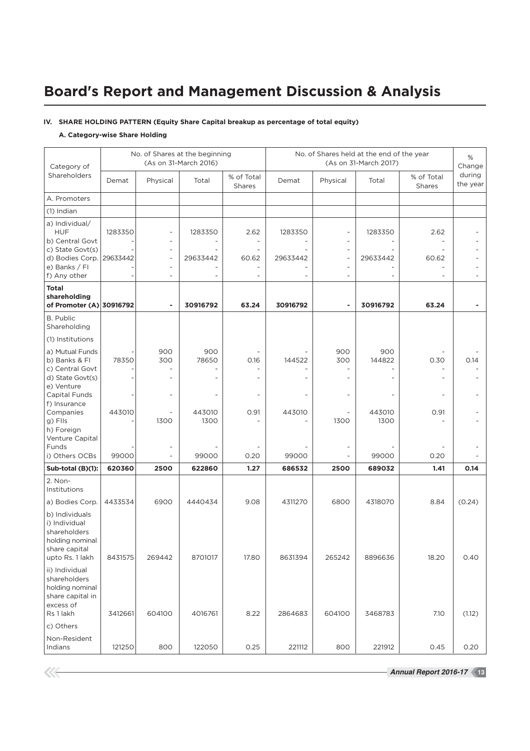# Board's Report and Management Discussion & Analysis

**IV. SHARE HOLDING PATTERN (Equity Share Capital breakup as percentage of total equity)**

**A. Category-wise Share Holding**

| Category of Shareholders | No. of Shares at the beginning (As on 31-March 2016) | | | | No. of Shares held at the end of the year (As on 31-March 2017) | | | | % Change during the year |
|---|---|---|---|---|---|---|---|---|---|
| | Demat | Physical | Total | % of Total Shares | Demat | Physical | Total | % of Total Shares | |
| A. Promoters | | | | | | | | | |
| (1) Indian | | | | | | | | | |
| a) Individual/ HUF | 1283350 | - | 1283350 | 2.62 | 1283350 | - | 1283350 | 2.62 | - |
| b) Central Govt | - | - | - | - | - | - | - | - | - |
| c) State Govt(s) | - | - | - | - | - | - | - | - | - |
| d) Bodies Corp. | 29633442 | - | 29633442 | 60.62 | 29633442 | - | 29633442 | 60.62 | - |
| e) Banks / FI | - | - | - | - | - | - | - | - | - |
| f) Any other | - | - | - | - | - | - | - | - | - |
| **Total shareholding of Promoter (A)** | **30916792** | **-** | **30916792** | **63.24** | **30916792** | **-** | **30916792** | **63.24** | **-** |
| B. Public Shareholding | | | | | | | | | |
| (1) Institutions | | | | | | | | | |
| a) Mutual Funds | - | 900 | 900 | - | - | 900 | 900 | - | - |
| b) Banks & FI | 78350 | 300 | 78650 | 0.16 | 144522 | 300 | 144822 | 0.30 | 0.14 |
| c) Central Govt | - | - | - | - | - | - | - | - | - |
| d) State Govt(s) | - | - | - | - | - | - | - | - | - |
| e) Venture Capital Funds | - | - | - | - | - | - | - | - | - |
| f) Insurance Companies | 443010 | - | 443010 | 0.91 | 443010 | - | 443010 | 0.91 | - |
| g) FIIs | - | 1300 | 1300 | - | - | 1300 | 1300 | - | - |
| h) Foreign Venture Capital Funds | - | - | - | - | - | - | - | - | - |
| i) Others OCBs | 99000 | - | 99000 | 0.20 | 99000 | - | 99000 | 0.20 | - |
| **Sub-total (B)(1):** | **620360** | **2500** | **622860** | **1.27** | **686532** | **2500** | **689032** | **1.41** | **0.14** |
| 2. Non-Institutions | | | | | | | | | |
| a) Bodies Corp. | 4433534 | 6900 | 4440434 | 9.08 | 4311270 | 6800 | 4318070 | 8.84 | (0.24) |
| b) Individuals | | | | | | | | | |
| i) Individual shareholders holding nominal share capital upto Rs. 1 lakh | 8431575 | 269442 | 8701017 | 17.80 | 8631394 | 265242 | 8896636 | 18.20 | 0.40 |
| ii) Individual shareholders holding nominal share capital in excess of Rs 1 lakh | 3412661 | 604100 | 4016761 | 8.22 | 2864683 | 604100 | 3468783 | 7.10 | (1.12) |
| c) Others | | | | | | | | | |
| Non-Resident Indians | 121250 | 800 | 122050 | 0.25 | 221112 | 800 | 221912 | 0.45 | 0.20 |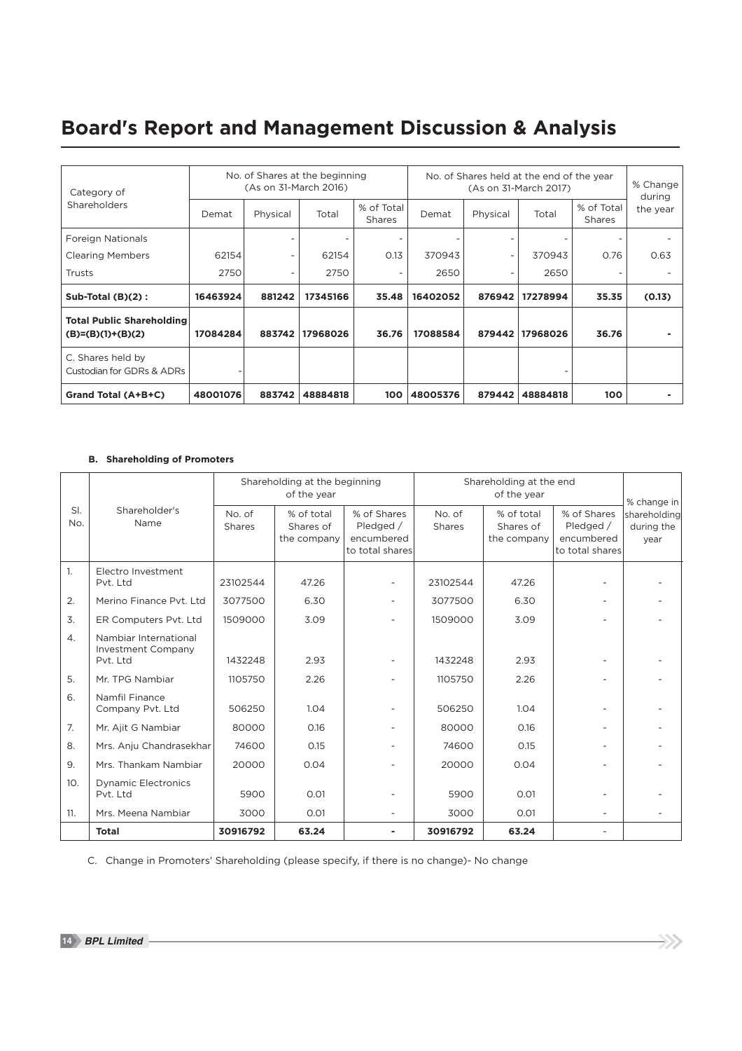# Board's Report and Management Discussion & Analysis

| Category of Shareholders | No. of Shares at the beginning (As on 31-March 2016) | | | | No. of Shares held at the end of the year (As on 31-March 2017) | | | | % Change during the year |
|---|---|---|---|---|---|---|---|---|---|
| | Demat | Physical | Total | % of Total Shares | Demat | Physical | Total | % of Total Shares | |
| Foreign Nationals | | - | - | - | - | - | - | - | - |
| Clearing Members | 62154 | - | 62154 | 0.13 | 370943 | - | 370943 | 0.76 | 0.63 |
| Trusts | 2750 | - | 2750 | - | 2650 | - | 2650 | - | - |
| **Sub-Total (B)(2) :** | **16463924** | **881242** | **17345166** | **35.48** | **16402052** | **876942** | **17278994** | **35.35** | **(0.13)** |
| **Total Public Shareholding (B)=(B)(1)+(B)(2)** | **17084284** | **883742** | **17968026** | **36.76** | **17088584** | **879442** | **17968026** | **36.76** | **-** |
| C. Shares held by Custodian for GDRs & ADRs | - | | | | | | - | | |
| **Grand Total (A+B+C)** | **48001076** | **883742** | **48884818** | **100** | **48005376** | **879442** | **48884818** | **100** | **-** |

**B. Shareholding of Promoters**

| Sl. No. | Shareholder's Name | Shareholding at the beginning of the year | | | Shareholding at the end of the year | | | % change in shareholding during the year |
|---|---|---|---|---|---|---|---|---|
| | | No. of Shares | % of total Shares of the company | % of Shares Pledged / encumbered to total shares | No. of Shares | % of total Shares of the company | % of Shares Pledged / encumbered to total shares | |
| 1. | Electro Investment Pvt. Ltd | 23102544 | 47.26 | - | 23102544 | 47.26 | - | - |
| 2. | Merino Finance Pvt. Ltd | 3077500 | 6.30 | - | 3077500 | 6.30 | - | - |
| 3. | ER Computers Pvt. Ltd | 1509000 | 3.09 | - | 1509000 | 3.09 | - | - |
| 4. | Nambiar International Investment Company Pvt. Ltd | 1432248 | 2.93 | - | 1432248 | 2.93 | - | - |
| 5. | Mr. TPG Nambiar | 1105750 | 2.26 | - | 1105750 | 2.26 | - | - |
| 6. | Namfil Finance Company Pvt. Ltd | 506250 | 1.04 | - | 506250 | 1.04 | - | - |
| 7. | Mr. Ajit G Nambiar | 80000 | 0.16 | - | 80000 | 0.16 | - | - |
| 8. | Mrs. Anju Chandrasekhar | 74600 | 0.15 | - | 74600 | 0.15 | - | - |
| 9. | Mrs. Thankam Nambiar | 20000 | 0.04 | - | 20000 | 0.04 | - | - |
| 10. | Dynamic Electronics Pvt. Ltd | 5900 | 0.01 | - | 5900 | 0.01 | - | - |
| 11. | Mrs. Meena Nambiar | 3000 | 0.01 | - | 3000 | 0.01 | - | - |
| | **Total** | **30916792** | **63.24** | **-** | **30916792** | **63.24** | - | |

C. Change in Promoters' Shareholding (please specify, if there is no change)- No change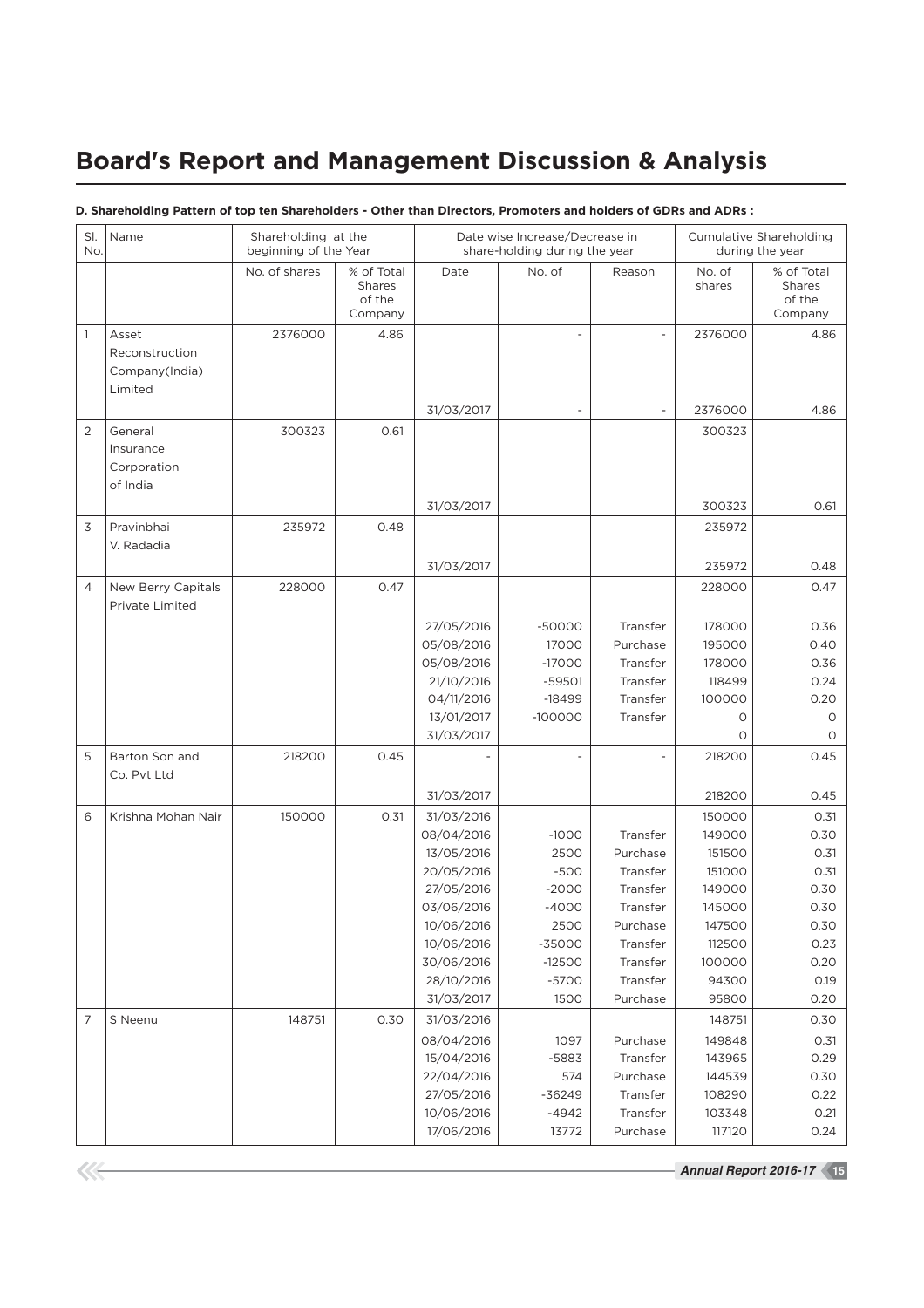# Board's Report and Management Discussion & Analysis

**D. Shareholding Pattern of top ten Shareholders - Other than Directors, Promoters and holders of GDRs and ADRs :**

| Sl. No. | Name | Shareholding at the beginning of the Year | | Date wise Increase/Decrease in share-holding during the year | | | Cumulative Shareholding during the year | |
|---|---|---|---|---|---|---|---|---|
| | | No. of shares | % of Total Shares of the Company | Date | No. of | Reason | No. of shares | % of Total Shares of the Company |
| 1 | Asset Reconstruction Company(India) Limited | 2376000 | 4.86 | | - | - | 2376000 | 4.86 |
| | | | | 31/03/2017 | - | - | 2376000 | 4.86 |
| 2 | General Insurance Corporation of India | 300323 | 0.61 | | | | 300323 | |
| | | | | 31/03/2017 | | | 300323 | 0.61 |
| 3 | Pravinbhai V. Radadia | 235972 | 0.48 | | | | 235972 | |
| | | | | 31/03/2017 | | | 235972 | 0.48 |
| 4 | New Berry Capitals Private Limited | 228000 | 0.47 | | | | 228000 | 0.47 |
| | | | | 27/05/2016 | -50000 | Transfer | 178000 | 0.36 |
| | | | | 05/08/2016 | 17000 | Purchase | 195000 | 0.40 |
| | | | | 05/08/2016 | -17000 | Transfer | 178000 | 0.36 |
| | | | | 21/10/2016 | -59501 | Transfer | 118499 | 0.24 |
| | | | | 04/11/2016 | -18499 | Transfer | 100000 | 0.20 |
| | | | | 13/01/2017 | -100000 | Transfer | 0 | 0 |
| | | | | 31/03/2017 | | | 0 | 0 |
| 5 | Barton Son and Co. Pvt Ltd | 218200 | 0.45 | - | - | - | 218200 | 0.45 |
| | | | | 31/03/2017 | | | 218200 | 0.45 |
| 6 | Krishna Mohan Nair | 150000 | 0.31 | 31/03/2016 | | | 150000 | 0.31 |
| | | | | 08/04/2016 | -1000 | Transfer | 149000 | 0.30 |
| | | | | 13/05/2016 | 2500 | Purchase | 151500 | 0.31 |
| | | | | 20/05/2016 | -500 | Transfer | 151000 | 0.31 |
| | | | | 27/05/2016 | -2000 | Transfer | 149000 | 0.30 |
| | | | | 03/06/2016 | -4000 | Transfer | 145000 | 0.30 |
| | | | | 10/06/2016 | 2500 | Purchase | 147500 | 0.30 |
| | | | | 10/06/2016 | -35000 | Transfer | 112500 | 0.23 |
| | | | | 30/06/2016 | -12500 | Transfer | 100000 | 0.20 |
| | | | | 28/10/2016 | -5700 | Transfer | 94300 | 0.19 |
| | | | | 31/03/2017 | 1500 | Purchase | 95800 | 0.20 |
| 7 | S Neenu | 148751 | 0.30 | 31/03/2016 | | | 148751 | 0.30 |
| | | | | 08/04/2016 | 1097 | Purchase | 149848 | 0.31 |
| | | | | 15/04/2016 | -5883 | Transfer | 143965 | 0.29 |
| | | | | 22/04/2016 | 574 | Purchase | 144539 | 0.30 |
| | | | | 27/05/2016 | -36249 | Transfer | 108290 | 0.22 |
| | | | | 10/06/2016 | -4942 | Transfer | 103348 | 0.21 |
| | | | | 17/06/2016 | 13772 | Purchase | 117120 | 0.24 |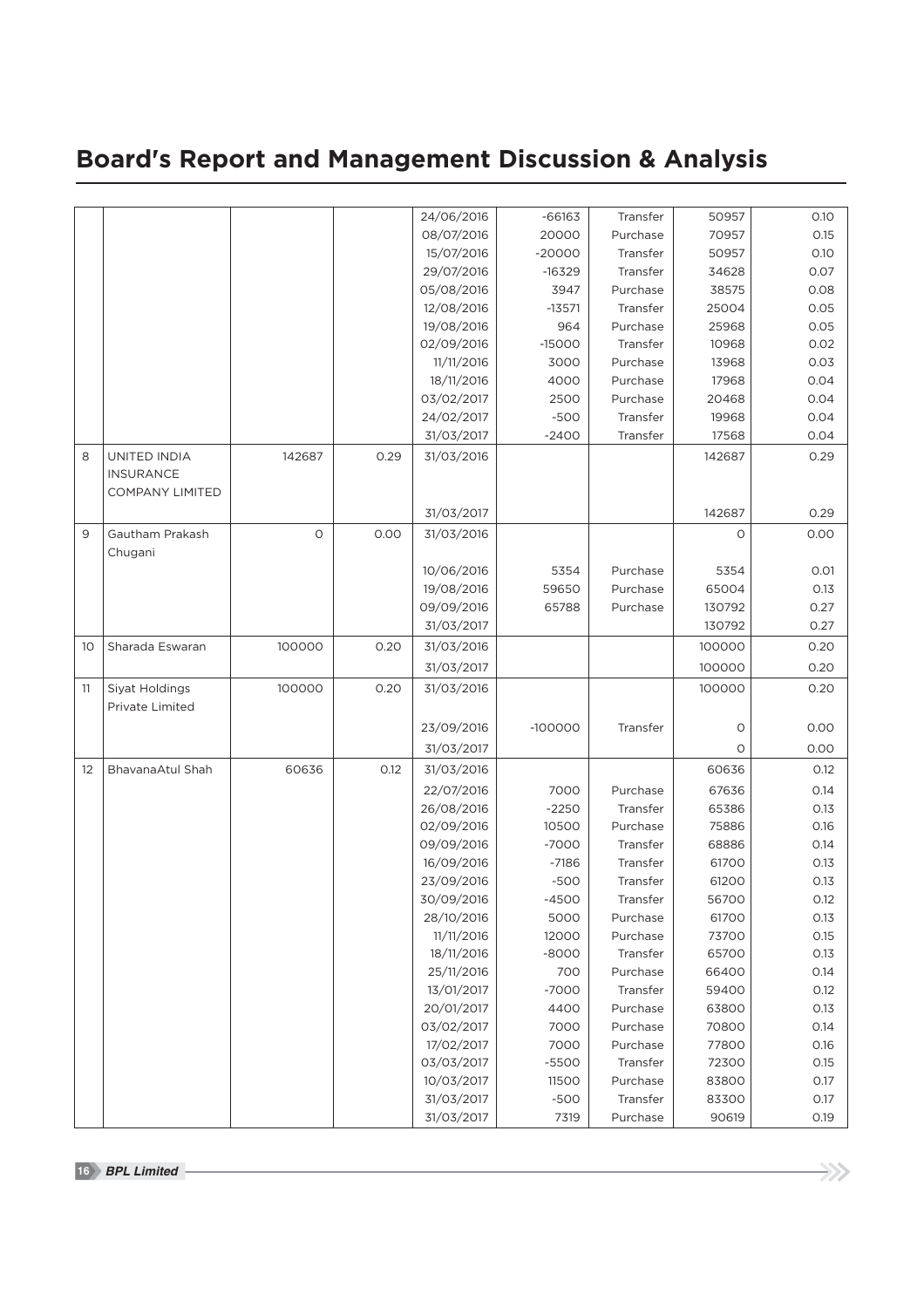# Board's Report and Management Discussion & Analysis

| | | | | | | | | |
|---|---|---|---|---|---|---|---|---|
| | | | | 24/06/2016 | -66163 | Transfer | 50957 | 0.10 |
| | | | | 08/07/2016 | 20000 | Purchase | 70957 | 0.15 |
| | | | | 15/07/2016 | -20000 | Transfer | 50957 | 0.10 |
| | | | | 29/07/2016 | -16329 | Transfer | 34628 | 0.07 |
| | | | | 05/08/2016 | 3947 | Purchase | 38575 | 0.08 |
| | | | | 12/08/2016 | -13571 | Transfer | 25004 | 0.05 |
| | | | | 19/08/2016 | 964 | Purchase | 25968 | 0.05 |
| | | | | 02/09/2016 | -15000 | Transfer | 10968 | 0.02 |
| | | | | 11/11/2016 | 3000 | Purchase | 13968 | 0.03 |
| | | | | 18/11/2016 | 4000 | Purchase | 17968 | 0.04 |
| | | | | 03/02/2017 | 2500 | Purchase | 20468 | 0.04 |
| | | | | 24/02/2017 | -500 | Transfer | 19968 | 0.04 |
| | | | | 31/03/2017 | -2400 | Transfer | 17568 | 0.04 |
| 8 | UNITED INDIA INSURANCE COMPANY LIMITED | 142687 | 0.29 | 31/03/2016 | | | 142687 | 0.29 |
| | | | | 31/03/2017 | | | 142687 | 0.29 |
| 9 | Gautham Prakash Chugani | 0 | 0.00 | 31/03/2016 | | | 0 | 0.00 |
| | | | | 10/06/2016 | 5354 | Purchase | 5354 | 0.01 |
| | | | | 19/08/2016 | 59650 | Purchase | 65004 | 0.13 |
| | | | | 09/09/2016 | 65788 | Purchase | 130792 | 0.27 |
| | | | | 31/03/2017 | | | 130792 | 0.27 |
| 10 | Sharada Eswaran | 100000 | 0.20 | 31/03/2016 | | | 100000 | 0.20 |
| | | | | 31/03/2017 | | | 100000 | 0.20 |
| 11 | Siyat Holdings Private Limited | 100000 | 0.20 | 31/03/2016 | | | 100000 | 0.20 |
| | | | | 23/09/2016 | -100000 | Transfer | 0 | 0.00 |
| | | | | 31/03/2017 | | | 0 | 0.00 |
| 12 | BhavanaAtul Shah | 60636 | 0.12 | 31/03/2016 | | | 60636 | 0.12 |
| | | | | 22/07/2016 | 7000 | Purchase | 67636 | 0.14 |
| | | | | 26/08/2016 | -2250 | Transfer | 65386 | 0.13 |
| | | | | 02/09/2016 | 10500 | Purchase | 75886 | 0.16 |
| | | | | 09/09/2016 | -7000 | Transfer | 68886 | 0.14 |
| | | | | 16/09/2016 | -7186 | Transfer | 61700 | 0.13 |
| | | | | 23/09/2016 | -500 | Transfer | 61200 | 0.13 |
| | | | | 30/09/2016 | -4500 | Transfer | 56700 | 0.12 |
| | | | | 28/10/2016 | 5000 | Purchase | 61700 | 0.13 |
| | | | | 11/11/2016 | 12000 | Purchase | 73700 | 0.15 |
| | | | | 18/11/2016 | -8000 | Transfer | 65700 | 0.13 |
| | | | | 25/11/2016 | 700 | Purchase | 66400 | 0.14 |
| | | | | 13/01/2017 | -7000 | Transfer | 59400 | 0.12 |
| | | | | 20/01/2017 | 4400 | Purchase | 63800 | 0.13 |
| | | | | 03/02/2017 | 7000 | Purchase | 70800 | 0.14 |
| | | | | 17/02/2017 | 7000 | Purchase | 77800 | 0.16 |
| | | | | 03/03/2017 | -5500 | Transfer | 72300 | 0.15 |
| | | | | 10/03/2017 | 11500 | Purchase | 83800 | 0.17 |
| | | | | 31/03/2017 | -500 | Transfer | 83300 | 0.17 |
| | | | | 31/03/2017 | 7319 | Purchase | 90619 | 0.19 |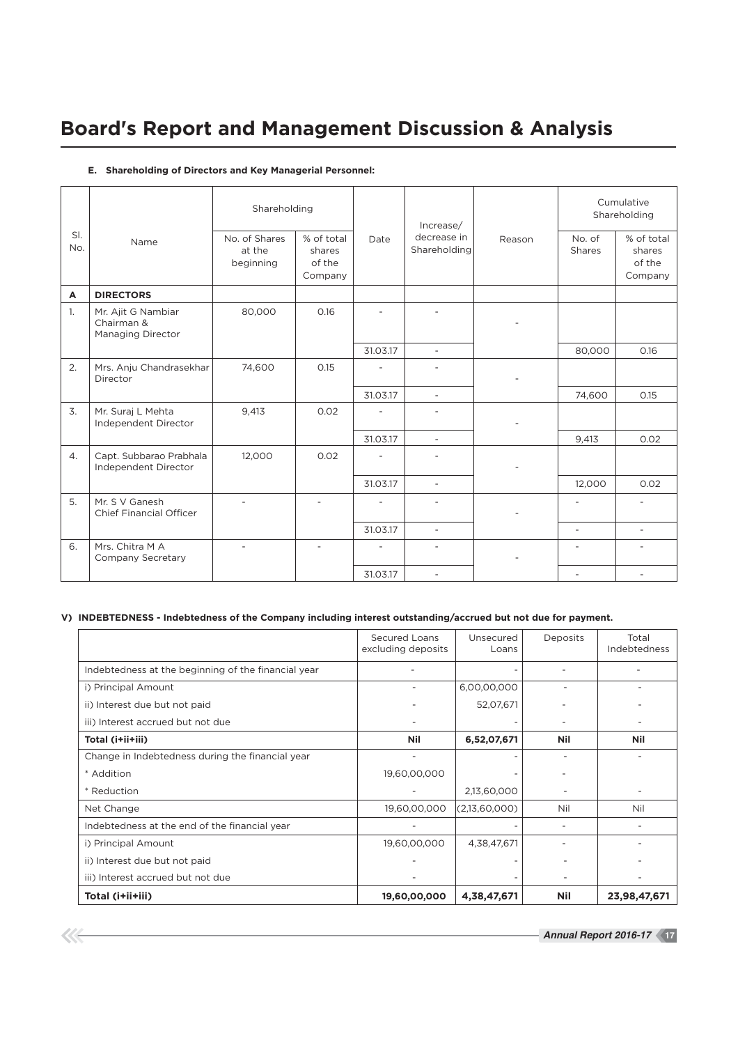# Board's Report and Management Discussion & Analysis

**E. Shareholding of Directors and Key Managerial Personnel:**

| Sl. No. | Name | Shareholding | | Date | Increase/ decrease in Shareholding | Reason | Cumulative Shareholding | |
|---|---|---|---|---|---|---|---|---|
| | | No. of Shares at the beginning | % of total shares of the Company | | | | No. of Shares | % of total shares of the Company |
| **A** | **DIRECTORS** | | | | | | | |
| 1. | Mr. Ajit G Nambiar Chairman & Managing Director | 80,000 | 0.16 | - | - | - | | |
| | | | | 31.03.17 | - | | 80,000 | 0.16 |
| 2. | Mrs. Anju Chandrasekhar Director | 74,600 | 0.15 | - | - | - | | |
| | | | | 31.03.17 | - | | 74,600 | 0.15 |
| 3. | Mr. Suraj L Mehta Independent Director | 9,413 | 0.02 | - | - | - | | |
| | | | | 31.03.17 | - | | 9,413 | 0.02 |
| 4. | Capt. Subbarao Prabhala Independent Director | 12,000 | 0.02 | - | - | - | | |
| | | | | 31.03.17 | - | | 12,000 | 0.02 |
| 5. | Mr. S V Ganesh Chief Financial Officer | - | - | - | - | - | - | - |
| | | | | 31.03.17 | - | | - | - |
| 6. | Mrs. Chitra M A Company Secretary | - | - | - | - | - | - | - |
| | | | | 31.03.17 | - | | - | - |

**V) INDEBTEDNESS - Indebtedness of the Company including interest outstanding/accrued but not due for payment.**

| | Secured Loans excluding deposits | Unsecured Loans | Deposits | Total Indebtedness |
|---|---|---|---|---|
| Indebtedness at the beginning of the financial year | - | - | - | - |
| i) Principal Amount | - | 6,00,00,000 | - | - |
| ii) Interest due but not paid | - | 52,07,671 | - | - |
| iii) Interest accrued but not due | - | - | - | - |
| **Total (i+ii+iii)** | **Nil** | **6,52,07,671** | **Nil** | **Nil** |
| Change in Indebtedness during the financial year | - | - | - | - |
| * Addition | 19,60,00,000 | - | - | |
| * Reduction | - | 2,13,60,000 | - | - |
| Net Change | 19,60,00,000 | (2,13,60,000) | Nil | Nil |
| Indebtedness at the end of the financial year | - | - | - | - |
| i) Principal Amount | 19,60,00,000 | 4,38,47,671 | - | - |
| ii) Interest due but not paid | - | - | - | - |
| iii) Interest accrued but not due | - | - | - | - |
| **Total (i+ii+iii)** | **19,60,00,000** | **4,38,47,671** | **Nil** | **23,98,47,671** |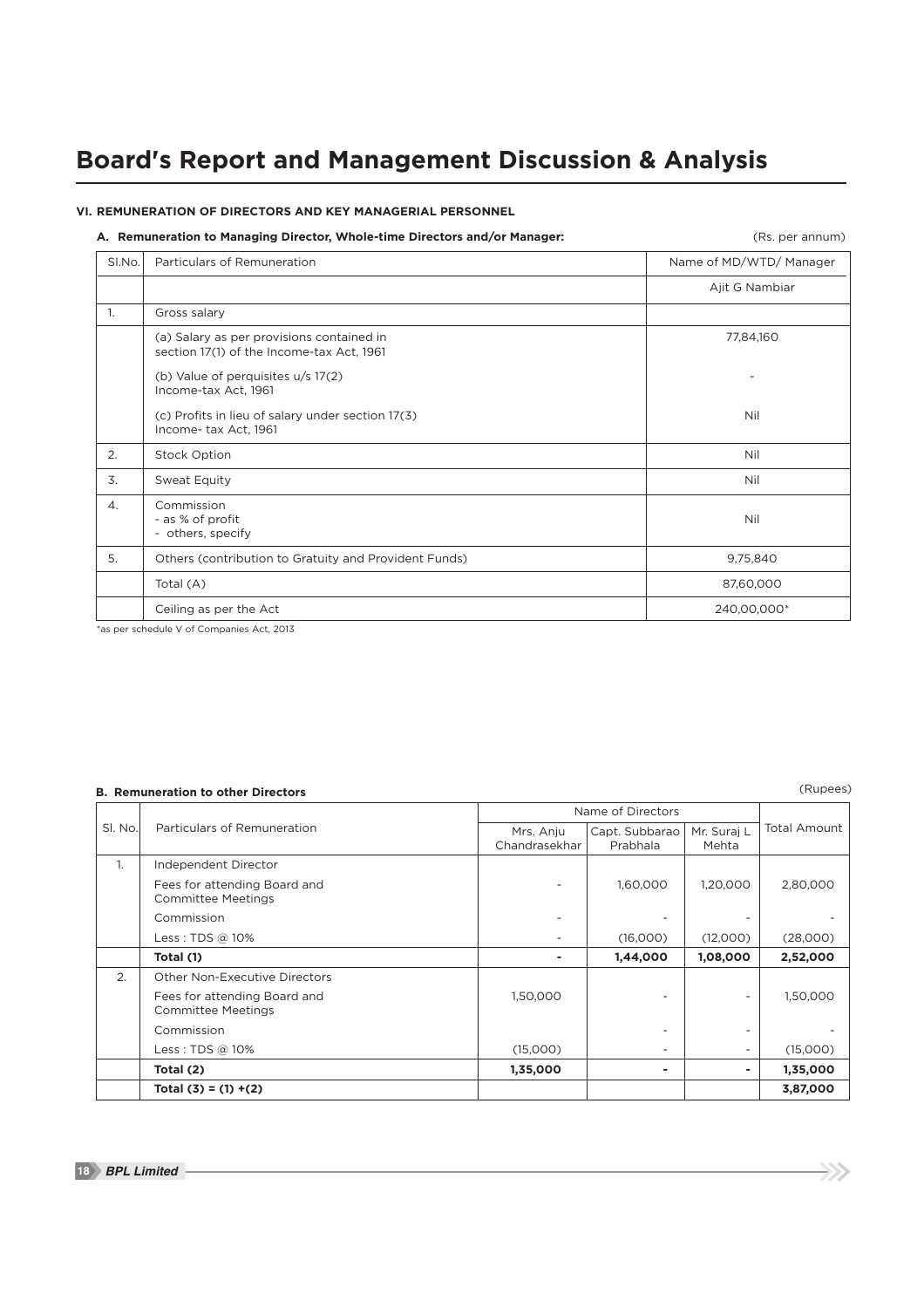# Board's Report and Management Discussion & Analysis

### VI. REMUNERATION OF DIRECTORS AND KEY MANAGERIAL PERSONNEL

**A. Remuneration to Managing Director, Whole-time Directors and/or Manager:** (Rs. per annum)

| Sl.No. | Particulars of Remuneration | Name of MD/WTD/ Manager |
|---|---|---|
| | | Ajit G Nambiar |
| 1. | Gross salary | |
| | (a) Salary as per provisions contained in section 17(1) of the Income-tax Act, 1961 | 77,84,160 |
| | (b) Value of perquisites u/s 17(2) Income-tax Act, 1961 | - |
| | (c) Profits in lieu of salary under section 17(3) Income- tax Act, 1961 | Nil |
| 2. | Stock Option | Nil |
| 3. | Sweat Equity | Nil |
| 4. | Commission<br>- as % of profit<br>- others, specify | Nil |
| 5. | Others (contribution to Gratuity and Provident Funds) | 9,75,840 |
| | Total (A) | 87,60,000 |
| | Ceiling as per the Act | 240,00,000* |

*as per schedule V of Companies Act, 2013

**B. Remuneration to other Directors** (Rupees)

| Sl. No. | Particulars of Remuneration | Name of Directors | | | Total Amount |
|---|---|---|---|---|---|
| | | Mrs. Anju Chandrasekhar | Capt. Subbarao Prabhala | Mr. Suraj L Mehta | |
| 1. | Independent Director | | | | |
| | Fees for attending Board and Committee Meetings | - | 1,60,000 | 1,20,000 | 2,80,000 |
| | Commission | - | - | - | - |
| | Less : TDS @ 10% | - | (16,000) | (12,000) | (28,000) |
| | **Total (1)** | **-** | **1,44,000** | **1,08,000** | **2,52,000** |
| 2. | Other Non-Executive Directors | | | | |
| | Fees for attending Board and Committee Meetings | 1,50,000 | - | - | 1,50,000 |
| | Commission | | - | - | - |
| | Less : TDS @ 10% | (15,000) | - | - | (15,000) |
| | **Total (2)** | **1,35,000** | **-** | **-** | **1,35,000** |
| | **Total (3) = (1) +(2)** | | | | **3,87,000** |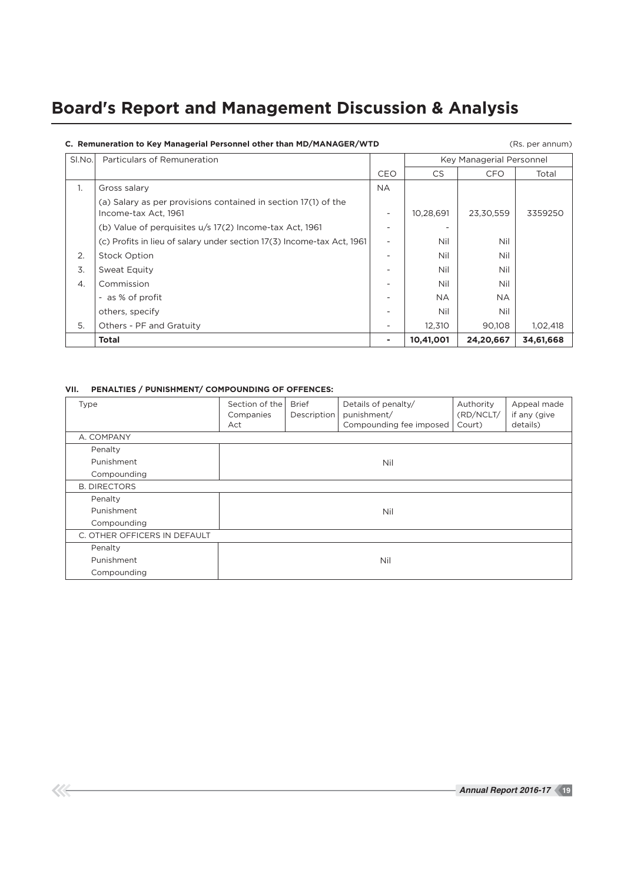# Board's Report and Management Discussion & Analysis

**C. Remuneration to Key Managerial Personnel other than MD/MANAGER/WTD** (Rs. per annum)

| Sl.No. | Particulars of Remuneration | | Key Managerial Personnel | | |
|---|---|---|---|---|---|
| | | CEO | CS | CFO | Total |
| 1. | Gross salary | NA | | | |
| | (a) Salary as per provisions contained in section 17(1) of the Income-tax Act, 1961 | - | 10,28,691 | 23,30,559 | 3359250 |
| | (b) Value of perquisites u/s 17(2) Income-tax Act, 1961 | - | - | | |
| | (c) Profits in lieu of salary under section 17(3) Income-tax Act, 1961 | - | Nil | Nil | |
| 2. | Stock Option | - | Nil | Nil | |
| 3. | Sweat Equity | - | Nil | Nil | |
| 4. | Commission | - | Nil | Nil | |
| | - as % of profit | - | NA | NA | |
| | others, specify | - | Nil | Nil | |
| 5. | Others - PF and Gratuity | - | 12,310 | 90,108 | 1,02,418 |
| | **Total** | **-** | **10,41,001** | **24,20,667** | **34,61,668** |

**VII. PENALTIES / PUNISHMENT/ COMPOUNDING OF OFFENCES:**

| Type | Section of the Companies Act | Brief Description | Details of penalty/ punishment/ Compounding fee imposed | Authority (RD/NCLT/ Court) | Appeal made if any (give details) |
|---|---|---|---|---|---|
| A. COMPANY | | | | | |
| Penalty | | | | | |
| Punishment | | | Nil | | |
| Compounding | | | | | |
| B. DIRECTORS | | | | | |
| Penalty | | | | | |
| Punishment | | | Nil | | |
| Compounding | | | | | |
| C. OTHER OFFICERS IN DEFAULT | | | | | |
| Penalty | | | | | |
| Punishment | | | Nil | | |
| Compounding | | | | | |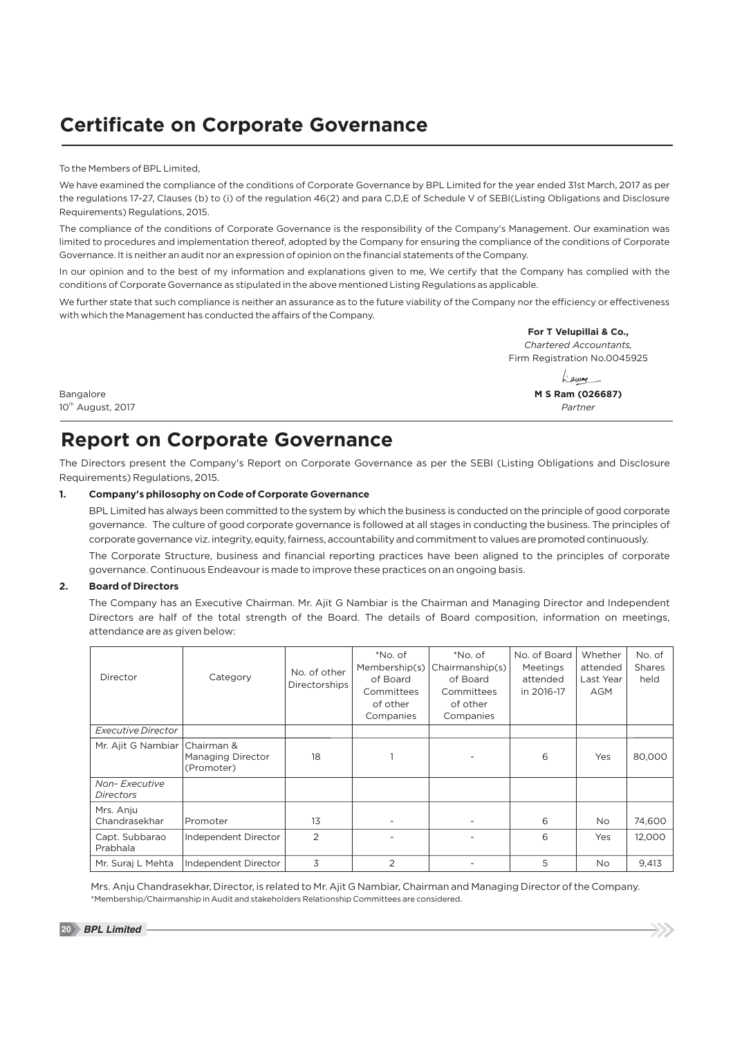# Certificate on Corporate Governance

To the Members of BPL Limited,

We have examined the compliance of the conditions of Corporate Governance by BPL Limited for the year ended 31st March, 2017 as per the regulations 17-27, Clauses (b) to (i) of the regulation 46(2) and para C,D,E of Schedule V of SEBI(Listing Obligations and Disclosure Requirements) Regulations, 2015.

The compliance of the conditions of Corporate Governance is the responsibility of the Company's Management. Our examination was limited to procedures and implementation thereof, adopted by the Company for ensuring the compliance of the conditions of Corporate Governance. It is neither an audit nor an expression of opinion on the financial statements of the Company.

In our opinion and to the best of my information and explanations given to me, We certify that the Company has complied with the conditions of Corporate Governance as stipulated in the above mentioned Listing Regulations as applicable.

We further state that such compliance is neither an assurance as to the future viability of the Company nor the efficiency or effectiveness with which the Management has conducted the affairs of the Company.

**For T Velupillai & Co.,**
*Chartered Accountants,*
Firm Registration No.0045925

Bangalore
10th August, 2017

**M S Ram (026687)**
*Partner*

# Report on Corporate Governance

The Directors present the Company's Report on Corporate Governance as per the SEBI (Listing Obligations and Disclosure Requirements) Regulations, 2015.

**1. Company's philosophy on Code of Corporate Governance**

BPL Limited has always been committed to the system by which the business is conducted on the principle of good corporate governance. The culture of good corporate governance is followed at all stages in conducting the business. The principles of corporate governance viz. integrity, equity, fairness, accountability and commitment to values are promoted continuously.

The Corporate Structure, business and financial reporting practices have been aligned to the principles of corporate governance. Continuous Endeavour is made to improve these practices on an ongoing basis.

**2. Board of Directors**

The Company has an Executive Chairman. Mr. Ajit G Nambiar is the Chairman and Managing Director and Independent Directors are half of the total strength of the Board. The details of Board composition, information on meetings, attendance are as given below:

| Director | Category | No. of other Directorships | *No. of Membership(s) of Board Committees of other Companies | *No. of Chairmanship(s) of Board Committees of other Companies | No. of Board Meetings attended in 2016-17 | Whether attended Last Year AGM | No. of Shares held |
|---|---|---|---|---|---|---|---|
| *Executive Director* | | | | | | | |
| Mr. Ajit G Nambiar | Chairman & Managing Director (Promoter) | 18 | 1 | - | 6 | Yes | 80,000 |
| *Non- Executive Directors* | | | | | | | |
| Mrs. Anju Chandrasekhar | Promoter | 13 | - | - | 6 | No | 74,600 |
| Capt. Subbarao Prabhala | Independent Director | 2 | - | - | 6 | Yes | 12,000 |
| Mr. Suraj L Mehta | Independent Director | 3 | 2 | - | 5 | No | 9,413 |

Mrs. Anju Chandrasekhar, Director, is related to Mr. Ajit G Nambiar, Chairman and Managing Director of the Company.
*Membership/Chairmanship in Audit and stakeholders Relationship Committees are considered.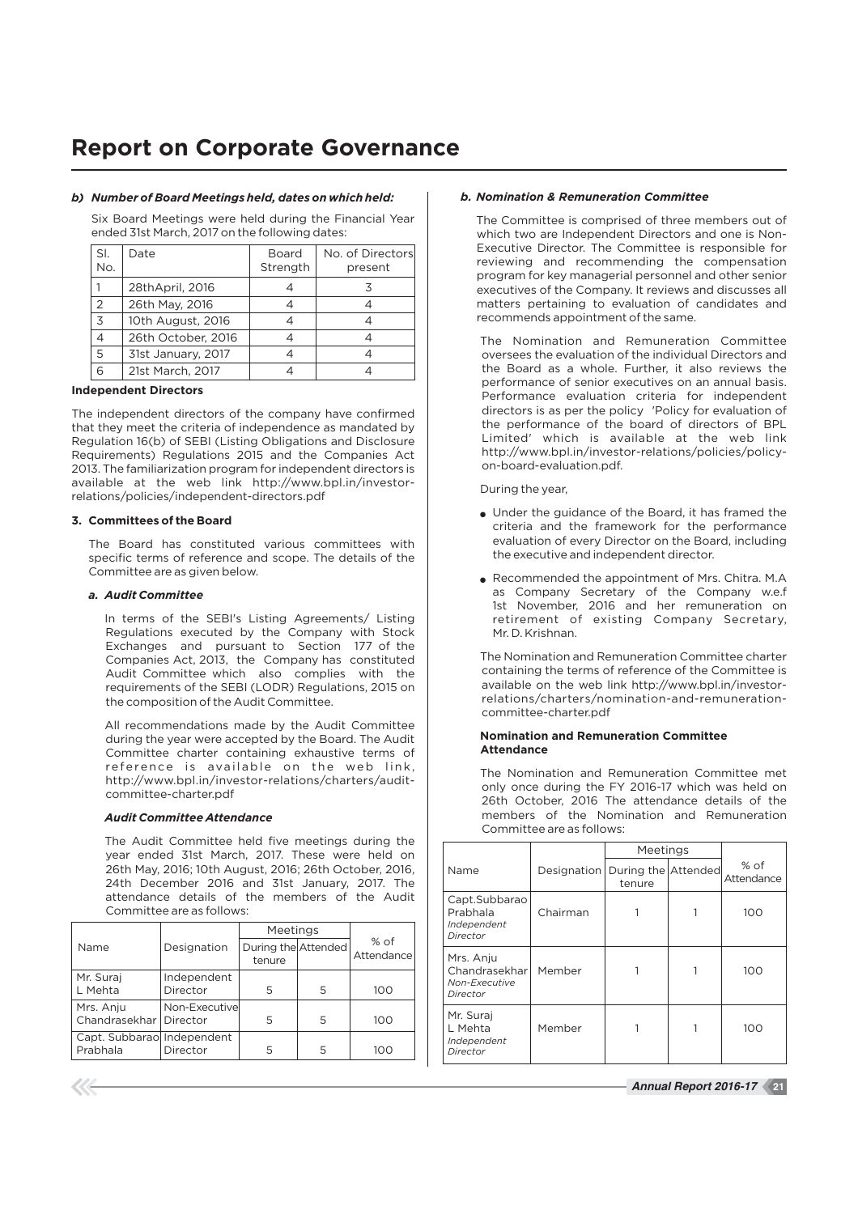# Report on Corporate Governance

### b) Number of Board Meetings held, dates on which held:

Six Board Meetings were held during the Financial Year ended 31st March, 2017 on the following dates:

| Sl. No. | Date | Board Strength | No. of Directors present |
|---|---|---|---|
| 1 | 28thApril, 2016 | 4 | 3 |
| 2 | 26th May, 2016 | 4 | 4 |
| 3 | 10th August, 2016 | 4 | 4 |
| 4 | 26th October, 2016 | 4 | 4 |
| 5 | 31st January, 2017 | 4 | 4 |
| 6 | 21st March, 2017 | 4 | 4 |

**Independent Directors**

The independent directors of the company have confirmed that they meet the criteria of independence as mandated by Regulation 16(b) of SEBI (Listing Obligations and Disclosure Requirements) Regulations 2015 and the Companies Act 2013. The familiarization program for independent directors is available at the web link http://www.bpl.in/investor-relations/policies/independent-directors.pdf

### 3. Committees of the Board

The Board has constituted various committees with specific terms of reference and scope. The details of the Committee are as given below.

#### *a. Audit Committee*

In terms of the SEBI's Listing Agreements/ Listing Regulations executed by the Company with Stock Exchanges and pursuant to Section 177 of the Companies Act, 2013, the Company has constituted Audit Committee which also complies with the requirements of the SEBI (LODR) Regulations, 2015 on the composition of the Audit Committee.

All recommendations made by the Audit Committee during the year were accepted by the Board. The Audit Committee charter containing exhaustive terms of reference is available on the web link, http://www.bpl.in/investor-relations/charters/audit-committee-charter.pdf

***Audit Committee Attendance***

The Audit Committee held five meetings during the year ended 31st March, 2017. These were held on 26th May, 2016; 10th August, 2016; 26th October, 2016, 24th December 2016 and 31st January, 2017. The attendance details of the members of the Audit Committee are as follows:

| Name | Designation | Meetings | | % of Attendance |
|---|---|---|---|---|
| | | During the tenure | Attended | |
| Mr. Suraj L Mehta | Independent Director | 5 | 5 | 100 |
| Mrs. Anju Chandrasekhar | Non-Executive Director | 5 | 5 | 100 |
| Capt. Subbarao Prabhala | Independent Director | 5 | 5 | 100 |

#### *b. Nomination & Remuneration Committee*

The Committee is comprised of three members out of which two are Independent Directors and one is Non-Executive Director. The Committee is responsible for reviewing and recommending the compensation program for key managerial personnel and other senior executives of the Company. It reviews and discusses all matters pertaining to evaluation of candidates and recommends appointment of the same.

The Nomination and Remuneration Committee oversees the evaluation of the individual Directors and the Board as a whole. Further, it also reviews the performance of senior executives on an annual basis. Performance evaluation criteria for independent directors is as per the policy 'Policy for evaluation of the performance of the board of directors of BPL Limited' which is available at the web link http://www.bpl.in/investor-relations/policies/policy-on-board-evaluation.pdf.

During the year,

- Under the guidance of the Board, it has framed the criteria and the framework for the performance evaluation of every Director on the Board, including the executive and independent director.
- Recommended the appointment of Mrs. Chitra. M.A as Company Secretary of the Company w.e.f 1st November, 2016 and her remuneration on retirement of existing Company Secretary, Mr. D. Krishnan.

The Nomination and Remuneration Committee charter containing the terms of reference of the Committee is available on the web link http://www.bpl.in/investor-relations/charters/nomination-and-remuneration-committee-charter.pdf

**Nomination and Remuneration Committee Attendance**

The Nomination and Remuneration Committee met only once during the FY 2016-17 which was held on 26th October, 2016 The attendance details of the members of the Nomination and Remuneration Committee are as follows:

| Name | Designation | Meetings | | % of Attendance |
|---|---|---|---|---|
| | | During the tenure | Attended | |
| Capt.Subbarao Prabhala *Independent Director* | Chairman | 1 | 1 | 100 |
| Mrs. Anju Chandrasekhar *Non-Executive Director* | Member | 1 | 1 | 100 |
| Mr. Suraj L Mehta *Independent Director* | Member | 1 | 1 | 100 |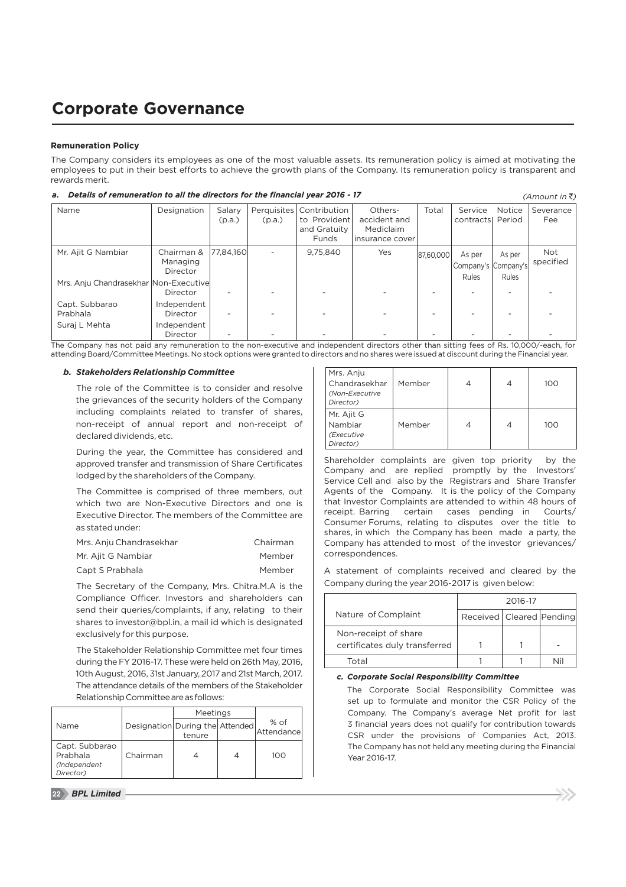# Corporate Governance

**Remuneration Policy**

The Company considers its employees as one of the most valuable assets. Its remuneration policy is aimed at motivating the employees to put in their best efforts to achieve the growth plans of the Company. Its remuneration policy is transparent and rewards merit.

***a. Details of remuneration to all the directors for the financial year 2016 - 17*** *(Amount in ₹)*

| Name | Designation | Salary (p.a.) | Perquisites (p.a.) | Contribution to Provident and Gratuity Funds | Others- accident and Mediclaim insurance cover | Total | Service contracts | Notice Period | Severance Fee |
|---|---|---|---|---|---|---|---|---|---|
| Mr. Ajit G Nambiar | Chairman & Managing Director | 77,84,160 | - | 9,75,840 | Yes | 87,60,000 | As per Company's Rules | As per Company's Rules | Not specified |
| Mrs. Anju Chandrasekhar | Non-Executive Director | - | - | - | - | - | - | - | - |
| Capt. Subbarao Prabhala | Independent Director | - | - | - | - | - | - | - | - |
| Suraj L Mehta | Independent Director | - | - | - | - | - | - | - | - |

The Company has not paid any remuneration to the non-executive and independent directors other than sitting fees of Rs. 10,000/-each, for attending Board/Committee Meetings. No stock options were granted to directors and no shares were issued at discount during the Financial year.

### *b. Stakeholders Relationship Committee*

The role of the Committee is to consider and resolve the grievances of the security holders of the Company including complaints related to transfer of shares, non-receipt of annual report and non-receipt of declared dividends, etc.

During the year, the Committee has considered and approved transfer and transmission of Share Certificates lodged by the shareholders of the Company.

The Committee is comprised of three members, out which two are Non-Executive Directors and one is Executive Director. The members of the Committee are as stated under:

| | |
|---|---|
| Mrs. Anju Chandrasekhar | Chairman |
| Mr. Ajit G Nambiar | Member |
| Capt S Prabhala | Member |

The Secretary of the Company, Mrs. Chitra.M.A is the Compliance Officer. Investors and shareholders can send their queries/complaints, if any, relating to their shares to investor@bpl.in, a mail id which is designated exclusively for this purpose.

The Stakeholder Relationship Committee met four times during the FY 2016-17. These were held on 26th May, 2016, 10th August, 2016, 31st January, 2017 and 21st March, 2017. The attendance details of the members of the Stakeholder Relationship Committee are as follows:

| Name | Designation | Meetings | | % of Attendance |
|---|---|---|---|---|
| | | During the tenure | Attended | |
| Capt. Subbarao Prabhala *(Independent Director)* | Chairman | 4 | 4 | 100 |
| Mrs. Anju Chandrasekhar *(Non-Executive Director)* | Member | 4 | 4 | 100 |
| Mr. Ajit G Nambiar *(Executive Director)* | Member | 4 | 4 | 100 |

Shareholder complaints are given top priority by the Company and are replied promptly by the Investors' Service Cell and also by the Registrars and Share Transfer Agents of the Company. It is the policy of the Company that Investor Complaints are attended to within 48 hours of receipt. Barring certain cases pending in Courts/ Consumer Forums, relating to disputes over the title to shares, in which the Company has been made a party, the Company has attended to most of the investor grievances/ correspondences.

A statement of complaints received and cleared by the Company during the year 2016-2017 is given below:

| Nature of Complaint | 2016-17 | | |
|---|---|---|---|
| | Received | Cleared | Pending |
| Non-receipt of share certificates duly transferred | 1 | 1 | - |
| Total | 1 | 1 | Nil |

### *c. Corporate Social Responsibility Committee*

The Corporate Social Responsibility Committee was set up to formulate and monitor the CSR Policy of the Company. The Company's average Net profit for last 3 financial years does not qualify for contribution towards CSR under the provisions of Companies Act, 2013. The Company has not held any meeting during the Financial Year 2016-17.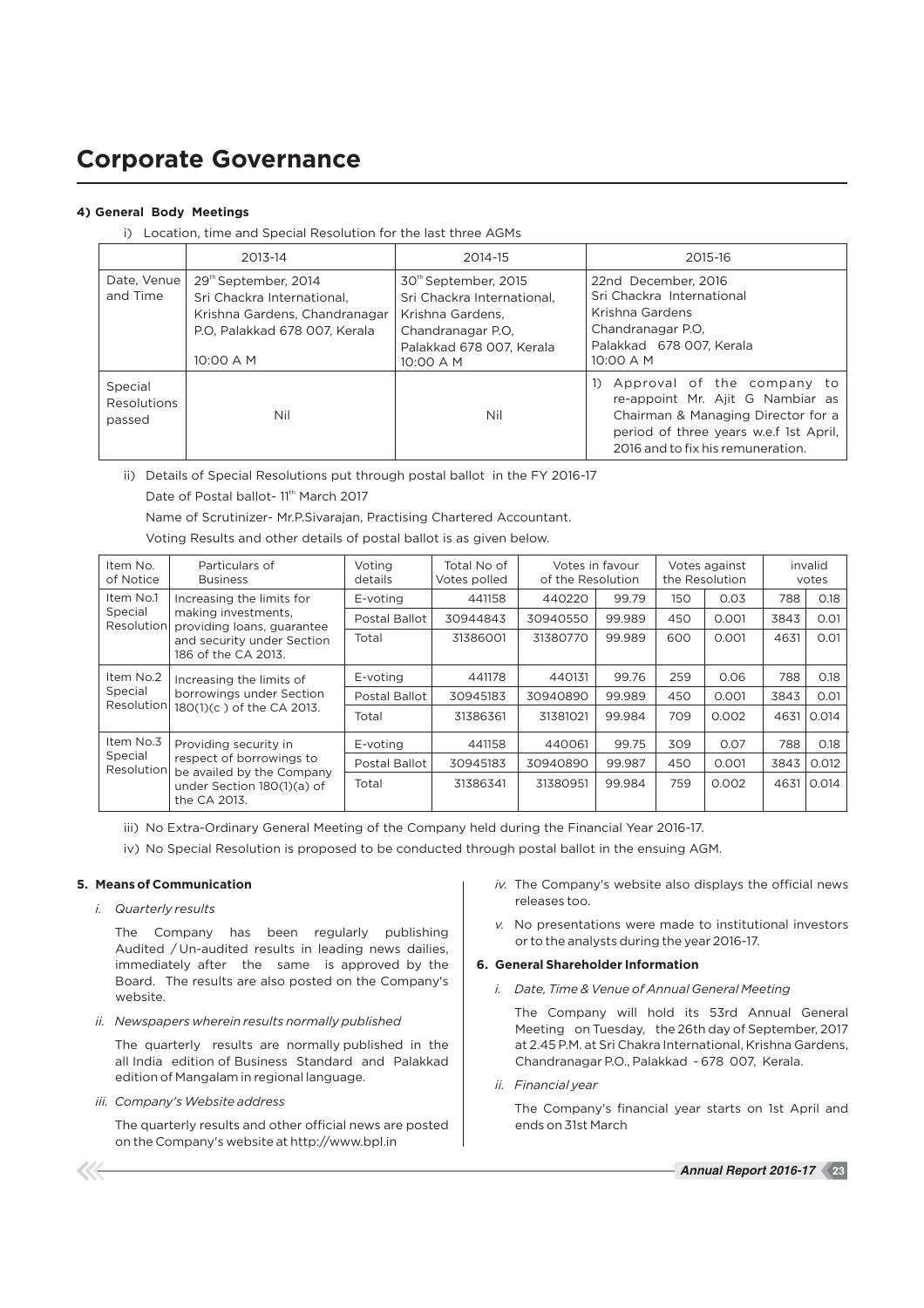# Corporate Governance

**4) General Body Meetings**

i) Location, time and Special Resolution for the last three AGMs

| | 2013-14 | 2014-15 | 2015-16 |
|---|---|---|---|
| Date, Venue and Time | 29th September, 2014 Sri Chackra International, Krishna Gardens, Chandranagar P.O, Palakkad 678 007, Kerala 10:00 A M | 30th September, 2015 Sri Chackra International, Krishna Gardens, Chandranagar P.O, Palakkad 678 007, Kerala 10:00 A M | 22nd December, 2016 Sri Chackra International Krishna Gardens Chandranagar P.O, Palakkad 678 007, Kerala 10:00 A M |
| Special Resolutions passed | Nil | Nil | 1) Approval of the company to re-appoint Mr. Ajit G Nambiar as Chairman & Managing Director for a period of three years w.e.f 1st April, 2016 and to fix his remuneration. |

ii) Details of Special Resolutions put through postal ballot in the FY 2016-17

Date of Postal ballot- 11th March 2017

Name of Scrutinizer- Mr.P.Sivarajan, Practising Chartered Accountant.

Voting Results and other details of postal ballot is as given below.

| Item No. of Notice | Particulars of Business | Voting details | Total No of Votes polled | Votes in favour of the Resolution | | Votes against the Resolution | | invalid votes | |
|---|---|---|---|---|---|---|---|---|---|
| Item No.1 Special Resolution | Increasing the limits for making investments, providing loans, guarantee and security under Section 186 of the CA 2013. | E-voting | 441158 | 440220 | 99.79 | 150 | 0.03 | 788 | 0.18 |
| | | Postal Ballot | 30944843 | 30940550 | 99.989 | 450 | 0.001 | 3843 | 0.01 |
| | | Total | 31386001 | 31380770 | 99.989 | 600 | 0.001 | 4631 | 0.01 |
| Item No.2 Special Resolution | Increasing the limits of borrowings under Section 180(1)(c ) of the CA 2013. | E-voting | 441178 | 440131 | 99.76 | 259 | 0.06 | 788 | 0.18 |
| | | Postal Ballot | 30945183 | 30940890 | 99.989 | 450 | 0.001 | 3843 | 0.01 |
| | | Total | 31386361 | 31381021 | 99.984 | 709 | 0.002 | 4631 | 0.014 |
| Item No.3 Special Resolution | Providing security in respect of borrowings to be availed by the Company under Section 180(1)(a) of the CA 2013. | E-voting | 441158 | 440061 | 99.75 | 309 | 0.07 | 788 | 0.18 |
| | | Postal Ballot | 30945183 | 30940890 | 99.987 | 450 | 0.001 | 3843 | 0.012 |
| | | Total | 31386341 | 31380951 | 99.984 | 759 | 0.002 | 4631 | 0.014 |

iii) No Extra-Ordinary General Meeting of the Company held during the Financial Year 2016-17.

iv) No Special Resolution is proposed to be conducted through postal ballot in the ensuing AGM.

**5. Means of Communication**

*i. Quarterly results*

The Company has been regularly publishing Audited / Un-audited results in leading news dailies, immediately after the same is approved by the Board. The results are also posted on the Company's website.

*ii. Newspapers wherein results normally published*

The quarterly results are normally published in the all India edition of Business Standard and Palakkad edition of Mangalam in regional language.

*iii. Company's Website address*

The quarterly results and other official news are posted on the Company's website at http://www.bpl.in

*iv.* The Company's website also displays the official news releases too.

*v.* No presentations were made to institutional investors or to the analysts during the year 2016-17.

**6. General Shareholder Information**

*i. Date, Time & Venue of Annual General Meeting*

The Company will hold its 53rd Annual General Meeting on Tuesday, the 26th day of September, 2017 at 2.45 P.M. at Sri Chakra International, Krishna Gardens, Chandranagar P.O., Palakkad - 678 007, Kerala.

*ii. Financial year*

The Company's financial year starts on 1st April and ends on 31st March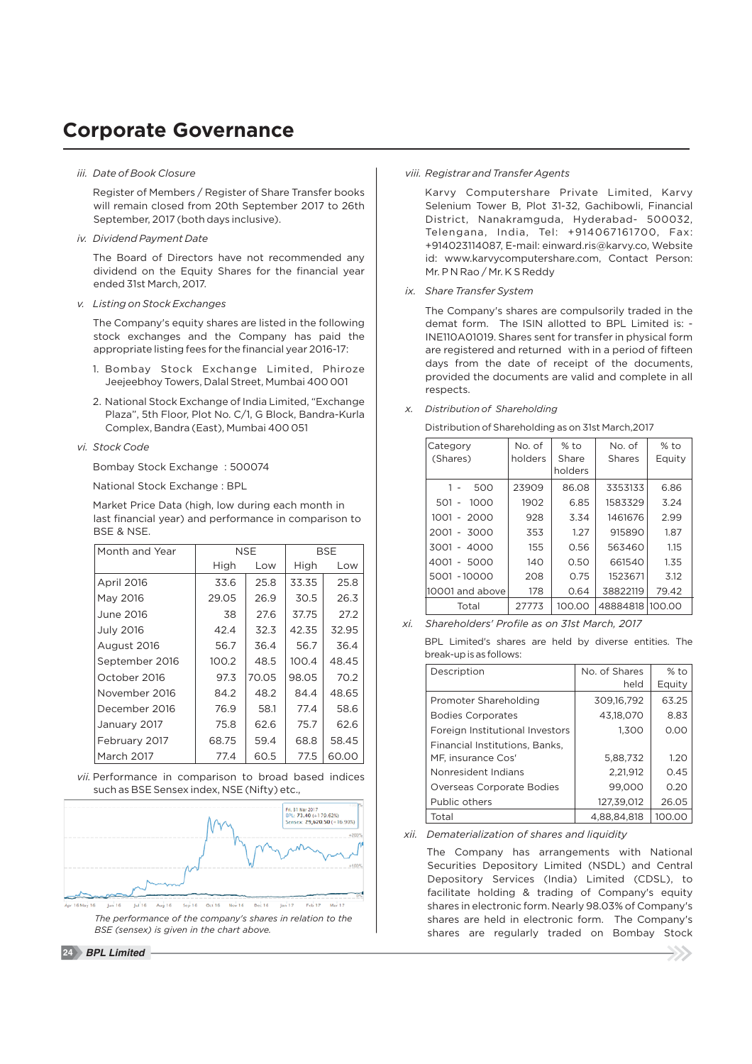# Corporate Governance

iii. *Date of Book Closure*

Register of Members / Register of Share Transfer books will remain closed from 20th September 2017 to 26th September, 2017 (both days inclusive).

iv. *Dividend Payment Date*

The Board of Directors have not recommended any dividend on the Equity Shares for the financial year ended 31st March, 2017.

v. *Listing on Stock Exchanges*

The Company's equity shares are listed in the following stock exchanges and the Company has paid the appropriate listing fees for the financial year 2016-17:

1. Bombay Stock Exchange Limited, Phiroze Jeejeebhoy Towers, Dalal Street, Mumbai 400 001
2. National Stock Exchange of India Limited, "Exchange Plaza", 5th Floor, Plot No. C/1, G Block, Bandra-Kurla Complex, Bandra (East), Mumbai 400 051

vi. *Stock Code*

Bombay Stock Exchange : 500074

National Stock Exchange : BPL

Market Price Data (high, low during each month in last financial year) and performance in comparison to BSE & NSE.

| Month and Year | NSE | | BSE | |
|---|---|---|---|---|
| | High | Low | High | Low |
| April 2016 | 33.6 | 25.8 | 33.35 | 25.8 |
| May 2016 | 29.05 | 26.9 | 30.5 | 26.3 |
| June 2016 | 38 | 27.6 | 37.75 | 27.2 |
| July 2016 | 42.4 | 32.3 | 42.35 | 32.95 |
| August 2016 | 56.7 | 36.4 | 56.7 | 36.4 |
| September 2016 | 100.2 | 48.5 | 100.4 | 48.45 |
| October 2016 | 97.3 | 70.05 | 98.05 | 70.2 |
| November 2016 | 84.2 | 48.2 | 84.4 | 48.65 |
| December 2016 | 76.9 | 58.1 | 77.4 | 58.6 |
| January 2017 | 75.8 | 62.6 | 75.7 | 62.6 |
| February 2017 | 68.75 | 59.4 | 68.8 | 58.45 |
| March 2017 | 77.4 | 60.5 | 77.5 | 60.00 |

vii. Performance in comparison to broad based indices such as BSE Sensex index, NSE (Nifty) etc.,

*The performance of the company's shares in relation to the BSE (sensex) is given in the chart above.*

viii. *Registrar and Transfer Agents*

Karvy Computershare Private Limited, Karvy Selenium Tower B, Plot 31-32, Gachibowli, Financial District, Nanakramguda, Hyderabad- 500032, Telengana, India, Tel: +914067161700, Fax: +914023114087, E-mail: einward.ris@karvy.co, Website id: www.karvycomputershare.com, Contact Person: Mr. P N Rao / Mr. K S Reddy

ix. *Share Transfer System*

The Company's shares are compulsorily traded in the demat form. The ISIN allotted to BPL Limited is: - INE110A01019. Shares sent for transfer in physical form are registered and returned with in a period of fifteen days from the date of receipt of the documents, provided the documents are valid and complete in all respects.

x. *Distribution of Shareholding*

Distribution of Shareholding as on 31st March,2017

| Category (Shares) | No. of holders | % to Share holders | No. of Shares | % to Equity |
|---|---|---|---|---|
| 1 - 500 | 23909 | 86.08 | 3353133 | 6.86 |
| 501 - 1000 | 1902 | 6.85 | 1583329 | 3.24 |
| 1001 - 2000 | 928 | 3.34 | 1461676 | 2.99 |
| 2001 - 3000 | 353 | 1.27 | 915890 | 1.87 |
| 3001 - 4000 | 155 | 0.56 | 563460 | 1.15 |
| 4001 - 5000 | 140 | 0.50 | 661540 | 1.35 |
| 5001 - 10000 | 208 | 0.75 | 1523671 | 3.12 |
| 10001 and above | 178 | 0.64 | 38822119 | 79.42 |
| Total | 27773 | 100.00 | 48884818 | 100.00 |

xi. *Shareholders' Profile as on 31st March, 2017*

BPL Limited's shares are held by diverse entities. The break-up is as follows:

| Description | No. of Shares held | % to Equity |
|---|---|---|
| Promoter Shareholding | 309,16,792 | 63.25 |
| Bodies Corporates | 43,18,070 | 8.83 |
| Foreign Institutional Investors | 1,300 | 0.00 |
| Financial Institutions, Banks, MF, insurance Cos' | 5,88,732 | 1.20 |
| Nonresident Indians | 2,21,912 | 0.45 |
| Overseas Corporate Bodies | 99,000 | 0.20 |
| Public others | 127,39,012 | 26.05 |
| Total | 4,88,84,818 | 100.00 |

xii. *Dematerialization of shares and liquidity*

The Company has arrangements with National Securities Depository Limited (NSDL) and Central Depository Services (India) Limited (CDSL), to facilitate holding & trading of Company's equity shares in electronic form. Nearly 98.03% of Company's shares are held in electronic form. The Company's shares are regularly traded on Bombay Stock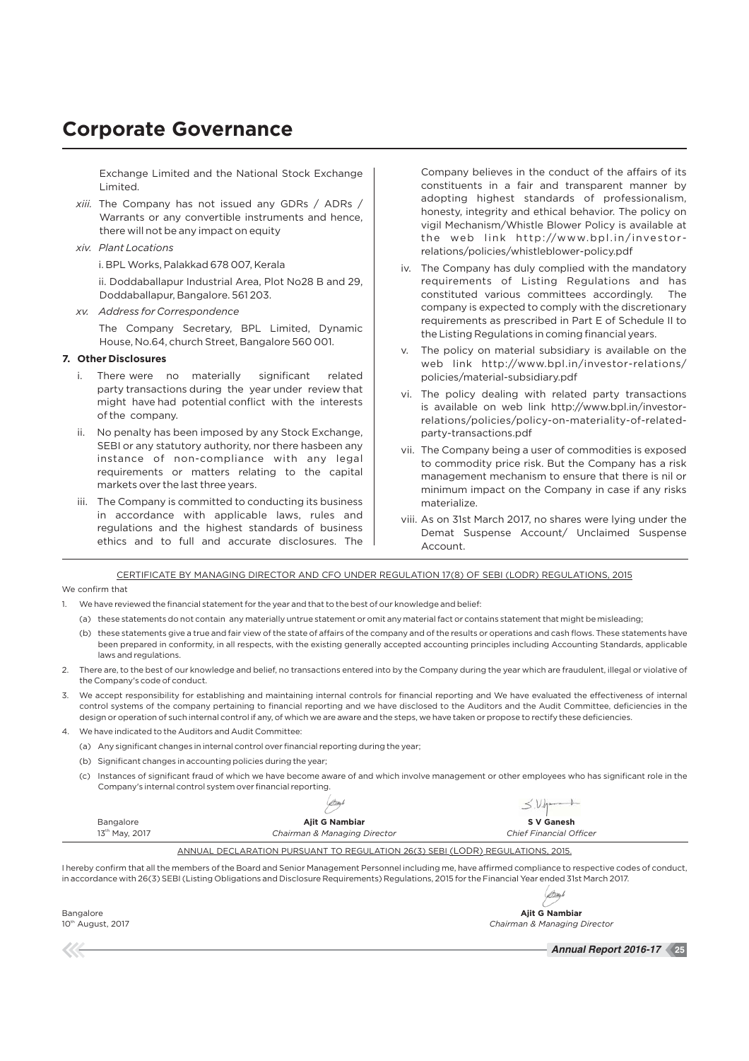# Corporate Governance

Exchange Limited and the National Stock Exchange Limited.

*xiii.* The Company has not issued any GDRs / ADRs / Warrants or any convertible instruments and hence, there will not be any impact on equity

*xiv. Plant Locations*

i. BPL Works, Palakkad 678 007, Kerala

ii. Doddaballapur Industrial Area, Plot No28 B and 29, Doddaballapur, Bangalore. 561 203.

*xv. Address for Correspondence*

The Company Secretary, BPL Limited, Dynamic House, No.64, church Street, Bangalore 560 001.

**7. Other Disclosures**

i. There were no materially significant related party transactions during the year under review that might have had potential conflict with the interests of the company.

ii. No penalty has been imposed by any Stock Exchange, SEBI or any statutory authority, nor there hasbeen any instance of non-compliance with any legal requirements or matters relating to the capital markets over the last three years.

iii. The Company is committed to conducting its business in accordance with applicable laws, rules and regulations and the highest standards of business ethics and to full and accurate disclosures. The Company believes in the conduct of the affairs of its constituents in a fair and transparent manner by adopting highest standards of professionalism, honesty, integrity and ethical behavior. The policy on vigil Mechanism/Whistle Blower Policy is available at the web link http://www.bpl.in/investor-relations/policies/whistleblower-policy.pdf

iv. The Company has duly complied with the mandatory requirements of Listing Regulations and has constituted various committees accordingly. The company is expected to comply with the discretionary requirements as prescribed in Part E of Schedule II to the Listing Regulations in coming financial years.

v. The policy on material subsidiary is available on the web link http://www.bpl.in/investor-relations/policies/material-subsidiary.pdf

vi. The policy dealing with related party transactions is available on web link http://www.bpl.in/investor-relations/policies/policy-on-materiality-of-related-party-transactions.pdf

vii. The Company being a user of commodities is exposed to commodity price risk. But the Company has a risk management mechanism to ensure that there is nil or minimum impact on the Company in case if any risks materialize.

viii. As on 31st March 2017, no shares were lying under the Demat Suspense Account/ Unclaimed Suspense Account.

CERTIFICATE BY MANAGING DIRECTOR AND CFO UNDER REGULATION 17(8) OF SEBI (LODR) REGULATIONS, 2015

We confirm that

1. We have reviewed the financial statement for the year and that to the best of our knowledge and belief:
   (a) these statements do not contain any materially untrue statement or omit any material fact or contains statement that might be misleading;
   (b) these statements give a true and fair view of the state of affairs of the company and of the results or operations and cash flows. These statements have been prepared in conformity, in all respects, with the existing generally accepted accounting principles including Accounting Standards, applicable laws and regulations.
2. There are, to the best of our knowledge and belief, no transactions entered into by the Company during the year which are fraudulent, illegal or violative of the Company's code of conduct.
3. We accept responsibility for establishing and maintaining internal controls for financial reporting and We have evaluated the effectiveness of internal control systems of the company pertaining to financial reporting and we have disclosed to the Auditors and the Audit Committee, deficiencies in the design or operation of such internal control if any, of which we are aware and the steps, we have taken or propose to rectify these deficiencies.
4. We have indicated to the Auditors and Audit Committee:
   (a) Any significant changes in internal control over financial reporting during the year;
   (b) Significant changes in accounting policies during the year;
   (c) Instances of significant fraud of which we have become aware of and which involve management or other employees who has significant role in the Company's internal control system over financial reporting.

| | | |
|---|---|---|
| Bangalore | **Ajit G Nambiar** | **S V Ganesh** |
| 13th May, 2017 | *Chairman & Managing Director* | *Chief Financial Officer* |

ANNUAL DECLARATION PURSUANT TO REGULATION 26(3) SEBI (LODR) REGULATIONS, 2015.

I hereby confirm that all the members of the Board and Senior Management Personnel including me, have affirmed compliance to respective codes of conduct, in accordance with 26(3) SEBI (Listing Obligations and Disclosure Requirements) Regulations, 2015 for the Financial Year ended 31st March 2017.

Bangalore
10th August, 2017

**Ajit G Nambiar**
*Chairman & Managing Director*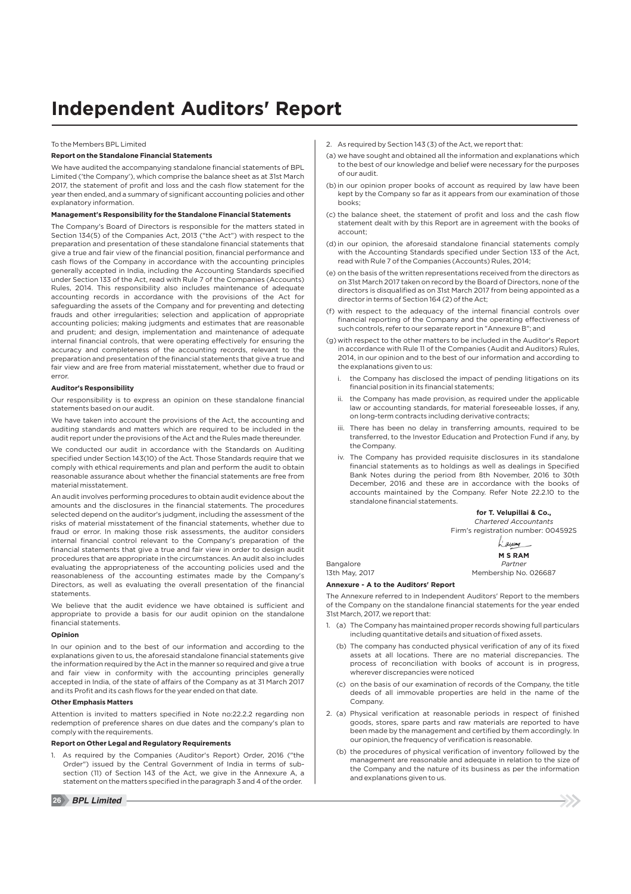# Independent Auditors' Report

To the Members BPL Limited

**Report on the Standalone Financial Statements**

We have audited the accompanying standalone financial statements of BPL Limited ('the Company'), which comprise the balance sheet as at 31st March 2017, the statement of profit and loss and the cash flow statement for the year then ended, and a summary of significant accounting policies and other explanatory information.

**Management's Responsibility for the Standalone Financial Statements**

The Company's Board of Directors is responsible for the matters stated in Section 134(5) of the Companies Act, 2013 ("the Act") with respect to the preparation and presentation of these standalone financial statements that give a true and fair view of the financial position, financial performance and cash flows of the Company in accordance with the accounting principles generally accepted in India, including the Accounting Standards specified under Section 133 of the Act, read with Rule 7 of the Companies (Accounts) Rules, 2014. This responsibility also includes maintenance of adequate accounting records in accordance with the provisions of the Act for safeguarding the assets of the Company and for preventing and detecting frauds and other irregularities; selection and application of appropriate accounting policies; making judgments and estimates that are reasonable and prudent; and design, implementation and maintenance of adequate internal financial controls, that were operating effectively for ensuring the accuracy and completeness of the accounting records, relevant to the preparation and presentation of the financial statements that give a true and fair view and are free from material misstatement, whether due to fraud or error.

**Auditor's Responsibility**

Our responsibility is to express an opinion on these standalone financial statements based on our audit.

We have taken into account the provisions of the Act, the accounting and auditing standards and matters which are required to be included in the audit report under the provisions of the Act and the Rules made thereunder.

We conducted our audit in accordance with the Standards on Auditing specified under Section 143(10) of the Act. Those Standards require that we comply with ethical requirements and plan and perform the audit to obtain reasonable assurance about whether the financial statements are free from material misstatement.

An audit involves performing procedures to obtain audit evidence about the amounts and the disclosures in the financial statements. The procedures selected depend on the auditor's judgment, including the assessment of the risks of material misstatement of the financial statements, whether due to fraud or error. In making those risk assessments, the auditor considers internal financial control relevant to the Company's preparation of the financial statements that give a true and fair view in order to design audit procedures that are appropriate in the circumstances. An audit also includes evaluating the appropriateness of the accounting policies used and the reasonableness of the accounting estimates made by the Company's Directors, as well as evaluating the overall presentation of the financial statements.

We believe that the audit evidence we have obtained is sufficient and appropriate to provide a basis for our audit opinion on the standalone financial statements.

**Opinion**

In our opinion and to the best of our information and according to the explanations given to us, the aforesaid standalone financial statements give the information required by the Act in the manner so required and give a true and fair view in conformity with the accounting principles generally accepted in India, of the state of affairs of the Company as at 31 March 2017 and its Profit and its cash flows for the year ended on that date.

**Other Emphasis Matters**

Attention is invited to matters specified in Note no:22.2.2 regarding non redemption of preference shares on due dates and the company's plan to comply with the requirements.

**Report on Other Legal and Regulatory Requirements**

1. As required by the Companies (Auditor's Report) Order, 2016 ("the Order") issued by the Central Government of India in terms of sub-section (11) of Section 143 of the Act, we give in the Annexure A, a statement on the matters specified in the paragraph 3 and 4 of the order.

2. As required by Section 143 (3) of the Act, we report that:

(a) we have sought and obtained all the information and explanations which to the best of our knowledge and belief were necessary for the purposes of our audit.

(b) in our opinion proper books of account as required by law have been kept by the Company so far as it appears from our examination of those books;

(c) the balance sheet, the statement of profit and loss and the cash flow statement dealt with by this Report are in agreement with the books of account;

(d) in our opinion, the aforesaid standalone financial statements comply with the Accounting Standards specified under Section 133 of the Act, read with Rule 7 of the Companies (Accounts) Rules, 2014;

(e) on the basis of the written representations received from the directors as on 31st March 2017 taken on record by the Board of Directors, none of the directors is disqualified as on 31st March 2017 from being appointed as a director in terms of Section 164 (2) of the Act;

(f) with respect to the adequacy of the internal financial controls over financial reporting of the Company and the operating effectiveness of such controls, refer to our separate report in "Annexure B"; and

(g) with respect to the other matters to be included in the Auditor's Report in accordance with Rule 11 of the Companies (Audit and Auditors) Rules, 2014, in our opinion and to the best of our information and according to the explanations given to us:

   i. the Company has disclosed the impact of pending litigations on its financial position in its financial statements;

   ii. the Company has made provision, as required under the applicable law or accounting standards, for material foreseeable losses, if any, on long-term contracts including derivative contracts;

   iii. There has been no delay in transferring amounts, required to be transferred, to the Investor Education and Protection Fund if any, by the Company.

   iv. The Company has provided requisite disclosures in its standalone financial statements as to holdings as well as dealings in Specified Bank Notes during the period from 8th November, 2016 to 30th December, 2016 and these are in accordance with the books of accounts maintained by the Company. Refer Note 22.2.10 to the standalone financial statements.

**for T. Velupillai & Co.,**
*Chartered Accountants*
Firm's registration number: 004592S

**M S RAM**
*Partner*
Membership No. 026687

Bangalore
13th May, 2017

**Annexure - A to the Auditors' Report**

The Annexure referred to in Independent Auditors' Report to the members of the Company on the standalone financial statements for the year ended 31st March, 2017, we report that:

1. (a) The Company has maintained proper records showing full particulars including quantitative details and situation of fixed assets.

   (b) The company has conducted physical verification of any of its fixed assets at all locations. There are no material discrepancies. The process of reconciliation with books of account is in progress, wherever discrepancies were noticed

   (c) on the basis of our examination of records of the Company, the title deeds of all immovable properties are held in the name of the Company.

2. (a) Physical verification at reasonable periods in respect of finished goods, stores, spare parts and raw materials are reported to have been made by the management and certified by them accordingly. In our opinion, the frequency of verification is reasonable.

   (b) the procedures of physical verification of inventory followed by the management are reasonable and adequate in relation to the size of the Company and the nature of its business as per the information and explanations given to us.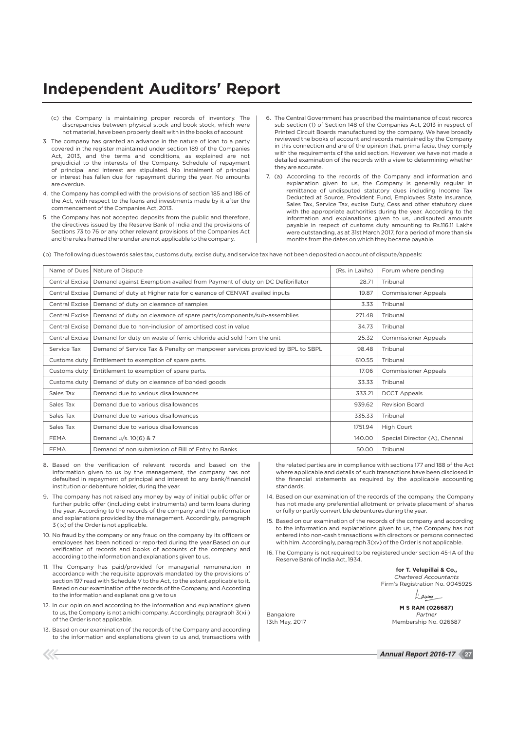# Independent Auditors' Report

(c) the Company is maintaining proper records of inventory. The discrepancies between physical stock and book stock, which were not material, have been properly dealt with in the books of account

3. The company has granted an advance in the nature of loan to a party covered in the register maintained under section 189 of the Companies Act, 2013, and the terms and conditions, as explained are not prejudicial to the interests of the Company. Schedule of repayment of principal and interest are stipulated. No instalment of principal or interest has fallen due for repayment during the year. No amounts are overdue.

4. the Company has complied with the provisions of section 185 and 186 of the Act, with respect to the loans and investments made by it after the commencement of the Companies Act, 2013.

5. the Company has not accepted deposits from the public and therefore, the directives issued by the Reserve Bank of India and the provisions of Sections 73 to 76 or any other relevant provisions of the Companies Act and the rules framed there under are not applicable to the company.

6. The Central Government has prescribed the maintenance of cost records sub-section (1) of Section 148 of the Companies Act, 2013 in respect of Printed Circuit Boards manufactured by the company. We have broadly reviewed the books of account and records maintained by the Company in this connection and are of the opinion that, prima facie, they comply with the requirements of the said section. However, we have not made a detailed examination of the records with a view to determining whether they are accurate.

7. (a) According to the records of the Company and information and explanation given to us, the Company is generally regular in remittance of undisputed statutory dues including Income Tax Deducted at Source, Provident Fund, Employees State Insurance, Sales Tax, Service Tax, excise Duty, Cess and other statutory dues with the appropriate authorities during the year. According to the information and explanations given to us, undisputed amounts payable in respect of customs duty amounting to Rs.116.11 Lakhs were outstanding, as at 31st March 2017, for a period of more than six months from the dates on which they became payable.

(b) The following dues towards sales tax, customs duty, excise duty, and service tax have not been deposited on account of dispute/appeals:

| Name of Dues | Nature of Dispute | (Rs. in Lakhs) | Forum where pending |
|---|---|---|---|
| Central Excise | Demand against Exemption availed from Payment of duty on DC Defibrillator | 28.71 | Tribunal |
| Central Excise | Demand of duty at Higher rate for clearance of CENVAT availed inputs | 19.87 | Commissioner Appeals |
| Central Excise | Demand of duty on clearance of samples | 3.33 | Tribunal |
| Central Excise | Demand of duty on clearance of spare parts/components/sub-assemblies | 271.48 | Tribunal |
| Central Excise | Demand due to non-inclusion of amortised cost in value | 34.73 | Tribunal |
| Central Excise | Demand for duty on waste of ferric chloride acid sold from the unit | 25.32 | Commissioner Appeals |
| Service Tax | Demand of Service Tax & Penalty on manpower services provided by BPL to SBPL | 98.48 | Tribunal |
| Customs duty | Entitlement to exemption of spare parts. | 610.55 | Tribunal |
| Customs duty | Entitlement to exemption of spare parts. | 17.06 | Commissioner Appeals |
| Customs duty | Demand of duty on clearance of bonded goods | 33.33 | Tribunal |
| Sales Tax | Demand due to various disallowances | 333.21 | DCCT Appeals |
| Sales Tax | Demand due to various disallowances | 939.62 | Revision Board |
| Sales Tax | Demand due to various disallowances | 335.33 | Tribunal |
| Sales Tax | Demand due to various disallowances | 1751.94 | High Court |
| FEMA | Demand u/s. 10(6) & 7 | 140.00 | Special Director (A), Chennai |
| FEMA | Demand of non submission of Bill of Entry to Banks | 50.00 | Tribunal |

8. Based on the verification of relevant records and based on the information given to us by the management, the company has not defaulted in repayment of principal and interest to any bank/financial institution or debenture holder, during the year.

9. The company has not raised any money by way of initial public offer or further public offer (including debt instruments) and term loans during the year. According to the records of the company and the information and explanations provided by the management. Accordingly, paragraph 3 (ix) of the Order is not applicable.

10. No fraud by the company or any fraud on the company by its officers or employees has been noticed or reported during the year.Based on our verification of records and books of accounts of the company and according to the information and explanations given to us.

11. The Company has paid/provided for managerial remuneration in accordance with the requisite approvals mandated by the provisions of section 197 read with Schedule V to the Act, to the extent applicable to it. Based on our examination of the records of the Company, and According to the information and explanations give to us

12. In our opinion and according to the information and explanations given to us, the Company is not a nidhi company. Accordingly, paragraph 3(xii) of the Order is not applicable.

13. Based on our examination of the records of the Company and according to the information and explanations given to us and, transactions with the related parties are in compliance with sections 177 and 188 of the Act where applicable and details of such transactions have been disclosed in the financial statements as required by the applicable accounting standards.

14. Based on our examination of the records of the company, the Company has not made any preferential allotment or private placement of shares or fully or partly convertible debentures during the year.

15. Based on our examination of the records of the company and according to the information and explanations given to us, the Company has not entered into non-cash transactions with directors or persons connected with him. Accordingly, paragraph 3(xv) of the Order is not applicable.

16. The Company is not required to be registered under section 45-IA of the Reserve Bank of India Act, 1934.

**for T. Velupillai & Co.,**
*Chartered Accountants*
Firm's Registration No. 004592S

**M S RAM (026687)**
*Partner*
Membership No. 026687

Bangalore
13th May, 2017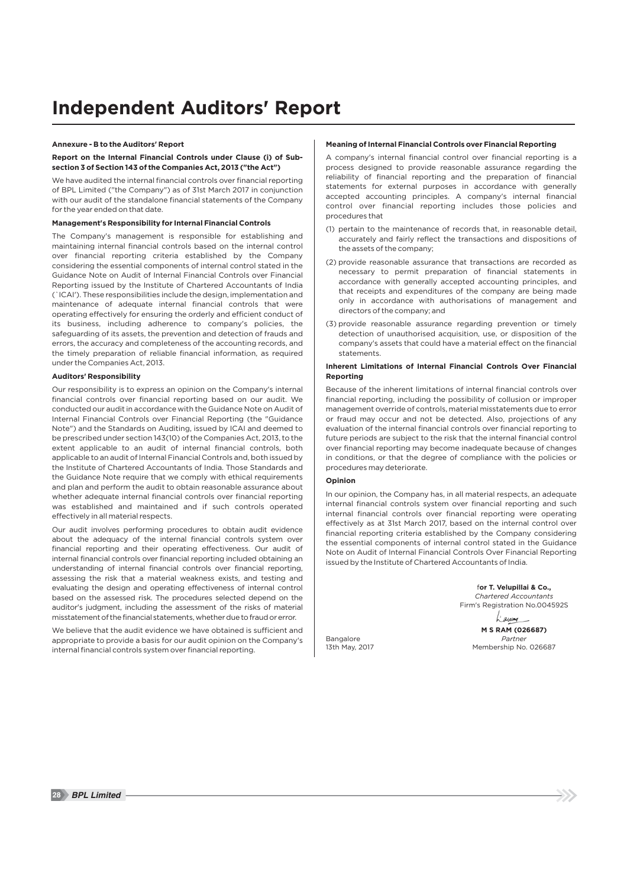# Independent Auditors' Report

**Annexure - B to the Auditors' Report**

**Report on the Internal Financial Controls under Clause (i) of Sub-section 3 of Section 143 of the Companies Act, 2013 ("the Act")**

We have audited the internal financial controls over financial reporting of BPL Limited ("the Company") as of 31st March 2017 in conjunction with our audit of the standalone financial statements of the Company for the year ended on that date.

**Management's Responsibility for Internal Financial Controls**

The Company's management is responsible for establishing and maintaining internal financial controls based on the internal control over financial reporting criteria established by the Company considering the essential components of internal control stated in the Guidance Note on Audit of Internal Financial Controls over Financial Reporting issued by the Institute of Chartered Accountants of India (`ICAI'). These responsibilities include the design, implementation and maintenance of adequate internal financial controls that were operating effectively for ensuring the orderly and efficient conduct of its business, including adherence to company's policies, the safeguarding of its assets, the prevention and detection of frauds and errors, the accuracy and completeness of the accounting records, and the timely preparation of reliable financial information, as required under the Companies Act, 2013.

**Auditors' Responsibility**

Our responsibility is to express an opinion on the Company's internal financial controls over financial reporting based on our audit. We conducted our audit in accordance with the Guidance Note on Audit of Internal Financial Controls over Financial Reporting (the "Guidance Note") and the Standards on Auditing, issued by ICAI and deemed to be prescribed under section 143(10) of the Companies Act, 2013, to the extent applicable to an audit of internal financial controls, both applicable to an audit of Internal Financial Controls and, both issued by the Institute of Chartered Accountants of India. Those Standards and the Guidance Note require that we comply with ethical requirements and plan and perform the audit to obtain reasonable assurance about whether adequate internal financial controls over financial reporting was established and maintained and if such controls operated effectively in all material respects.

Our audit involves performing procedures to obtain audit evidence about the adequacy of the internal financial controls system over financial reporting and their operating effectiveness. Our audit of internal financial controls over financial reporting included obtaining an understanding of internal financial controls over financial reporting, assessing the risk that a material weakness exists, and testing and evaluating the design and operating effectiveness of internal control based on the assessed risk. The procedures selected depend on the auditor's judgment, including the assessment of the risks of material misstatement of the financial statements, whether due to fraud or error.

We believe that the audit evidence we have obtained is sufficient and appropriate to provide a basis for our audit opinion on the Company's internal financial controls system over financial reporting.

**Meaning of Internal Financial Controls over Financial Reporting**

A company's internal financial control over financial reporting is a process designed to provide reasonable assurance regarding the reliability of financial reporting and the preparation of financial statements for external purposes in accordance with generally accepted accounting principles. A company's internal financial control over financial reporting includes those policies and procedures that

(1) pertain to the maintenance of records that, in reasonable detail, accurately and fairly reflect the transactions and dispositions of the assets of the company;

(2) provide reasonable assurance that transactions are recorded as necessary to permit preparation of financial statements in accordance with generally accepted accounting principles, and that receipts and expenditures of the company are being made only in accordance with authorisations of management and directors of the company; and

(3) provide reasonable assurance regarding prevention or timely detection of unauthorised acquisition, use, or disposition of the company's assets that could have a material effect on the financial statements.

**Inherent Limitations of Internal Financial Controls Over Financial Reporting**

Because of the inherent limitations of internal financial controls over financial reporting, including the possibility of collusion or improper management override of controls, material misstatements due to error or fraud may occur and not be detected. Also, projections of any evaluation of the internal financial controls over financial reporting to future periods are subject to the risk that the internal financial control over financial reporting may become inadequate because of changes in conditions, or that the degree of compliance with the policies or procedures may deteriorate.

**Opinion**

In our opinion, the Company has, in all material respects, an adequate internal financial controls system over financial reporting and such internal financial controls over financial reporting were operating effectively as at 31st March 2017, based on the internal control over financial reporting criteria established by the Company considering the essential components of internal control stated in the Guidance Note on Audit of Internal Financial Controls Over Financial Reporting issued by the Institute of Chartered Accountants of India.

**for T. Velupillai & Co.,**
*Chartered Accountants*
Firm's Registration No.004592S

**M S RAM (026687)**
*Partner*
Membership No. 026687

Bangalore
13th May, 2017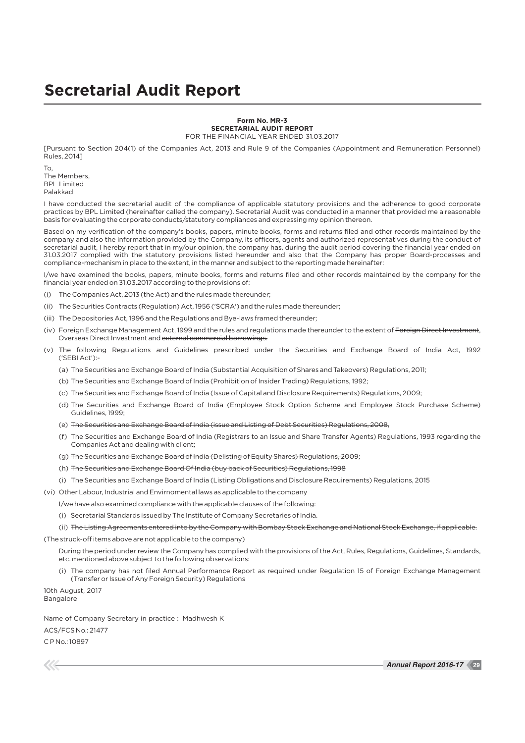# Secretarial Audit Report

**Form No. MR-3**
**SECRETARIAL AUDIT REPORT**
FOR THE FINANCIAL YEAR ENDED 31.03.2017

[Pursuant to Section 204(1) of the Companies Act, 2013 and Rule 9 of the Companies (Appointment and Remuneration Personnel) Rules, 2014]

To,
The Members,
BPL Limited
Palakkad

I have conducted the secretarial audit of the compliance of applicable statutory provisions and the adherence to good corporate practices by BPL Limited (hereinafter called the company). Secretarial Audit was conducted in a manner that provided me a reasonable basis for evaluating the corporate conducts/statutory compliances and expressing my opinion thereon.

Based on my verification of the company's books, papers, minute books, forms and returns filed and other records maintained by the company and also the information provided by the Company, its officers, agents and authorized representatives during the conduct of secretarial audit, I hereby report that in my/our opinion, the company has, during the audit period covering the financial year ended on 31.03.2017 complied with the statutory provisions listed hereunder and also that the Company has proper Board-processes and compliance-mechanism in place to the extent, in the manner and subject to the reporting made hereinafter:

I/we have examined the books, papers, minute books, forms and returns filed and other records maintained by the company for the financial year ended on 31.03.2017 according to the provisions of:

(i) The Companies Act, 2013 (the Act) and the rules made thereunder;

(ii) The Securities Contracts (Regulation) Act, 1956 ('SCRA') and the rules made thereunder;

(iii) The Depositories Act, 1996 and the Regulations and Bye-laws framed thereunder;

(iv) Foreign Exchange Management Act, 1999 and the rules and regulations made thereunder to the extent of ~~Foreign Direct Investment~~, Overseas Direct Investment and ~~external commercial borrowings.~~

(v) The following Regulations and Guidelines prescribed under the Securities and Exchange Board of India Act, 1992 ('SEBI Act'):-

(a) The Securities and Exchange Board of India (Substantial Acquisition of Shares and Takeovers) Regulations, 2011;

(b) The Securities and Exchange Board of India (Prohibition of Insider Trading) Regulations, 1992;

(c) The Securities and Exchange Board of India (Issue of Capital and Disclosure Requirements) Regulations, 2009;

(d) The Securities and Exchange Board of India (Employee Stock Option Scheme and Employee Stock Purchase Scheme) Guidelines, 1999;

(e) ~~The Securities and Exchange Board of India (issue and Listing of Debt Securities) Regulations, 2008;~~

(f) The Securities and Exchange Board of India (Registrars to an Issue and Share Transfer Agents) Regulations, 1993 regarding the Companies Act and dealing with client;

(g) ~~The Securities and Exchange Board of India (Delisting of Equity Shares) Regulations, 2009;~~

(h) ~~The Securities and Exchange Board Of India (buy back of Securities) Regulations, 1998~~

(i) The Securities and Exchange Board of India (Listing Obligations and Disclosure Requirements) Regulations, 2015

(vi) Other Labour, Industrial and Envirnomental laws as applicable to the company

I/we have also examined compliance with the applicable clauses of the following:

(i) Secretarial Standards issued by The Institute of Company Secretaries of India.

(ii) ~~The Listing Agreements entered into by the Company with Bombay Stock Exchange and National Stock Exchange, if applicable.~~

(The struck-off items above are not applicable to the company)

During the period under review the Company has complied with the provisions of the Act, Rules, Regulations, Guidelines, Standards, etc. mentioned above subject to the following observations:

(i) The company has not filed Annual Performance Report as required under Regulation 15 of Foreign Exchange Management (Transfer or Issue of Any Foreign Security) Regulations

10th August, 2017
Bangalore

Name of Company Secretary in practice : Madhwesh K

ACS/FCS No.: 21477

C P No.: 10897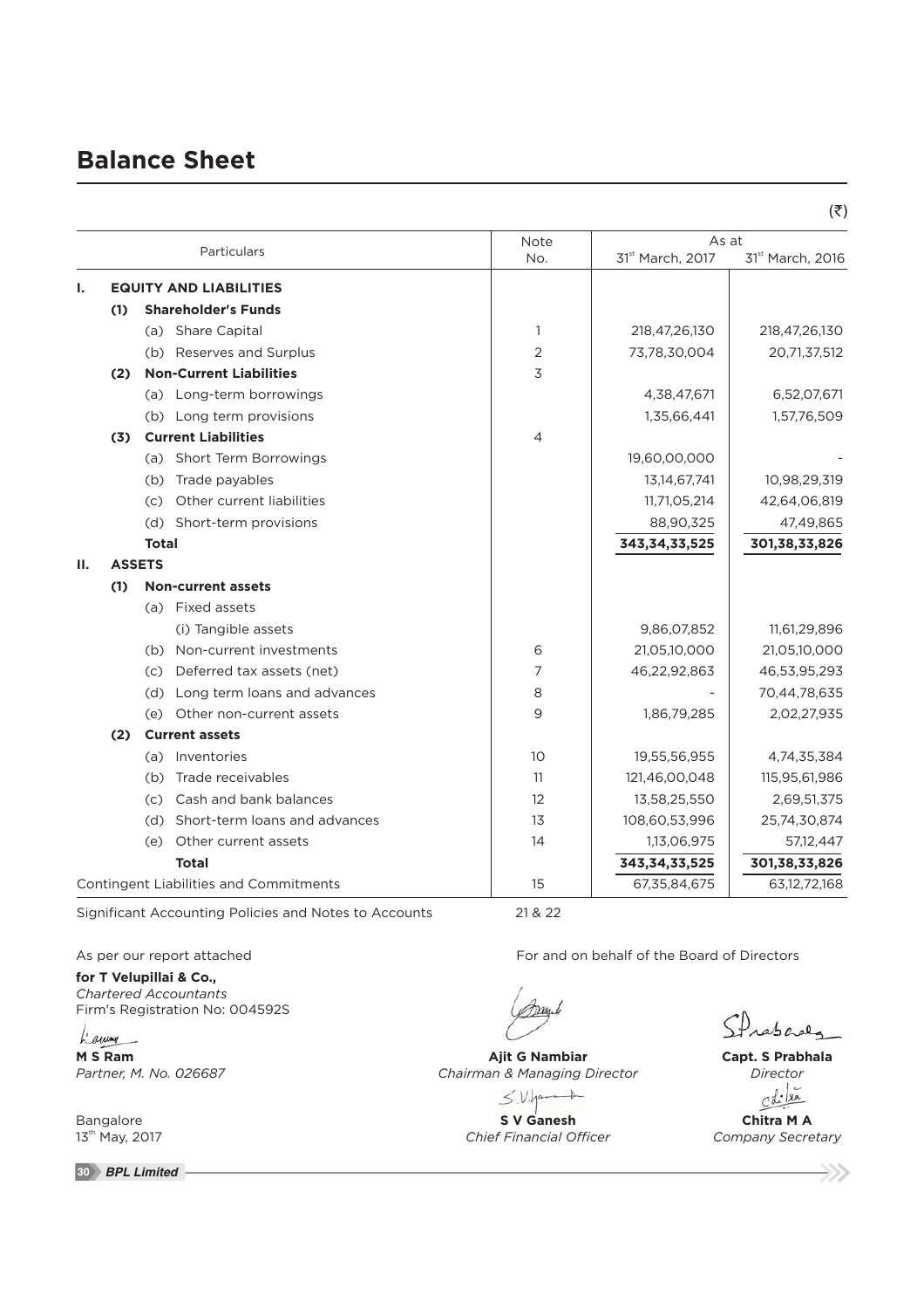# Balance Sheet

(₹)

| | | | Particulars | Note No. | As at 31st March, 2017 | As at 31st March, 2016 |
|---|---|---|---|---|---|---|
| **I.** | **EQUITY AND LIABILITIES** | | | | | |
| | **(1)** | **Shareholder's Funds** | | | | |
| | | (a) | Share Capital | 1 | 218,47,26,130 | 218,47,26,130 |
| | | (b) | Reserves and Surplus | 2 | 73,78,30,004 | 20,71,37,512 |
| | **(2)** | **Non-Current Liabilities** | | 3 | | |
| | | (a) | Long-term borrowings | | 4,38,47,671 | 6,52,07,671 |
| | | (b) | Long term provisions | | 1,35,66,441 | 1,57,76,509 |
| | **(3)** | **Current Liabilities** | | 4 | | |
| | | (a) | Short Term Borrowings | | 19,60,00,000 | - |
| | | (b) | Trade payables | | 13,14,67,741 | 10,98,29,319 |
| | | (c) | Other current liabilities | | 11,71,05,214 | 42,64,06,819 |
| | | (d) | Short-term provisions | | 88,90,325 | 47,49,865 |
| | | **Total** | | | **343,34,33,525** | **301,38,33,826** |
| **II.** | **ASSETS** | | | | | |
| | **(1)** | **Non-current assets** | | | | |
| | | (a) | Fixed assets | | | |
| | | | (i) Tangible assets | | 9,86,07,852 | 11,61,29,896 |
| | | (b) | Non-current investments | 6 | 21,05,10,000 | 21,05,10,000 |
| | | (c) | Deferred tax assets (net) | 7 | 46,22,92,863 | 46,53,95,293 |
| | | (d) | Long term loans and advances | 8 | - | 70,44,78,635 |
| | | (e) | Other non-current assets | 9 | 1,86,79,285 | 2,02,27,935 |
| | **(2)** | **Current assets** | | | | |
| | | (a) | Inventories | 10 | 19,55,56,955 | 4,74,35,384 |
| | | (b) | Trade receivables | 11 | 121,46,00,048 | 115,95,61,986 |
| | | (c) | Cash and bank balances | 12 | 13,58,25,550 | 2,69,51,375 |
| | | (d) | Short-term loans and advances | 13 | 108,60,53,996 | 25,74,30,874 |
| | | (e) | Other current assets | 14 | 1,13,06,975 | 57,12,447 |
| | | | **Total** | | **343,34,33,525** | **301,38,33,826** |
| Contingent Liabilities and Commitments | | | | 15 | 67,35,84,675 | 63,12,72,168 |

Significant Accounting Policies and Notes to Accounts 21 & 22

As per our report attached

**for T Velupillai & Co.,**
*Chartered Accountants*
Firm's Registration No: 004592S

**M S Ram**
*Partner, M. No. 026687*

Bangalore
13th May, 2017

For and on behalf of the Board of Directors

**Ajit G Nambiar**
*Chairman & Managing Director*

**Capt. S Prabhala**
*Director*

**S V Ganesh**
*Chief Financial Officer*

**Chitra M A**
*Company Secretary*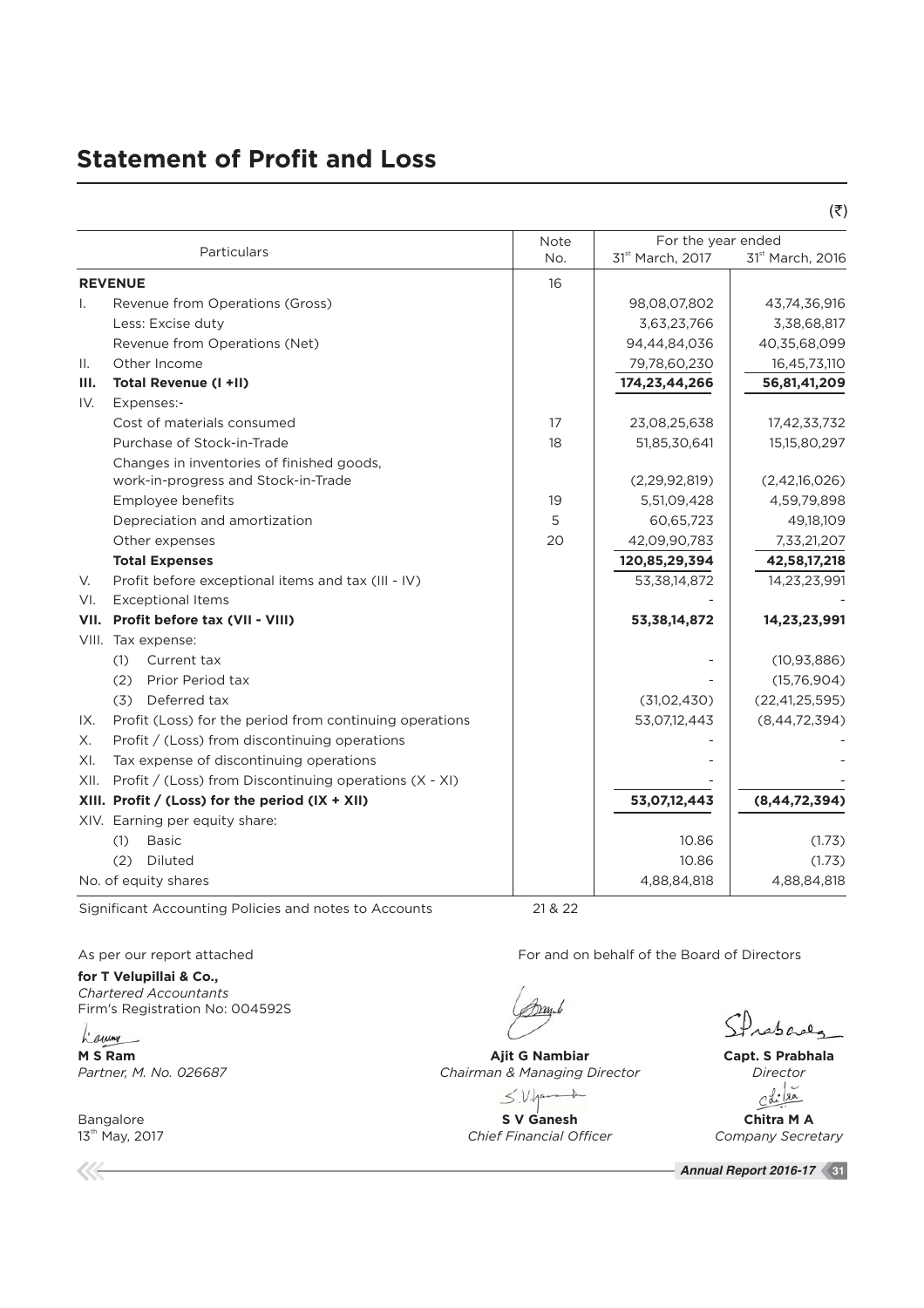# Statement of Profit and Loss

(₹)

| | Particulars | Note No. | For the year ended 31st March, 2017 | For the year ended 31st March, 2016 |
|---|---|---|---|---|
| | **REVENUE** | 16 | | |
| I. | Revenue from Operations (Gross) | | 98,08,07,802 | 43,74,36,916 |
| | Less: Excise duty | | 3,63,23,766 | 3,38,68,817 |
| | Revenue from Operations (Net) | | 94,44,84,036 | 40,35,68,099 |
| II. | Other Income | | 79,78,60,230 | 16,45,73,110 |
| **III.** | **Total Revenue (I +II)** | | **174,23,44,266** | **56,81,41,209** |
| IV. | Expenses:- | | | |
| | Cost of materials consumed | 17 | 23,08,25,638 | 17,42,33,732 |
| | Purchase of Stock-in-Trade | 18 | 51,85,30,641 | 15,15,80,297 |
| | Changes in inventories of finished goods, work-in-progress and Stock-in-Trade | | (2,29,92,819) | (2,42,16,026) |
| | Employee benefits | 19 | 5,51,09,428 | 4,59,79,898 |
| | Depreciation and amortization | 5 | 60,65,723 | 49,18,109 |
| | Other expenses | 20 | 42,09,90,783 | 7,33,21,207 |
| | **Total Expenses** | | **120,85,29,394** | **42,58,17,218** |
| V. | Profit before exceptional items and tax (III - IV) | | 53,38,14,872 | 14,23,23,991 |
| VI. | Exceptional Items | | - | - |
| **VII.** | **Profit before tax (VII - VIII)** | | **53,38,14,872** | **14,23,23,991** |
| VIII. | Tax expense: | | | |
| | (1) Current tax | | - | (10,93,886) |
| | (2) Prior Period tax | | - | (15,76,904) |
| | (3) Deferred tax | | (31,02,430) | (22,41,25,595) |
| IX. | Profit (Loss) for the period from continuing operations | | 53,07,12,443 | (8,44,72,394) |
| X. | Profit / (Loss) from discontinuing operations | | - | - |
| XI. | Tax expense of discontinuing operations | | - | - |
| XII. | Profit / (Loss) from Discontinuing operations (X - XI) | | - | - |
| **XIII.** | **Profit / (Loss) for the period (IX + XII)** | | **53,07,12,443** | **(8,44,72,394)** |
| XIV. | Earning per equity share: | | | |
| | (1) Basic | | 10.86 | (1.73) |
| | (2) Diluted | | 10.86 | (1.73) |
| | No. of equity shares | | 4,88,84,818 | 4,88,84,818 |

Significant Accounting Policies and notes to Accounts 21 & 22

As per our report attached

**for T Velupillai & Co.,**
*Chartered Accountants*
Firm's Registration No: 004592S

**M S Ram**
*Partner, M. No. 026687*

Bangalore
13th May, 2017

For and on behalf of the Board of Directors

**Ajit G Nambiar**
*Chairman & Managing Director*

**Capt. S Prabhala**
*Director*

**S V Ganesh**
*Chief Financial Officer*

**Chitra M A**
*Company Secretary*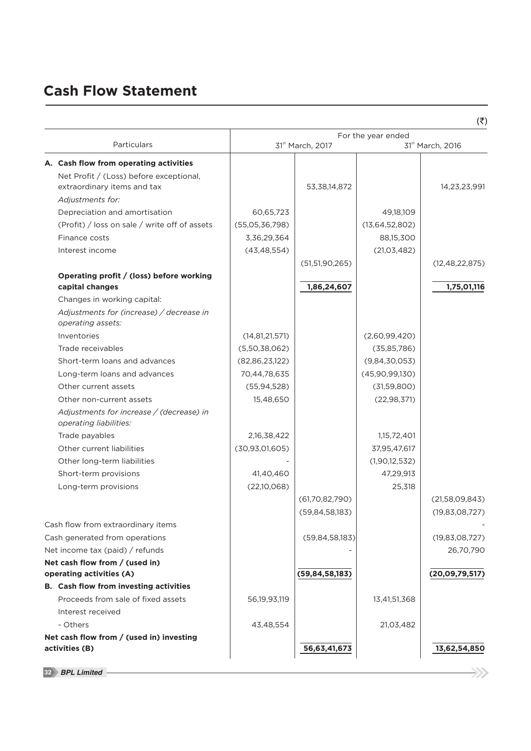# Cash Flow Statement

(₹)

| Particulars | For the year ended 31st March, 2017 | | For the year ended 31st March, 2016 | |
|---|---|---|---|---|
| **A. Cash flow from operating activities** | | | | |
| Net Profit / (Loss) before exceptional, extraordinary items and tax | | 53,38,14,872 | | 14,23,23,991 |
| *Adjustments for:* | | | | |
| Depreciation and amortisation | 60,65,723 | | 49,18,109 | |
| (Profit) / loss on sale / write off of assets | (55,05,36,798) | | (13,64,52,802) | |
| Finance costs | 3,36,29,364 | | 88,15,300 | |
| Interest income | (43,48,554) | | (21,03,482) | |
| | | (51,51,90,265) | | (12,48,22,875) |
| **Operating profit / (loss) before working capital changes** | | **1,86,24,607** | | **1,75,01,116** |
| Changes in working capital: | | | | |
| *Adjustments for (increase) / decrease in operating assets:* | | | | |
| Inventories | (14,81,21,571) | | (2,60,99,420) | |
| Trade receivables | (5,50,38,062) | | (35,85,786) | |
| Short-term loans and advances | (82,86,23,122) | | (9,84,30,053) | |
| Long-term loans and advances | 70,44,78,635 | | (45,90,99,130) | |
| Other current assets | (55,94,528) | | (31,59,800) | |
| Other non-current assets | 15,48,650 | | (22,98,371) | |
| *Adjustments for increase / (decrease) in operating liabilities:* | | | | |
| Trade payables | 2,16,38,422 | | 1,15,72,401 | |
| Other current liabilities | (30,93,01,605) | | 37,95,47,617 | |
| Other long-term liabilities | - | | (1,90,12,532) | |
| Short-term provisions | 41,40,460 | | 47,29,913 | |
| Long-term provisions | (22,10,068) | | 25,318 | |
| | | (61,70,82,790) | | (21,58,09,843) |
| | | (59,84,58,183) | | (19,83,08,727) |
| Cash flow from extraordinary items | | | | - |
| Cash generated from operations | | (59,84,58,183) | | (19,83,08,727) |
| Net income tax (paid) / refunds | | - | | 26,70,790 |
| **Net cash flow from / (used in) operating activities (A)** | | **(59,84,58,183)** | | **(20,09,79,517)** |
| **B. Cash flow from investing activities** | | | | |
| Proceeds from sale of fixed assets | 56,19,93,119 | | 13,41,51,368 | |
| Interest received | | | | |
| - Others | 43,48,554 | | 21,03,482 | |
| **Net cash flow from / (used in) investing activities (B)** | | **56,63,41,673** | | **13,62,54,850** |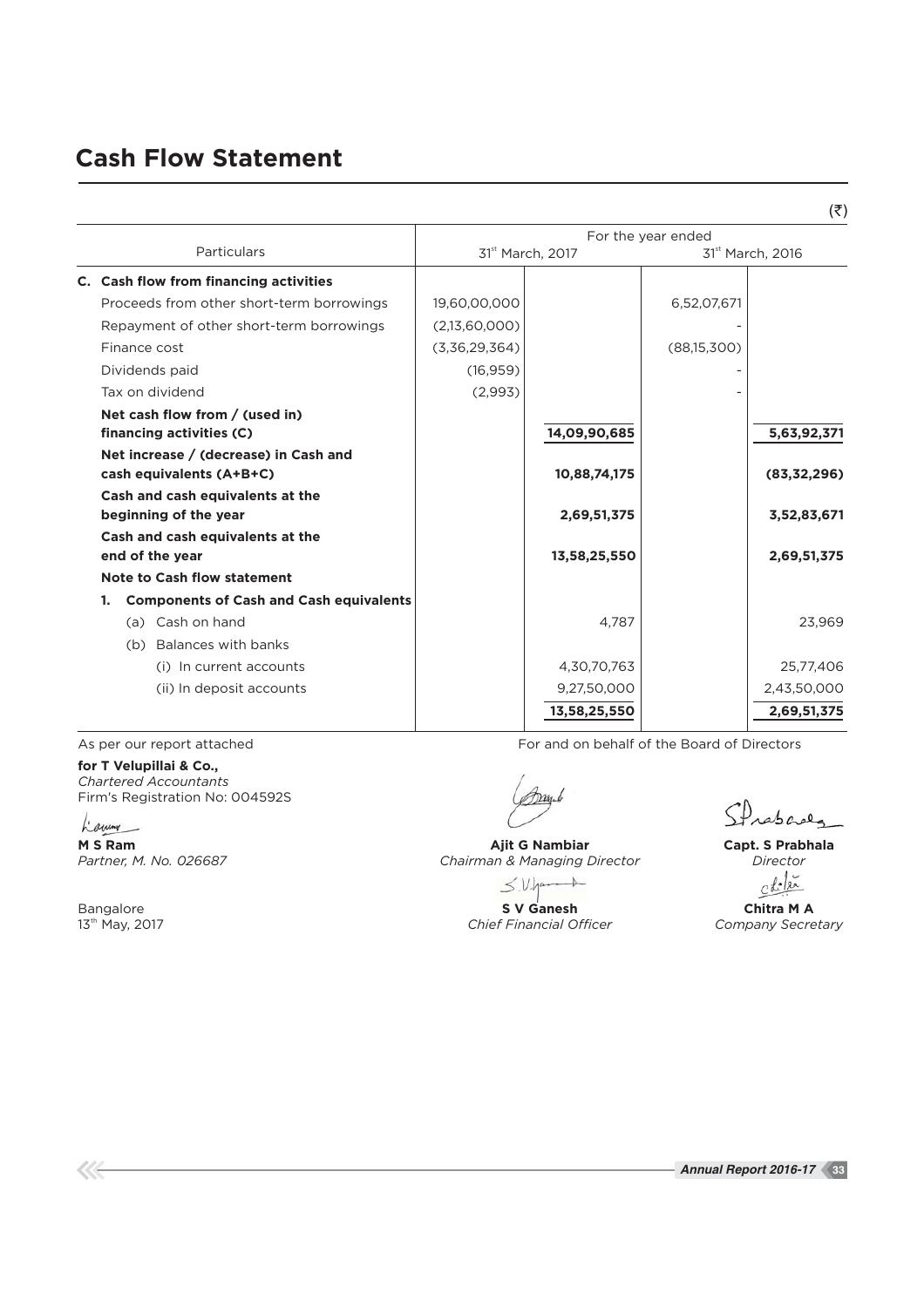# Cash Flow Statement

(₹)

| Particulars | For the year ended 31st March, 2017 | | For the year ended 31st March, 2016 | |
|---|---|---|---|---|
| **C. Cash flow from financing activities** | | | | |
| Proceeds from other short-term borrowings | 19,60,00,000 | | 6,52,07,671 | |
| Repayment of other short-term borrowings | (2,13,60,000) | | - | |
| Finance cost | (3,36,29,364) | | (88,15,300) | |
| Dividends paid | (16,959) | | - | |
| Tax on dividend | (2,993) | | - | |
| **Net cash flow from / (used in) financing activities (C)** | | **14,09,90,685** | | **5,63,92,371** |
| **Net increase / (decrease) in Cash and cash equivalents (A+B+C)** | | **10,88,74,175** | | **(83,32,296)** |
| **Cash and cash equivalents at the beginning of the year** | | **2,69,51,375** | | **3,52,83,671** |
| **Cash and cash equivalents at the end of the year** | | **13,58,25,550** | | **2,69,51,375** |
| **Note to Cash flow statement** | | | | |
| **1. Components of Cash and Cash equivalents** | | | | |
| (a) Cash on hand | | 4,787 | | 23,969 |
| (b) Balances with banks | | | | |
| (i) In current accounts | | 4,30,70,763 | | 25,77,406 |
| (ii) In deposit accounts | | 9,27,50,000 | | 2,43,50,000 |
| | | 13,58,25,550 | | 2,69,51,375 |

As per our report attached

**for T Velupillai & Co.,**
*Chartered Accountants*
Firm's Registration No: 004592S

**M S Ram**
*Partner, M. No. 026687*

Bangalore
13th May, 2017

For and on behalf of the Board of Directors

**Ajit G Nambiar**
*Chairman & Managing Director*

**Capt. S Prabhala**
*Director*

**S V Ganesh**
*Chief Financial Officer*

**Chitra M A**
*Company Secretary*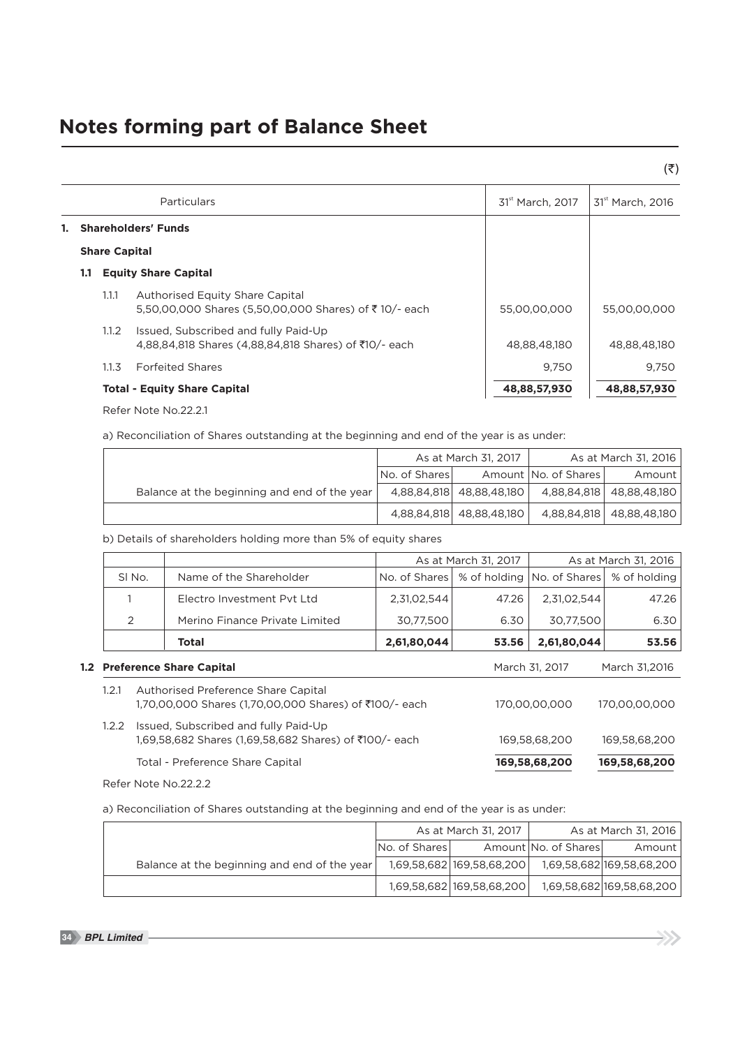# Notes forming part of Balance Sheet

(₹)

| | Particulars | 31st March, 2017 | 31st March, 2016 |
|---|---|---|---|
| **1.** | **Shareholders' Funds** | | |
| | **Share Capital** | | |
| **1.1** | **Equity Share Capital** | | |
| 1.1.1 | Authorised Equity Share Capital<br>5,50,00,000 Shares (5,50,00,000 Shares) of ₹ 10/- each | 55,00,00,000 | 55,00,00,000 |
| 1.1.2 | Issued, Subscribed and fully Paid-Up<br>4,88,84,818 Shares (4,88,84,818 Shares) of ₹10/- each | 48,88,48,180 | 48,88,48,180 |
| 1.1.3 | Forfeited Shares | 9,750 | 9,750 |
| | **Total - Equity Share Capital** | **48,88,57,930** | **48,88,57,930** |

Refer Note No.22.2.1

a) Reconciliation of Shares outstanding at the beginning and end of the year is as under:

| | As at March 31, 2017 | | As at March 31, 2016 | |
|---|---|---|---|---|
| | No. of Shares | Amount | No. of Shares | Amount |
| Balance at the beginning and end of the year | 4,88,84,818 | 48,88,48,180 | 4,88,84,818 | 48,88,48,180 |
| | 4,88,84,818 | 48,88,48,180 | 4,88,84,818 | 48,88,48,180 |

b) Details of shareholders holding more than 5% of equity shares

| | | As at March 31, 2017 | | As at March 31, 2016 | |
|---|---|---|---|---|---|
| Sl No. | Name of the Shareholder | No. of Shares | % of holding | No. of Shares | % of holding |
| 1 | Electro Investment Pvt Ltd | 2,31,02,544 | 47.26 | 2,31,02,544 | 47.26 |
| 2 | Merino Finance Private Limited | 30,77,500 | 6.30 | 30,77,500 | 6.30 |
| | **Total** | **2,61,80,044** | **53.56** | **2,61,80,044** | **53.56** |

| **1.2** | **Preference Share Capital** | March 31, 2017 | March 31,2016 |
|---|---|---|---|
| 1.2.1 | Authorised Preference Share Capital<br>1,70,00,000 Shares (1,70,00,000 Shares) of ₹100/- each | 170,00,00,000 | 170,00,00,000 |
| 1.2.2 | Issued, Subscribed and fully Paid-Up<br>1,69,58,682 Shares (1,69,58,682 Shares) of ₹100/- each | 169,58,68,200 | 169,58,68,200 |
| | Total - Preference Share Capital | **169,58,68,200** | **169,58,68,200** |

Refer Note No.22.2.2

a) Reconciliation of Shares outstanding at the beginning and end of the year is as under:

| | As at March 31, 2017 | | As at March 31, 2016 | |
|---|---|---|---|---|
| | No. of Shares | Amount | No. of Shares | Amount |
| Balance at the beginning and end of the year | 1,69,58,682 | 169,58,68,200 | 1,69,58,682 | 169,58,68,200 |
| | 1,69,58,682 | 169,58,68,200 | 1,69,58,682 | 169,58,68,200 |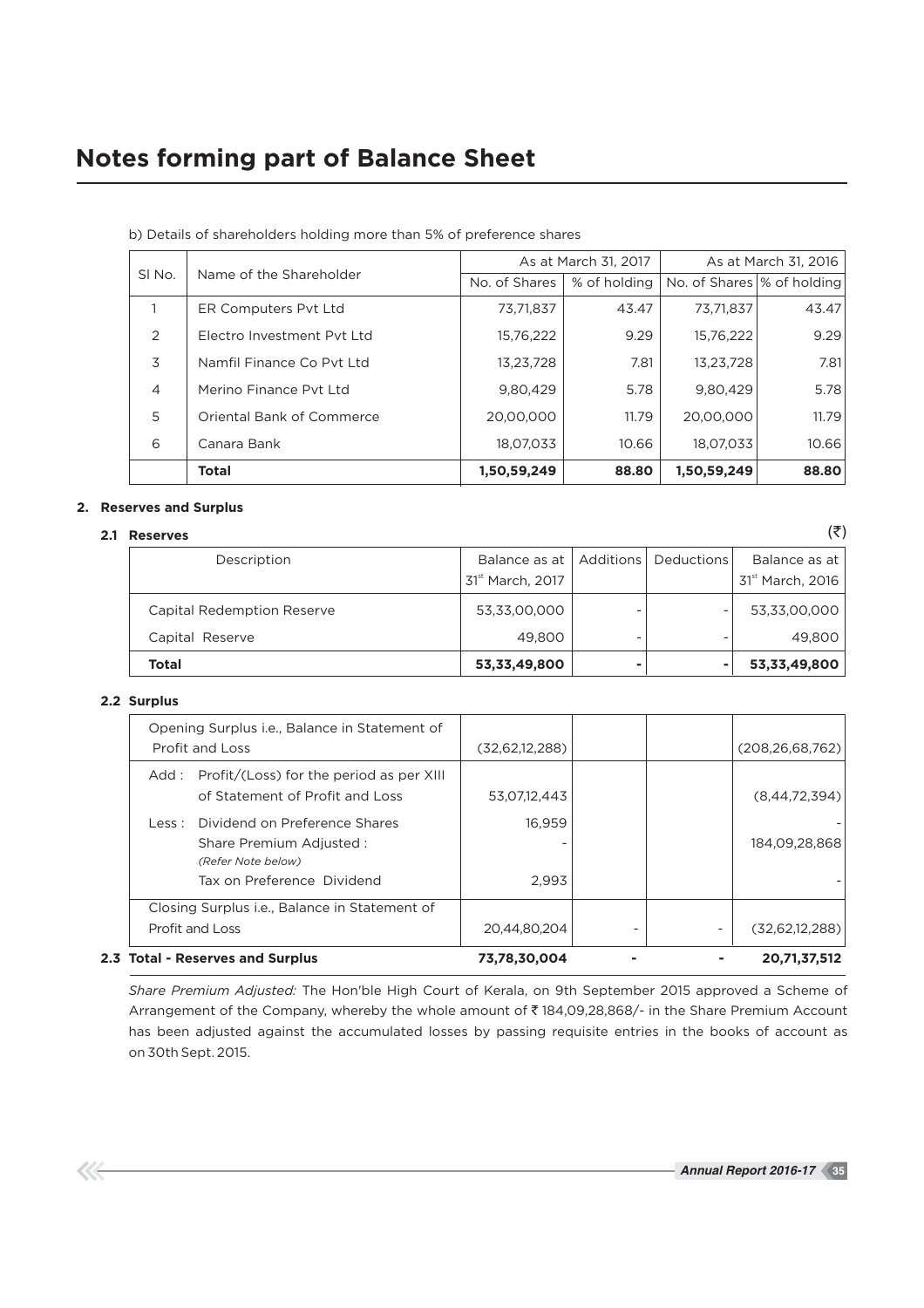# Notes forming part of Balance Sheet

b) Details of shareholders holding more than 5% of preference shares

| Sl No. | Name of the Shareholder | As at March 31, 2017 | | As at March 31, 2016 | |
|---|---|---|---|---|---|
| | | No. of Shares | % of holding | No. of Shares | % of holding |
| 1 | ER Computers Pvt Ltd | 73,71,837 | 43.47 | 73,71,837 | 43.47 |
| 2 | Electro Investment Pvt Ltd | 15,76,222 | 9.29 | 15,76,222 | 9.29 |
| 3 | Namfil Finance Co Pvt Ltd | 13,23,728 | 7.81 | 13,23,728 | 7.81 |
| 4 | Merino Finance Pvt Ltd | 9,80,429 | 5.78 | 9,80,429 | 5.78 |
| 5 | Oriental Bank of Commerce | 20,00,000 | 11.79 | 20,00,000 | 11.79 |
| 6 | Canara Bank | 18,07,033 | 10.66 | 18,07,033 | 10.66 |
| | **Total** | **1,50,59,249** | **88.80** | **1,50,59,249** | **88.80** |

## 2. Reserves and Surplus

### 2.1 Reserves

(₹)

| Description | Balance as at 31st March, 2017 | Additions | Deductions | Balance as at 31st March, 2016 |
|---|---|---|---|---|
| Capital Redemption Reserve | 53,33,00,000 | - | - | 53,33,00,000 |
| Capital Reserve | 49,800 | - | - | 49,800 |
| **Total** | **53,33,49,800** | **-** | **-** | **53,33,49,800** |

### 2.2 Surplus

| Description | Balance as at 31st March, 2017 | Additions | Deductions | Balance as at 31st March, 2016 |
|---|---|---|---|---|
| Opening Surplus i.e., Balance in Statement of Profit and Loss | (32,62,12,288) | | | (208,26,68,762) |
| Add : Profit/(Loss) for the period as per XIII of Statement of Profit and Loss | 53,07,12,443 | | | (8,44,72,394) |
| Less : Dividend on Preference Shares | 16,959 | | | - |
| Share Premium Adjusted : *(Refer Note below)* | - | | | 184,09,28,868 |
| Tax on Preference Dividend | 2,993 | | | - |
| Closing Surplus i.e., Balance in Statement of Profit and Loss | 20,44,80,204 | - | - | (32,62,12,288) |
| **2.3 Total - Reserves and Surplus** | **73,78,30,004** | **-** | **-** | **20,71,37,512** |

*Share Premium Adjusted:* The Hon'ble High Court of Kerala, on 9th September 2015 approved a Scheme of Arrangement of the Company, whereby the whole amount of ₹ 184,09,28,868/- in the Share Premium Account has been adjusted against the accumulated losses by passing requisite entries in the books of account as on 30th Sept. 2015.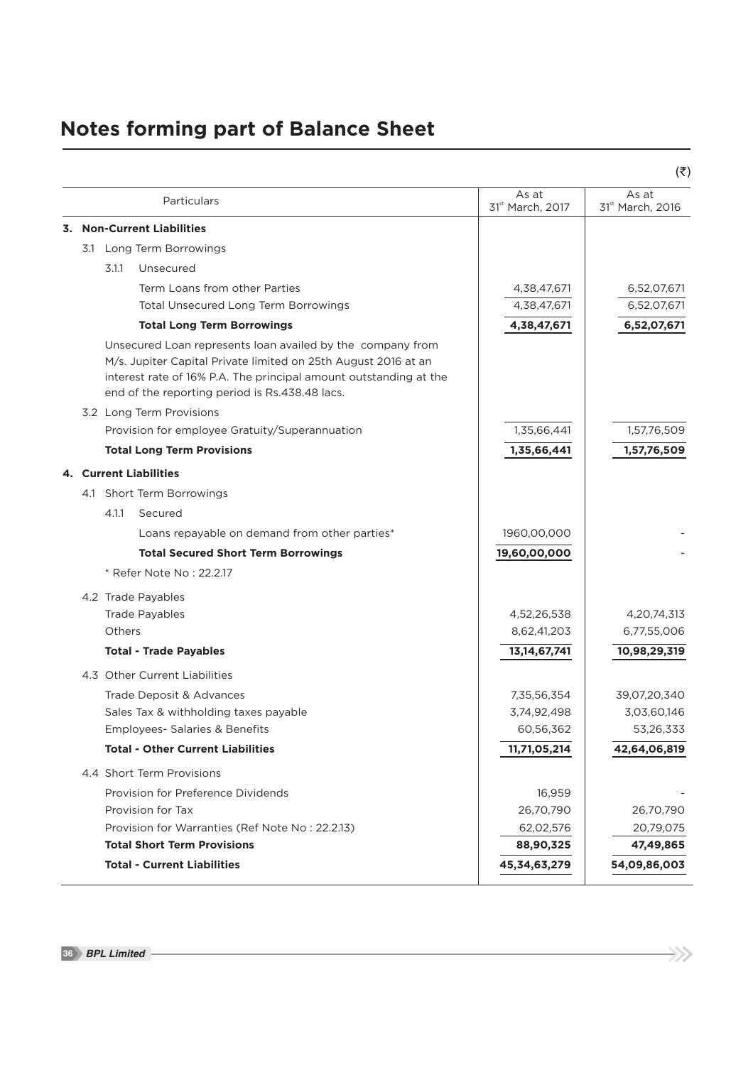# Notes forming part of Balance Sheet

(₹)

| Particulars | As at 31st March, 2017 | As at 31st March, 2016 |
|---|---|---|
| **3. Non-Current Liabilities** | | |
| 3.1 Long Term Borrowings | | |
| 3.1.1 Unsecured | | |
| Term Loans from other Parties | 4,38,47,671 | 6,52,07,671 |
| Total Unsecured Long Term Borrowings | 4,38,47,671 | 6,52,07,671 |
| **Total Long Term Borrowings** | **4,38,47,671** | **6,52,07,671** |
| Unsecured Loan represents loan availed by the company from M/s. Jupiter Capital Private limited on 25th August 2016 at an interest rate of 16% P.A. The principal amount outstanding at the end of the reporting period is Rs.438.48 lacs. | | |
| 3.2 Long Term Provisions | | |
| Provision for employee Gratuity/Superannuation | 1,35,66,441 | 1,57,76,509 |
| **Total Long Term Provisions** | **1,35,66,441** | **1,57,76,509** |
| **4. Current Liabilities** | | |
| 4.1 Short Term Borrowings | | |
| 4.1.1 Secured | | |
| Loans repayable on demand from other parties* | 1960,00,000 | - |
| **Total Secured Short Term Borrowings** | **19,60,00,000** | - |
| * Refer Note No : 22.2.17 | | |
| 4.2 Trade Payables | | |
| Trade Payables | 4,52,26,538 | 4,20,74,313 |
| Others | 8,62,41,203 | 6,77,55,006 |
| **Total - Trade Payables** | **13,14,67,741** | **10,98,29,319** |
| 4.3 Other Current Liabilities | | |
| Trade Deposit & Advances | 7,35,56,354 | 39,07,20,340 |
| Sales Tax & withholding taxes payable | 3,74,92,498 | 3,03,60,146 |
| Employees- Salaries & Benefits | 60,56,362 | 53,26,333 |
| **Total - Other Current Liabilities** | **11,71,05,214** | **42,64,06,819** |
| 4.4 Short Term Provisions | | |
| Provision for Preference Dividends | 16,959 | - |
| Provision for Tax | 26,70,790 | 26,70,790 |
| Provision for Warranties (Ref Note No : 22.2.13) | 62,02,576 | 20,79,075 |
| **Total Short Term Provisions** | **88,90,325** | **47,49,865** |
| **Total - Current Liabilities** | **45,34,63,279** | **54,09,86,003** |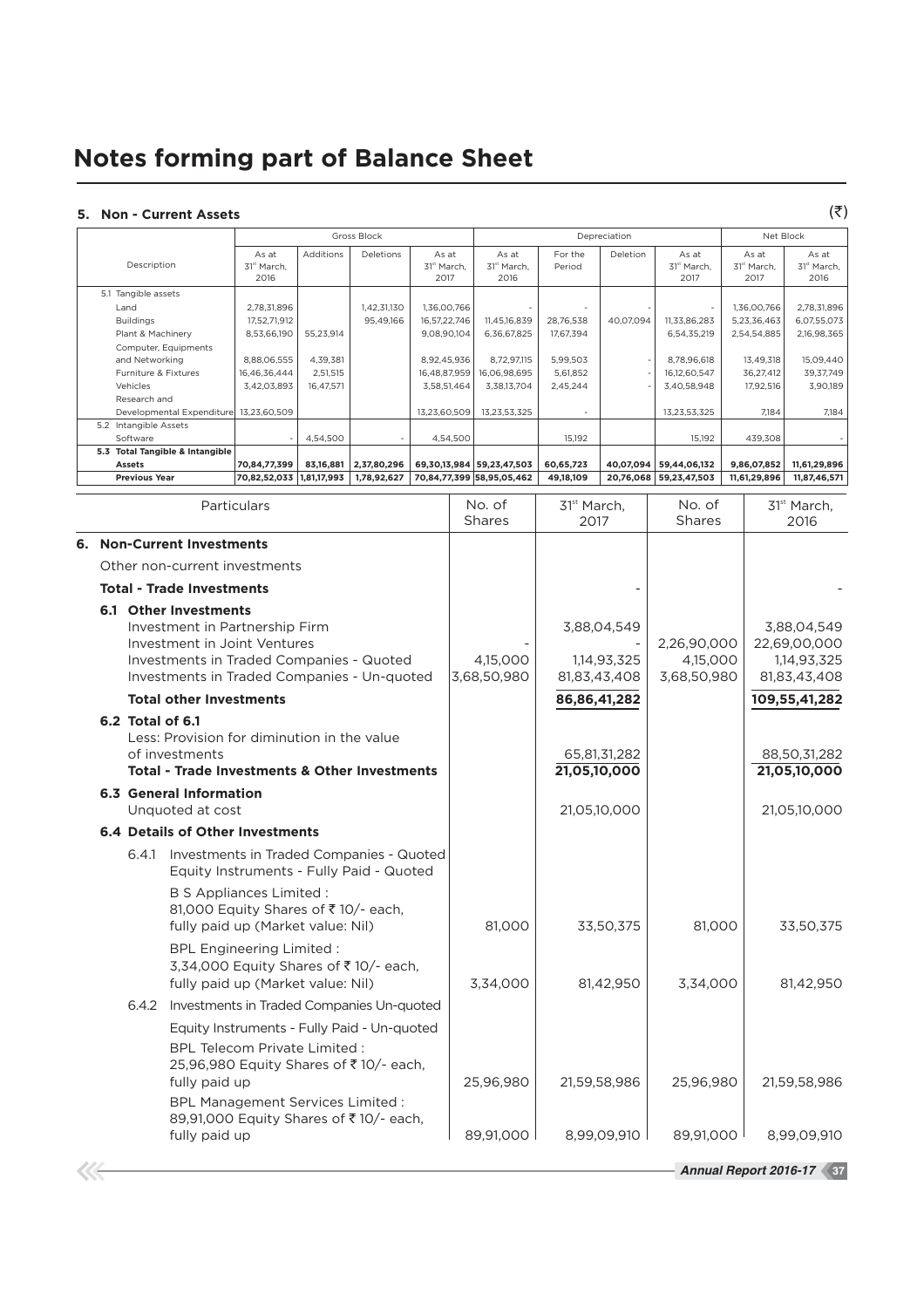# Notes forming part of Balance Sheet

## 5. Non - Current Assets

(₹)

| Description | Gross Block | | | | Depreciation | | | | Net Block | |
|---|---|---|---|---|---|---|---|---|---|---|
| | As at 31st March, 2016 | Additions | Deletions | As at 31st March, 2017 | As at 31st March, 2016 | For the Period | Deletion | As at 31st March, 2017 | As at 31st March, 2017 | As at 31st March, 2016 |
| 5.1 Tangible assets | | | | | | | | | | |
| Land | 2,78,31,896 | | 1,42,31,130 | 1,36,00,766 | - | - | - | - | 1,36,00,766 | 2,78,31,896 |
| Buildings | 17,52,71,912 | | 95,49,166 | 16,57,22,746 | 11,45,16,839 | 28,76,538 | 40,07,094 | 11,33,86,283 | 5,23,36,463 | 6,07,55,073 |
| Plant & Machinery | 8,53,66,190 | 55,23,914 | | 9,08,90,104 | 6,36,67,825 | 17,67,394 | | 6,54,35,219 | 2,54,54,885 | 2,16,98,365 |
| Computer, Equipments and Networking | 8,88,06,555 | 4,39,381 | | 8,92,45,936 | 8,72,97,115 | 5,99,503 | - | 8,78,96,618 | 13,49,318 | 15,09,440 |
| Furniture & Fixtures | 16,46,36,444 | 2,51,515 | | 16,48,87,959 | 16,06,98,695 | 5,61,852 | - | 16,12,60,547 | 36,27,412 | 39,37,749 |
| Vehicles | 3,42,03,893 | 16,47,571 | | 3,58,51,464 | 3,38,13,704 | 2,45,244 | - | 3,40,58,948 | 17,92,516 | 3,90,189 |
| Research and Developmental Expenditure | 13,23,60,509 | | | 13,23,60,509 | 13,23,53,325 | - | | 13,23,53,325 | 7,184 | 7,184 |
| 5.2 Intangible Assets | | | | | | | | | | |
| Software | - | 4,54,500 | - | 4,54,500 | | 15,192 | | 15,192 | 439,308 | - |
| **5.3 Total Tangible & Intangible Assets** | **70,84,77,399** | **83,16,881** | **2,37,80,296** | **69,30,13,984** | **59,23,47,503** | **60,65,723** | **40,07,094** | **59,44,06,132** | **9,86,07,852** | **11,61,29,896** |
| **Previous Year** | **70,82,52,033** | **1,81,17,993** | **1,78,92,627** | **70,84,77,399** | **58,95,05,462** | **49,18,109** | **20,76,068** | **59,23,47,503** | **11,61,29,896** | **11,87,46,571** |

| Particulars | No. of Shares | 31st March, 2017 | No. of Shares | 31st March, 2016 |
|---|---|---|---|---|
| **6. Non-Current Investments** | | | | |
| Other non-current investments | | | | |
| **Total - Trade Investments** | | - | | - |
| **6.1 Other Investments** | | | | |
| Investment in Partnership Firm | | 3,88,04,549 | | 3,88,04,549 |
| Investment in Joint Ventures | - | - | 2,26,90,000 | 22,69,00,000 |
| Investments in Traded Companies - Quoted | 4,15,000 | 1,14,93,325 | 4,15,000 | 1,14,93,325 |
| Investments in Traded Companies - Un-quoted | 3,68,50,980 | 81,83,43,408 | 3,68,50,980 | 81,83,43,408 |
| **Total other Investments** | | **86,86,41,282** | | **109,55,41,282** |
| **6.2 Total of 6.1** | | | | |
| Less: Provision for diminution in the value of investments | | 65,81,31,282 | | 88,50,31,282 |
| **Total - Trade Investments & Other Investments** | | **21,05,10,000** | | **21,05,10,000** |
| **6.3 General Information** | | | | |
| Unquoted at cost | | 21,05,10,000 | | 21,05,10,000 |
| **6.4 Details of Other Investments** | | | | |
| 6.4.1 Investments in Traded Companies - Quoted Equity Instruments - Fully Paid - Quoted | | | | |
| B S Appliances Limited : 81,000 Equity Shares of ₹ 10/- each, fully paid up (Market value: Nil) | 81,000 | 33,50,375 | 81,000 | 33,50,375 |
| BPL Engineering Limited : 3,34,000 Equity Shares of ₹ 10/- each, fully paid up (Market value: Nil) | 3,34,000 | 81,42,950 | 3,34,000 | 81,42,950 |
| 6.4.2 Investments in Traded Companies Un-quoted | | | | |
| Equity Instruments - Fully Paid - Un-quoted | | | | |
| BPL Telecom Private Limited : 25,96,980 Equity Shares of ₹ 10/- each, fully paid up | 25,96,980 | 21,59,58,986 | 25,96,980 | 21,59,58,986 |
| BPL Management Services Limited : 89,91,000 Equity Shares of ₹ 10/- each, fully paid up | 89,91,000 | 8,99,09,910 | 89,91,000 | 8,99,09,910 |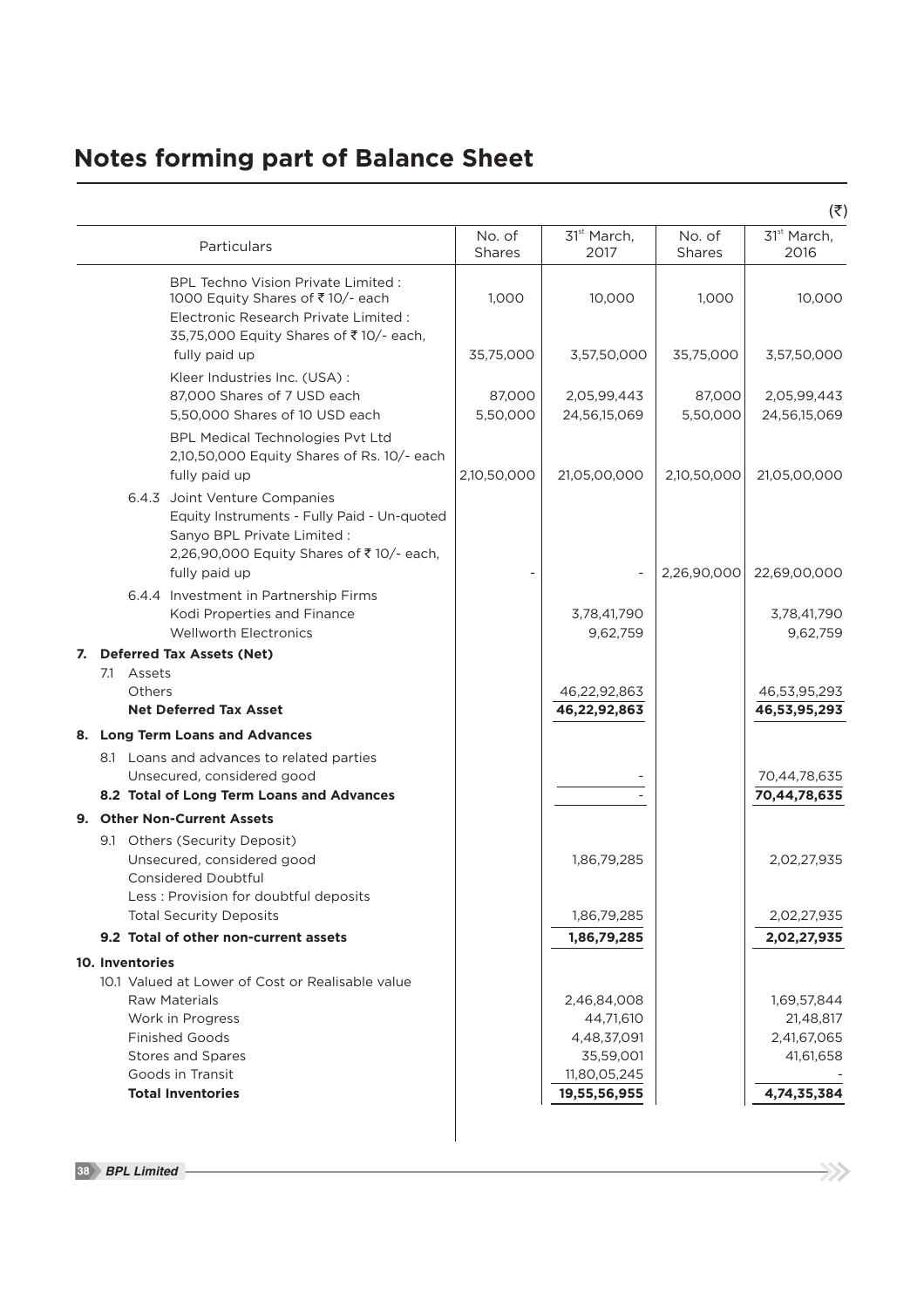# Notes forming part of Balance Sheet

(₹)

| Particulars | No. of Shares | 31st March, 2017 | No. of Shares | 31st March, 2016 |
|---|---|---|---|---|
| BPL Techno Vision Private Limited : 1000 Equity Shares of ₹ 10/- each | 1,000 | 10,000 | 1,000 | 10,000 |
| Electronic Research Private Limited : 35,75,000 Equity Shares of ₹ 10/- each, fully paid up | 35,75,000 | 3,57,50,000 | 35,75,000 | 3,57,50,000 |
| Kleer Industries Inc. (USA) : 87,000 Shares of 7 USD each | 87,000 | 2,05,99,443 | 87,000 | 2,05,99,443 |
| 5,50,000 Shares of 10 USD each | 5,50,000 | 24,56,15,069 | 5,50,000 | 24,56,15,069 |
| BPL Medical Technologies Pvt Ltd 2,10,50,000 Equity Shares of Rs. 10/- each fully paid up | 2,10,50,000 | 21,05,00,000 | 2,10,50,000 | 21,05,00,000 |
| 6.4.3 Joint Venture Companies Equity Instruments - Fully Paid - Un-quoted | | | | |
| Sanyo BPL Private Limited : 2,26,90,000 Equity Shares of ₹ 10/- each, fully paid up | - | - | 2,26,90,000 | 22,69,00,000 |
| 6.4.4 Investment in Partnership Firms | | | | |
| Kodi Properties and Finance | | 3,78,41,790 | | 3,78,41,790 |
| Wellworth Electronics | | 9,62,759 | | 9,62,759 |
| **7. Deferred Tax Assets (Net)** | | | | |
| 7.1 Assets | | | | |
| Others | | 46,22,92,863 | | 46,53,95,293 |
| **Net Deferred Tax Asset** | | **46,22,92,863** | | **46,53,95,293** |
| **8. Long Term Loans and Advances** | | | | |
| 8.1 Loans and advances to related parties | | | | |
| Unsecured, considered good | | - | | 70,44,78,635 |
| **8.2 Total of Long Term Loans and Advances** | | - | | **70,44,78,635** |
| **9. Other Non-Current Assets** | | | | |
| 9.1 Others (Security Deposit) | | | | |
| Unsecured, considered good | | 1,86,79,285 | | 2,02,27,935 |
| Considered Doubtful | | | | |
| Less : Provision for doubtful deposits | | | | |
| Total Security Deposits | | 1,86,79,285 | | 2,02,27,935 |
| **9.2 Total of other non-current assets** | | **1,86,79,285** | | **2,02,27,935** |
| **10. Inventories** | | | | |
| 10.1 Valued at Lower of Cost or Realisable value | | | | |
| Raw Materials | | 2,46,84,008 | | 1,69,57,844 |
| Work in Progress | | 44,71,610 | | 21,48,817 |
| Finished Goods | | 4,48,37,091 | | 2,41,67,065 |
| Stores and Spares | | 35,59,001 | | 41,61,658 |
| Goods in Transit | | 11,80,05,245 | | - |
| **Total Inventories** | | **19,55,56,955** | | **4,74,35,384** |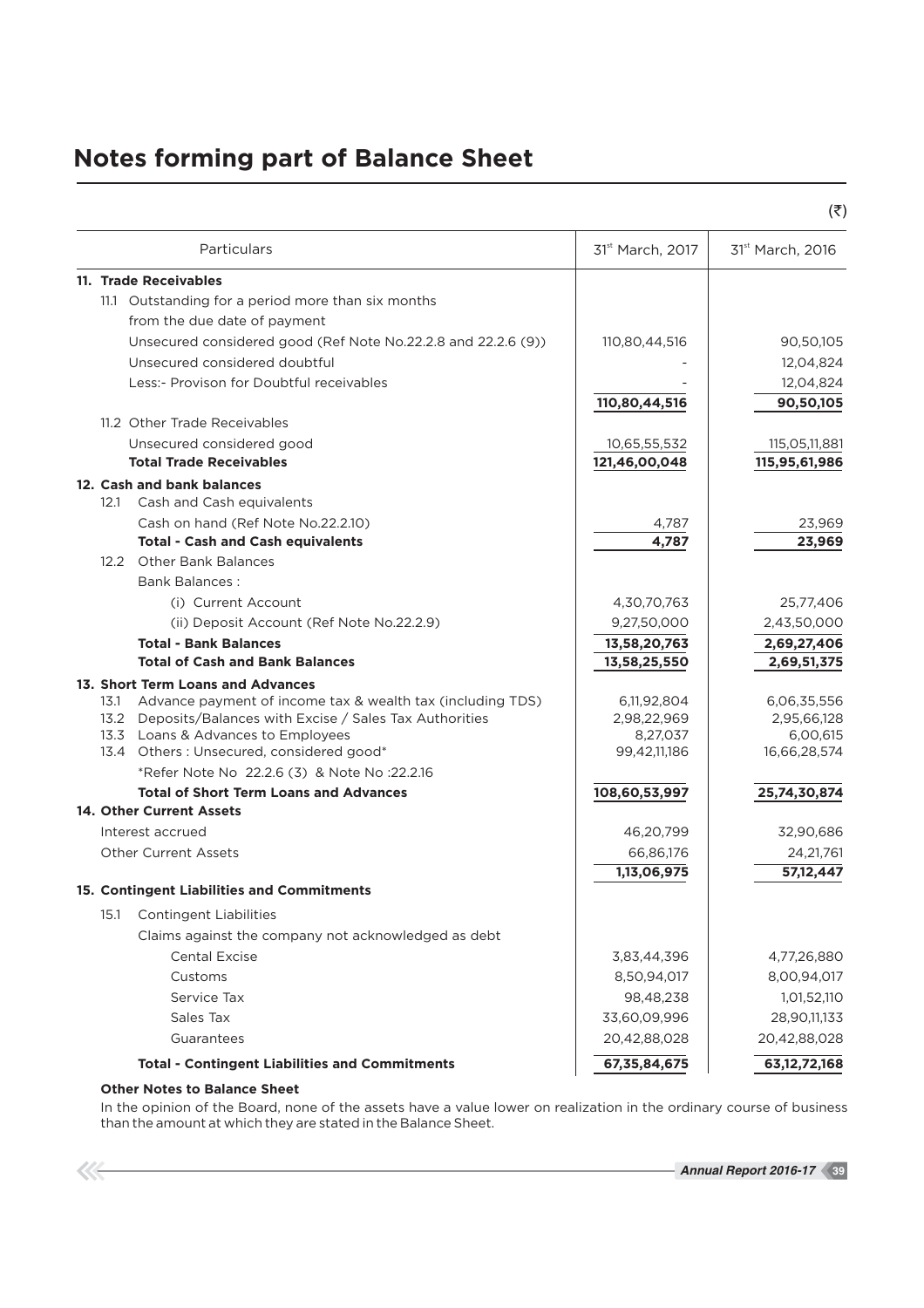# Notes forming part of Balance Sheet

(₹)

| Particulars | 31st March, 2017 | 31st March, 2016 |
|---|---|---|
| **11. Trade Receivables** | | |
| 11.1 Outstanding for a period more than six months from the due date of payment | | |
| Unsecured considered good (Ref Note No.22.2.8 and 22.2.6 (9)) | 110,80,44,516 | 90,50,105 |
| Unsecured considered doubtful | - | 12,04,824 |
| Less:- Provison for Doubtful receivables | - | 12,04,824 |
| | **110,80,44,516** | **90,50,105** |
| 11.2 Other Trade Receivables | | |
| Unsecured considered good | 10,65,55,532 | 115,05,11,881 |
| **Total Trade Receivables** | **121,46,00,048** | **115,95,61,986** |
| **12. Cash and bank balances** | | |
| 12.1 Cash and Cash equivalents | | |
| Cash on hand (Ref Note No.22.2.10) | 4,787 | 23,969 |
| **Total - Cash and Cash equivalents** | **4,787** | **23,969** |
| 12.2 Other Bank Balances | | |
| Bank Balances : | | |
| (i) Current Account | 4,30,70,763 | 25,77,406 |
| (ii) Deposit Account (Ref Note No.22.2.9) | 9,27,50,000 | 2,43,50,000 |
| **Total - Bank Balances** | **13,58,20,763** | **2,69,27,406** |
| **Total of Cash and Bank Balances** | **13,58,25,550** | **2,69,51,375** |
| **13. Short Term Loans and Advances** | | |
| 13.1 Advance payment of income tax & wealth tax (including TDS) | 6,11,92,804 | 6,06,35,556 |
| 13.2 Deposits/Balances with Excise / Sales Tax Authorities | 2,98,22,969 | 2,95,66,128 |
| 13.3 Loans & Advances to Employees | 8,27,037 | 6,00,615 |
| 13.4 Others : Unsecured, considered good* | 99,42,11,186 | 16,66,28,574 |
| *Refer Note No 22.2.6 (3) & Note No :22.2.16 | | |
| **Total of Short Term Loans and Advances** | **108,60,53,997** | **25,74,30,874** |
| **14. Other Current Assets** | | |
| Interest accrued | 46,20,799 | 32,90,686 |
| Other Current Assets | 66,86,176 | 24,21,761 |
| | **1,13,06,975** | **57,12,447** |
| **15. Contingent Liabilities and Commitments** | | |
| 15.1 Contingent Liabilities | | |
| Claims against the company not acknowledged as debt | | |
| Cental Excise | 3,83,44,396 | 4,77,26,880 |
| Customs | 8,50,94,017 | 8,00,94,017 |
| Service Tax | 98,48,238 | 1,01,52,110 |
| Sales Tax | 33,60,09,996 | 28,90,11,133 |
| Guarantees | 20,42,88,028 | 20,42,88,028 |
| **Total - Contingent Liabilities and Commitments** | **67,35,84,675** | **63,12,72,168** |

**Other Notes to Balance Sheet**

In the opinion of the Board, none of the assets have a value lower on realization in the ordinary course of business than the amount at which they are stated in the Balance Sheet.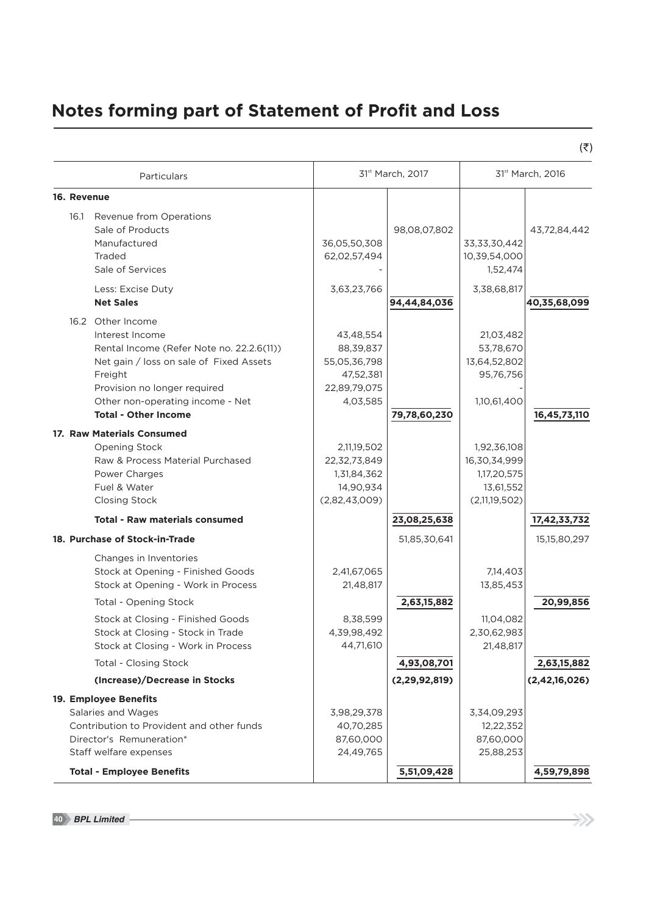# Notes forming part of Statement of Profit and Loss

(₹)

| Particulars | 31st March, 2017 | | 31st March, 2016 | |
|---|---|---|---|---|
| **16. Revenue** | | | | |
| 16.1 Revenue from Operations | | | | |
| Sale of Products | | 98,08,07,802 | | 43,72,84,442 |
| Manufactured | 36,05,50,308 | | 33,33,30,442 | |
| Traded | 62,02,57,494 | | 10,39,54,000 | |
| Sale of Services | - | | 1,52,474 | |
| Less: Excise Duty | 3,63,23,766 | | 3,38,68,817 | |
| **Net Sales** | | **94,44,84,036** | | **40,35,68,099** |
| 16.2 Other Income | | | | |
| Interest Income | 43,48,554 | | 21,03,482 | |
| Rental Income (Refer Note no. 22.2.6(11)) | 88,39,837 | | 53,78,670 | |
| Net gain / loss on sale of Fixed Assets | 55,05,36,798 | | 13,64,52,802 | |
| Freight | 47,52,381 | | 95,76,756 | |
| Provision no longer required | 22,89,79,075 | | - | |
| Other non-operating income - Net | 4,03,585 | | 1,10,61,400 | |
| **Total - Other Income** | | **79,78,60,230** | | **16,45,73,110** |
| **17. Raw Materials Consumed** | | | | |
| Opening Stock | 2,11,19,502 | | 1,92,36,108 | |
| Raw & Process Material Purchased | 22,32,73,849 | | 16,30,34,999 | |
| Power Charges | 1,31,84,362 | | 1,17,20,575 | |
| Fuel & Water | 14,90,934 | | 13,61,552 | |
| Closing Stock | (2,82,43,009) | | (2,11,19,502) | |
| **Total - Raw materials consumed** | | **23,08,25,638** | | **17,42,33,732** |
| **18. Purchase of Stock-in-Trade** | | 51,85,30,641 | | 15,15,80,297 |
| Changes in Inventories | | | | |
| Stock at Opening - Finished Goods | 2,41,67,065 | | 7,14,403 | |
| Stock at Opening - Work in Process | 21,48,817 | | 13,85,453 | |
| Total - Opening Stock | | 2,63,15,882 | | 20,99,856 |
| Stock at Closing - Finished Goods | 8,38,599 | | 11,04,082 | |
| Stock at Closing - Stock in Trade | 4,39,98,492 | | 2,30,62,983 | |
| Stock at Closing - Work in Process | 44,71,610 | | 21,48,817 | |
| Total - Closing Stock | | 4,93,08,701 | | 2,63,15,882 |
| **(Increase)/Decrease in Stocks** | | **(2,29,92,819)** | | **(2,42,16,026)** |
| **19. Employee Benefits** | | | | |
| Salaries and Wages | 3,98,29,378 | | 3,34,09,293 | |
| Contribution to Provident and other funds | 40,70,285 | | 12,22,352 | |
| Director's Remuneration* | 87,60,000 | | 87,60,000 | |
| Staff welfare expenses | 24,49,765 | | 25,88,253 | |
| **Total - Employee Benefits** | | **5,51,09,428** | | **4,59,79,898** |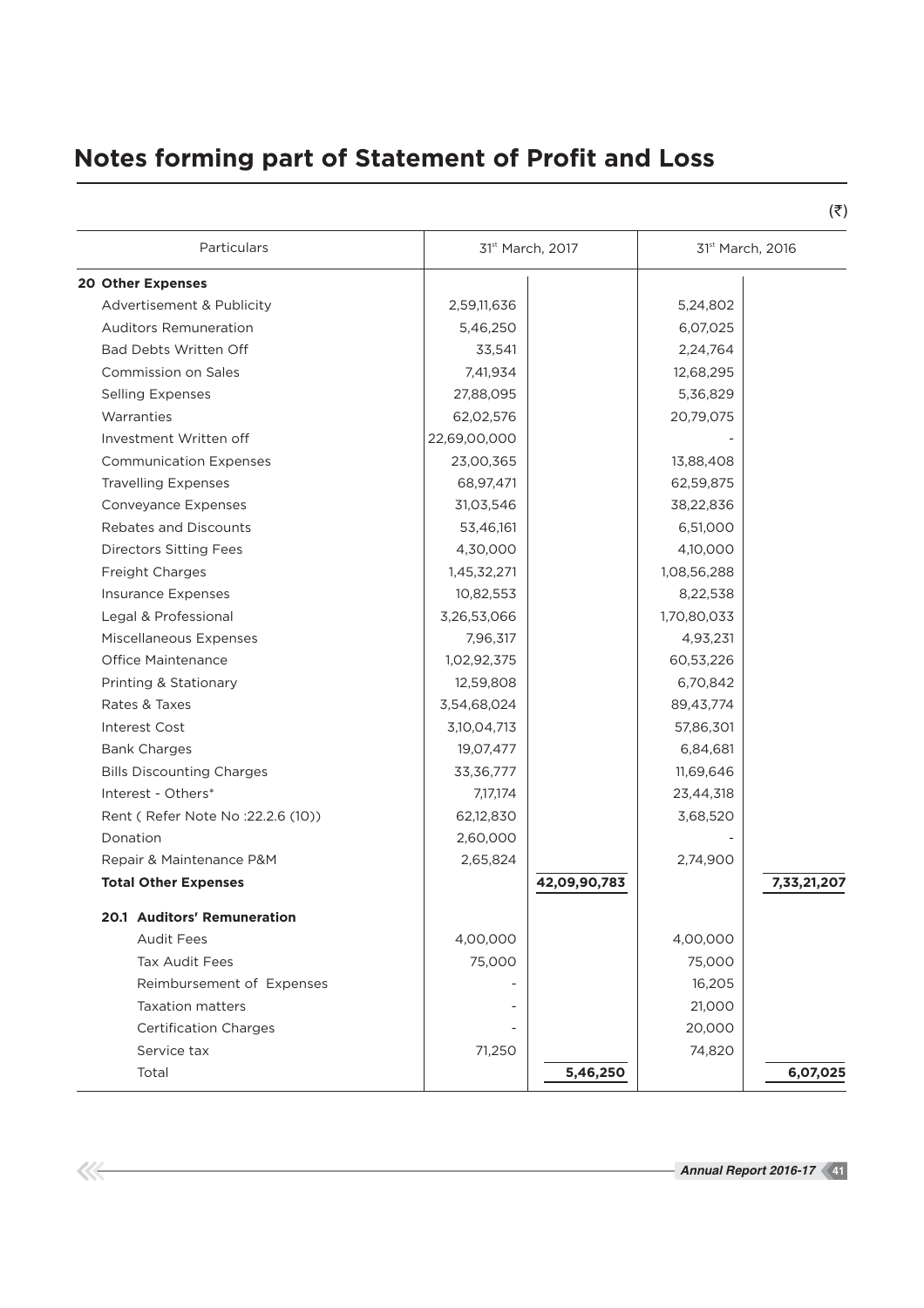# Notes forming part of Statement of Profit and Loss

(₹)

| Particulars | 31[st] March, 2017 | | 31[st] March, 2016 | |
|---|---|---|---|---|
| **20 Other Expenses** | | | | |
| Advertisement & Publicity | 2,59,11,636 | | 5,24,802 | |
| Auditors Remuneration | 5,46,250 | | 6,07,025 | |
| Bad Debts Written Off | 33,541 | | 2,24,764 | |
| Commission on Sales | 7,41,934 | | 12,68,295 | |
| Selling Expenses | 27,88,095 | | 5,36,829 | |
| Warranties | 62,02,576 | | 20,79,075 | |
| Investment Written off | 22,69,00,000 | | - | |
| Communication Expenses | 23,00,365 | | 13,88,408 | |
| Travelling Expenses | 68,97,471 | | 62,59,875 | |
| Conveyance Expenses | 31,03,546 | | 38,22,836 | |
| Rebates and Discounts | 53,46,161 | | 6,51,000 | |
| Directors Sitting Fees | 4,30,000 | | 4,10,000 | |
| Freight Charges | 1,45,32,271 | | 1,08,56,288 | |
| Insurance Expenses | 10,82,553 | | 8,22,538 | |
| Legal & Professional | 3,26,53,066 | | 1,70,80,033 | |
| Miscellaneous Expenses | 7,96,317 | | 4,93,231 | |
| Office Maintenance | 1,02,92,375 | | 60,53,226 | |
| Printing & Stationary | 12,59,808 | | 6,70,842 | |
| Rates & Taxes | 3,54,68,024 | | 89,43,774 | |
| Interest Cost | 3,10,04,713 | | 57,86,301 | |
| Bank Charges | 19,07,477 | | 6,84,681 | |
| Bills Discounting Charges | 33,36,777 | | 11,69,646 | |
| Interest - Others* | 7,17,174 | | 23,44,318 | |
| Rent ( Refer Note No :22.2.6 (10)) | 62,12,830 | | 3,68,520 | |
| Donation | 2,60,000 | | - | |
| Repair & Maintenance P&M | 2,65,824 | | 2,74,900 | |
| **Total Other Expenses** | | **42,09,90,783** | | **7,33,21,207** |
| **20.1 Auditors' Remuneration** | | | | |
| Audit Fees | 4,00,000 | | 4,00,000 | |
| Tax Audit Fees | 75,000 | | 75,000 | |
| Reimbursement of Expenses | - | | 16,205 | |
| Taxation matters | - | | 21,000 | |
| Certification Charges | - | | 20,000 | |
| Service tax | 71,250 | | 74,820 | |
| Total | | **5,46,250** | | **6,07,025** |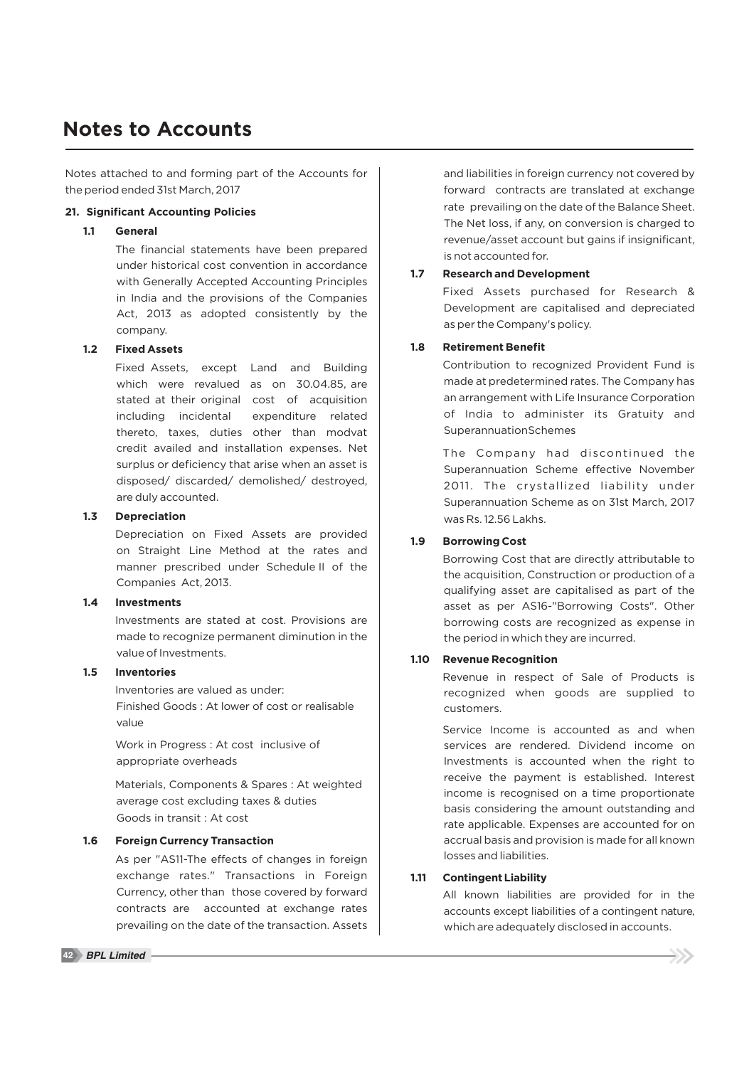# Notes to Accounts

Notes attached to and forming part of the Accounts for the period ended 31st March, 2017

**21. Significant Accounting Policies**

**1.1 General**

The financial statements have been prepared under historical cost convention in accordance with Generally Accepted Accounting Principles in India and the provisions of the Companies Act, 2013 as adopted consistently by the company.

**1.2 Fixed Assets**

Fixed Assets, except Land and Building which were revalued as on 30.04.85, are stated at their original cost of acquisition including incidental expenditure related thereto, taxes, duties other than modvat credit availed and installation expenses. Net surplus or deficiency that arise when an asset is disposed/ discarded/ demolished/ destroyed, are duly accounted.

**1.3 Depreciation**

Depreciation on Fixed Assets are provided on Straight Line Method at the rates and manner prescribed under Schedule II of the Companies Act, 2013.

**1.4 Investments**

Investments are stated at cost. Provisions are made to recognize permanent diminution in the value of Investments.

**1.5 Inventories**

Inventories are valued as under:

Finished Goods : At lower of cost or realisable value

Work in Progress : At cost inclusive of appropriate overheads

Materials, Components & Spares : At weighted average cost excluding taxes & duties

Goods in transit : At cost

**1.6 Foreign Currency Transaction**

As per "AS11-The effects of changes in foreign exchange rates." Transactions in Foreign Currency, other than those covered by forward contracts are accounted at exchange rates prevailing on the date of the transaction. Assets and liabilities in foreign currency not covered by forward contracts are translated at exchange rate prevailing on the date of the Balance Sheet. The Net loss, if any, on conversion is charged to revenue/asset account but gains if insignificant, is not accounted for.

**1.7 Research and Development**

Fixed Assets purchased for Research & Development are capitalised and depreciated as per the Company's policy.

**1.8 Retirement Benefit**

Contribution to recognized Provident Fund is made at predetermined rates. The Company has an arrangement with Life Insurance Corporation of India to administer its Gratuity and SuperannuationSchemes

The Company had discontinued the Superannuation Scheme effective November 2011. The crystallized liability under Superannuation Scheme as on 31st March, 2017 was Rs. 12.56 Lakhs.

**1.9 Borrowing Cost**

Borrowing Cost that are directly attributable to the acquisition, Construction or production of a qualifying asset are capitalised as part of the asset as per AS16-"Borrowing Costs". Other borrowing costs are recognized as expense in the period in which they are incurred.

**1.10 Revenue Recognition**

Revenue in respect of Sale of Products is recognized when goods are supplied to customers.

Service Income is accounted as and when services are rendered. Dividend income on Investments is accounted when the right to receive the payment is established. Interest income is recognised on a time proportionate basis considering the amount outstanding and rate applicable. Expenses are accounted for on accrual basis and provision is made for all known losses and liabilities.

**1.11 Contingent Liability**

All known liabilities are provided for in the accounts except liabilities of a contingent nature, which are adequately disclosed in accounts.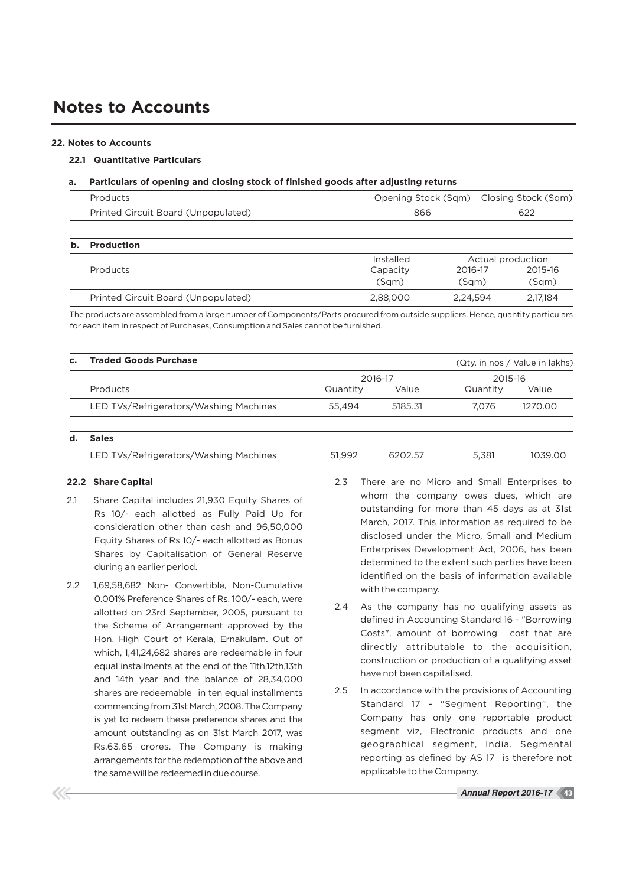# Notes to Accounts

### 22. Notes to Accounts

#### 22.1 Quantitative Particulars

**a. Particulars of opening and closing stock of finished goods after adjusting returns**

| Products | Opening Stock (Sqm) | Closing Stock (Sqm) |
|---|---|---|
| Printed Circuit Board (Unpopulated) | 866 | 622 |

**b. Production**

| Products | Installed Capacity (Sqm) | Actual production 2016-17 (Sqm) | Actual production 2015-16 (Sqm) |
|---|---|---|---|
| Printed Circuit Board (Unpopulated) | 2,88,000 | 2,24,594 | 2,17,184 |

The products are assembled from a large number of Components/Parts procured from outside suppliers. Hence, quantity particulars for each item in respect of Purchases, Consumption and Sales cannot be furnished.

**c. Traded Goods Purchase** (Qty. in nos / Value in lakhs)

| Products | 2016-17 Quantity | 2016-17 Value | 2015-16 Quantity | 2015-16 Value |
|---|---|---|---|---|
| LED TVs/Refrigerators/Washing Machines | 55,494 | 5185.31 | 7,076 | 1270.00 |

**d. Sales**

| Products | 2016-17 Quantity | 2016-17 Value | 2015-16 Quantity | 2015-16 Value |
|---|---|---|---|---|
| LED TVs/Refrigerators/Washing Machines | 51,992 | 6202.57 | 5,381 | 1039.00 |

#### 22.2 Share Capital

2.1 Share Capital includes 21,930 Equity Shares of Rs 10/- each allotted as Fully Paid Up for consideration other than cash and 96,50,000 Equity Shares of Rs 10/- each allotted as Bonus Shares by Capitalisation of General Reserve during an earlier period.

2.2 1,69,58,682 Non- Convertible, Non-Cumulative 0.001% Preference Shares of Rs. 100/- each, were allotted on 23rd September, 2005, pursuant to the Scheme of Arrangement approved by the Hon. High Court of Kerala, Ernakulam. Out of which, 1,41,24,682 shares are redeemable in four equal installments at the end of the 11th,12th,13th and 14th year and the balance of 28,34,000 shares are redeemable in ten equal installments commencing from 31st March, 2008. The Company is yet to redeem these preference shares and the amount outstanding as on 31st March 2017, was Rs.63.65 crores. The Company is making arrangements for the redemption of the above and the same will be redeemed in due course.

2.3 There are no Micro and Small Enterprises to whom the company owes dues, which are outstanding for more than 45 days as at 31st March, 2017. This information as required to be disclosed under the Micro, Small and Medium Enterprises Development Act, 2006, has been determined to the extent such parties have been identified on the basis of information available with the company.

2.4 As the company has no qualifying assets as defined in Accounting Standard 16 - "Borrowing Costs", amount of borrowing cost that are directly attributable to the acquisition, construction or production of a qualifying asset have not been capitalised.

2.5 In accordance with the provisions of Accounting Standard 17 - "Segment Reporting", the Company has only one reportable product segment viz, Electronic products and one geographical segment, India. Segmental reporting as defined by AS 17 is therefore not applicable to the Company.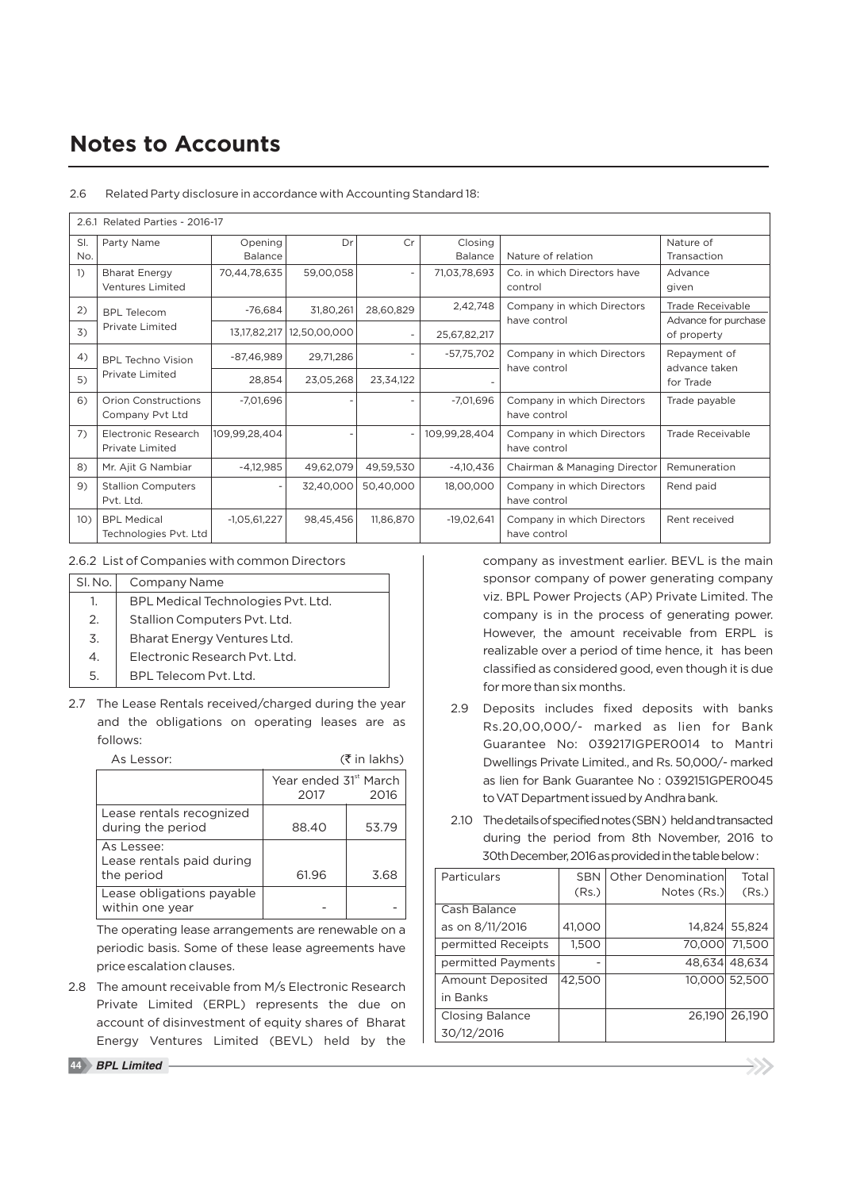# Notes to Accounts

2.6 Related Party disclosure in accordance with Accounting Standard 18:

| 2.6.1 Related Parties - 2016-17 | | | | | | | |
|---|---|---|---|---|---|---|---|
| Sl. No. | Party Name | Opening Balance | Dr | Cr | Closing Balance | Nature of relation | Nature of Transaction |
| 1) | Bharat Energy Ventures Limited | 70,44,78,635 | 59,00,058 | - | 71,03,78,693 | Co. in which Directors have control | Advance given |
| 2) | BPL Telecom Private Limited | -76,684 | 31,80,261 | 28,60,829 | 2,42,748 | Company in which Directors have control | Trade Receivable |
| 3) | | 13,17,82,217 | 12,50,00,000 | - | 25,67,82,217 | | Advance for purchase of property |
| 4) | BPL Techno Vision Private Limited | -87,46,989 | 29,71,286 | - | -57,75,702 | Company in which Directors have control | Repayment of advance taken for Trade |
| 5) | | 28,854 | 23,05,268 | 23,34,122 | - | | |
| 6) | Orion Constructions Company Pvt Ltd | -7,01,696 | - | - | -7,01,696 | Company in which Directors have control | Trade payable |
| 7) | Electronic Research Private Limited | 109,99,28,404 | - | - | 109,99,28,404 | Company in which Directors have control | Trade Receivable |
| 8) | Mr. Ajit G Nambiar | -4,12,985 | 49,62,079 | 49,59,530 | -4,10,436 | Chairman & Managing Director | Remuneration |
| 9) | Stallion Computers Pvt. Ltd. | - | 32,40,000 | 50,40,000 | 18,00,000 | Company in which Directors have control | Rend paid |
| 10) | BPL Medical Technologies Pvt. Ltd | -1,05,61,227 | 98,45,456 | 11,86,870 | -19,02,641 | Company in which Directors have control | Rent received |

2.6.2 List of Companies with common Directors

| Sl. No. | Company Name |
|---|---|
| 1. | BPL Medical Technologies Pvt. Ltd. |
| 2. | Stallion Computers Pvt. Ltd. |
| 3. | Bharat Energy Ventures Ltd. |
| 4. | Electronic Research Pvt. Ltd. |
| 5. | BPL Telecom Pvt. Ltd. |

2.7 The Lease Rentals received/charged during the year and the obligations on operating leases are as follows:

As Lessor: (₹ in lakhs)

| | Year ended 31st March 2017 | 2016 |
|---|---|---|
| Lease rentals recognized during the period | 88.40 | 53.79 |
| As Lessee: Lease rentals paid during the period | 61.96 | 3.68 |
| Lease obligations payable within one year | - | - |

The operating lease arrangements are renewable on a periodic basis. Some of these lease agreements have price escalation clauses.

2.8 The amount receivable from M/s Electronic Research Private Limited (ERPL) represents the due on account of disinvestment of equity shares of Bharat Energy Ventures Limited (BEVL) held by the company as investment earlier. BEVL is the main sponsor company of power generating company viz. BPL Power Projects (AP) Private Limited. The company is in the process of generating power. However, the amount receivable from ERPL is realizable over a period of time hence, it has been classified as considered good, even though it is due for more than six months.

2.9 Deposits includes fixed deposits with banks Rs.20,00,000/- marked as lien for Bank Guarantee No: 039217IGPER0014 to Mantri Dwellings Private Limited., and Rs. 50,000/- marked as lien for Bank Guarantee No : 0392151GPER0045 to VAT Department issued by Andhra bank.

2.10 The details of specified notes (SBN) held and transacted during the period from 8th November, 2016 to 30th December, 2016 as provided in the table below:

| Particulars | SBN (Rs.) | Other Denomination Notes (Rs.) | Total (Rs.) |
|---|---|---|---|
| Cash Balance as on 8/11/2016 | 41,000 | 14,824 | 55,824 |
| permitted Receipts | 1,500 | 70,000 | 71,500 |
| permitted Payments | - | 48,634 | 48,634 |
| Amount Deposited in Banks | 42,500 | 10,000 | 52,500 |
| Closing Balance 30/12/2016 | | 26,190 | 26,190 |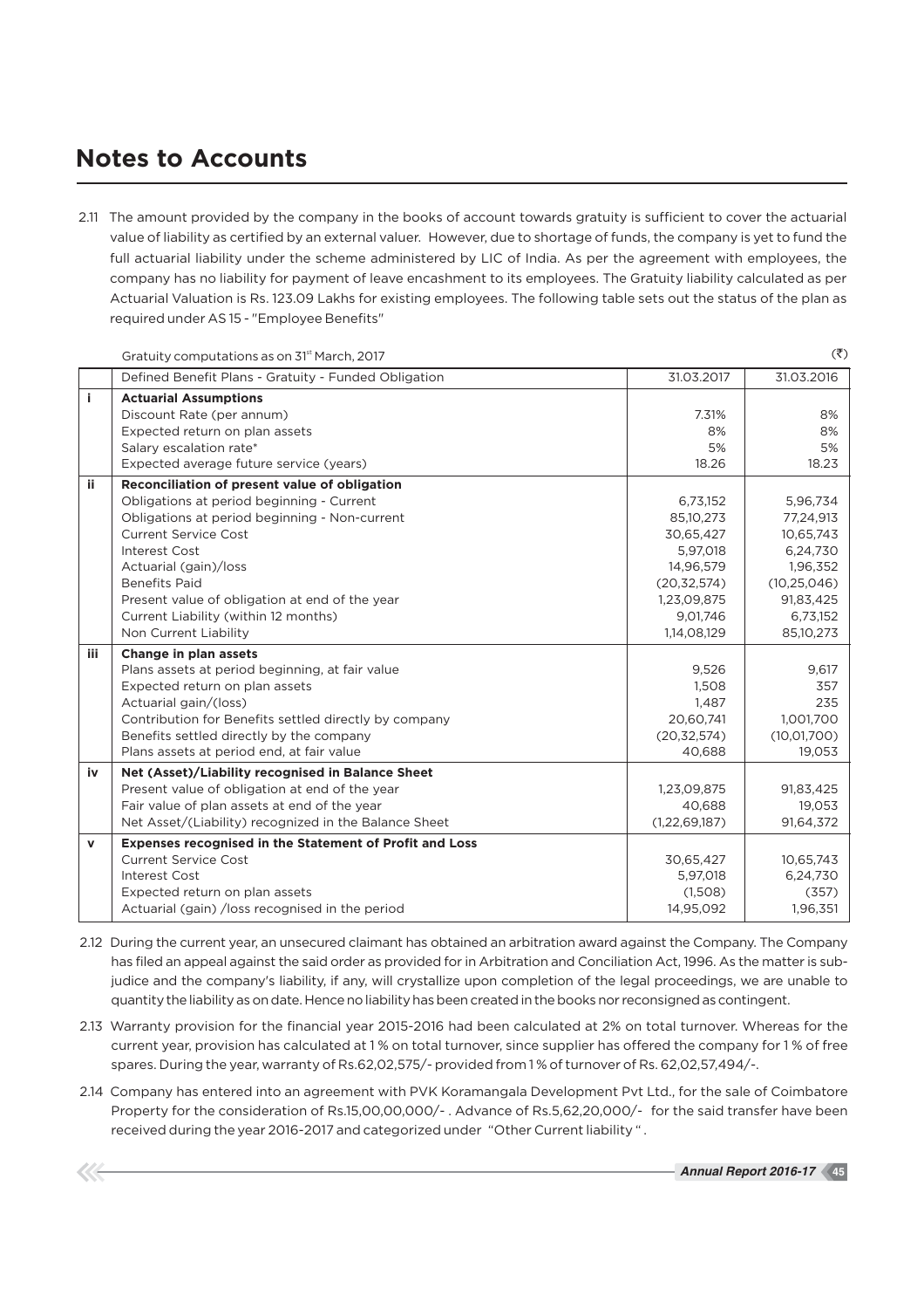# Notes to Accounts

2.11 The amount provided by the company in the books of account towards gratuity is sufficient to cover the actuarial value of liability as certified by an external valuer. However, due to shortage of funds, the company is yet to fund the full actuarial liability under the scheme administered by LIC of India. As per the agreement with employees, the company has no liability for payment of leave encashment to its employees. The Gratuity liability calculated as per Actuarial Valuation is Rs. 123.09 Lakhs for existing employees. The following table sets out the status of the plan as required under AS 15 - "Employee Benefits"

Gratuity computations as on 31st March, 2017 (₹)

| | Defined Benefit Plans - Gratuity - Funded Obligation | 31.03.2017 | 31.03.2016 |
|---|---|---|---|
| **i** | **Actuarial Assumptions** | | |
| | Discount Rate (per annum) | 7.31% | 8% |
| | Expected return on plan assets | 8% | 8% |
| | Salary escalation rate* | 5% | 5% |
| | Expected average future service (years) | 18.26 | 18.23 |
| **ii** | **Reconciliation of present value of obligation** | | |
| | Obligations at period beginning - Current | 6,73,152 | 5,96,734 |
| | Obligations at period beginning - Non-current | 85,10,273 | 77,24,913 |
| | Current Service Cost | 30,65,427 | 10,65,743 |
| | Interest Cost | 5,97,018 | 6,24,730 |
| | Actuarial (gain)/loss | 14,96,579 | 1,96,352 |
| | Benefits Paid | (20,32,574) | (10,25,046) |
| | Present value of obligation at end of the year | 1,23,09,875 | 91,83,425 |
| | Current Liability (within 12 months) | 9,01,746 | 6,73,152 |
| | Non Current Liability | 1,14,08,129 | 85,10,273 |
| **iii** | **Change in plan assets** | | |
| | Plans assets at period beginning, at fair value | 9,526 | 9,617 |
| | Expected return on plan assets | 1,508 | 357 |
| | Actuarial gain/(loss) | 1,487 | 235 |
| | Contribution for Benefits settled directly by company | 20,60,741 | 1,001,700 |
| | Benefits settled directly by the company | (20,32,574) | (10,01,700) |
| | Plans assets at period end, at fair value | 40,688 | 19,053 |
| **iv** | **Net (Asset)/Liability recognised in Balance Sheet** | | |
| | Present value of obligation at end of the year | 1,23,09,875 | 91,83,425 |
| | Fair value of plan assets at end of the year | 40,688 | 19,053 |
| | Net Asset/(Liability) recognized in the Balance Sheet | (1,22,69,187) | 91,64,372 |
| **v** | **Expenses recognised in the Statement of Profit and Loss** | | |
| | Current Service Cost | 30,65,427 | 10,65,743 |
| | Interest Cost | 5,97,018 | 6,24,730 |
| | Expected return on plan assets | (1,508) | (357) |
| | Actuarial (gain) /loss recognised in the period | 14,95,092 | 1,96,351 |

2.12 During the current year, an unsecured claimant has obtained an arbitration award against the Company. The Company has filed an appeal against the said order as provided for in Arbitration and Conciliation Act, 1996. As the matter is sub-judice and the company's liability, if any, will crystallize upon completion of the legal proceedings, we are unable to quantity the liability as on date. Hence no liability has been created in the books nor reconsigned as contingent.

2.13 Warranty provision for the financial year 2015-2016 had been calculated at 2% on total turnover. Whereas for the current year, provision has calculated at 1 % on total turnover, since supplier has offered the company for 1 % of free spares. During the year, warranty of Rs.62,02,575/- provided from 1 % of turnover of Rs. 62,02,57,494/-.

2.14 Company has entered into an agreement with PVK Koramangala Development Pvt Ltd., for the sale of Coimbatore Property for the consideration of Rs.15,00,00,000/- . Advance of Rs.5,62,20,000/- for the said transfer have been received during the year 2016-2017 and categorized under "Other Current liability " .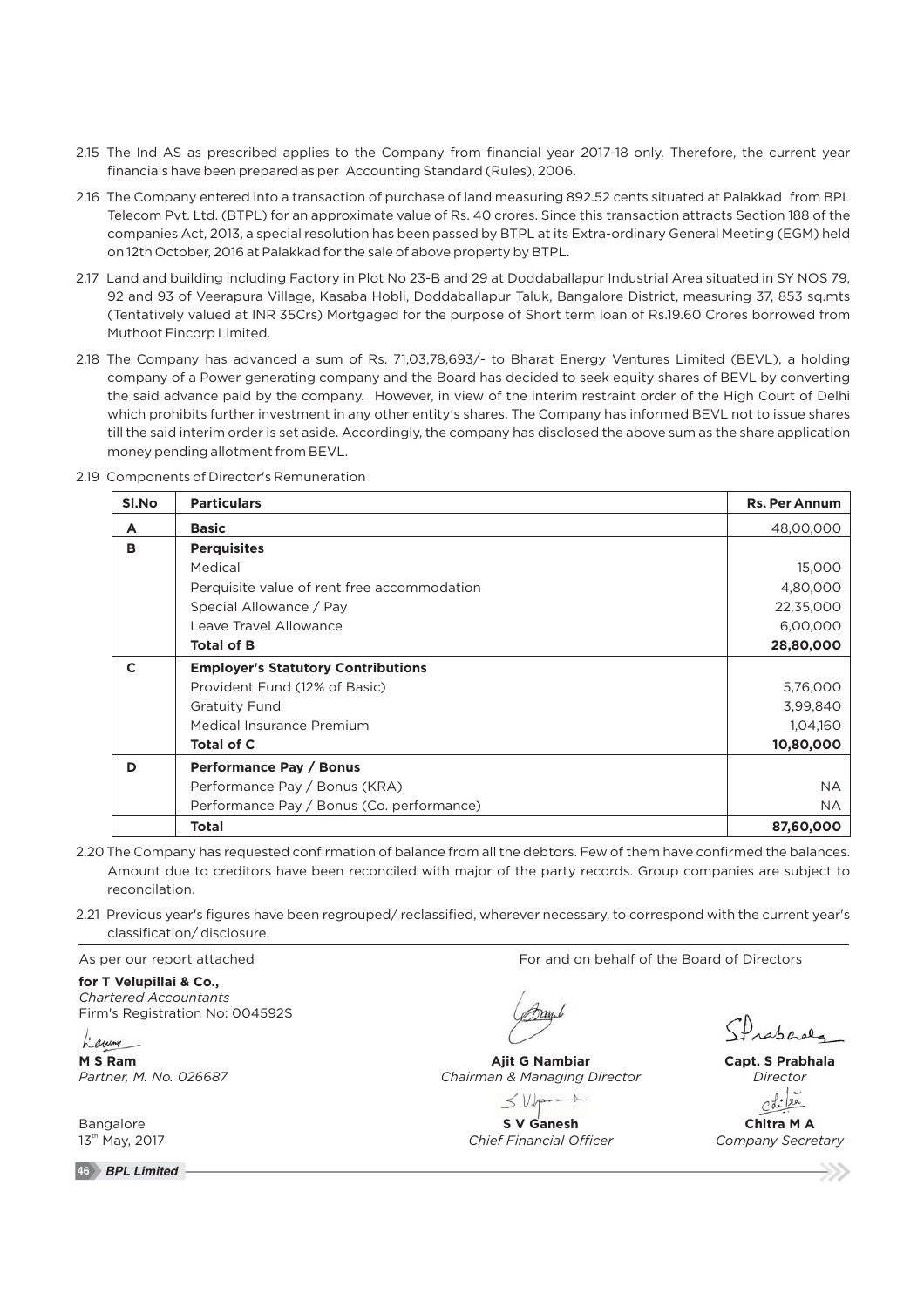2.15 The Ind AS as prescribed applies to the Company from financial year 2017-18 only. Therefore, the current year financials have been prepared as per Accounting Standard (Rules), 2006.

2.16 The Company entered into a transaction of purchase of land measuring 892.52 cents situated at Palakkad from BPL Telecom Pvt. Ltd. (BTPL) for an approximate value of Rs. 40 crores. Since this transaction attracts Section 188 of the companies Act, 2013, a special resolution has been passed by BTPL at its Extra-ordinary General Meeting (EGM) held on 12th October, 2016 at Palakkad for the sale of above property by BTPL.

2.17 Land and building including Factory in Plot No 23-B and 29 at Doddaballapur Industrial Area situated in SY NOS 79, 92 and 93 of Veerapura Village, Kasaba Hobli, Doddaballapur Taluk, Bangalore District, measuring 37, 853 sq.mts (Tentatively valued at INR 35Crs) Mortgaged for the purpose of Short term loan of Rs.19.60 Crores borrowed from Muthoot Fincorp Limited.

2.18 The Company has advanced a sum of Rs. 71,03,78,693/- to Bharat Energy Ventures Limited (BEVL), a holding company of a Power generating company and the Board has decided to seek equity shares of BEVL by converting the said advance paid by the company. However, in view of the interim restraint order of the High Court of Delhi which prohibits further investment in any other entity's shares. The Company has informed BEVL not to issue shares till the said interim order is set aside. Accordingly, the company has disclosed the above sum as the share application money pending allotment from BEVL.

2.19 Components of Director's Remuneration

| Sl.No | Particulars | Rs. Per Annum |
|---|---|---|
| **A** | **Basic** | 48,00,000 |
| **B** | **Perquisites** | |
| | Medical | 15,000 |
| | Perquisite value of rent free accommodation | 4,80,000 |
| | Special Allowance / Pay | 22,35,000 |
| | Leave Travel Allowance | 6,00,000 |
| | **Total of B** | **28,80,000** |
| **C** | **Employer's Statutory Contributions** | |
| | Provident Fund (12% of Basic) | 5,76,000 |
| | Gratuity Fund | 3,99,840 |
| | Medical Insurance Premium | 1,04,160 |
| | **Total of C** | **10,80,000** |
| **D** | **Performance Pay / Bonus** | |
| | Performance Pay / Bonus (KRA) | NA |
| | Performance Pay / Bonus (Co. performance) | NA |
| | **Total** | **87,60,000** |

2.20 The Company has requested confirmation of balance from all the debtors. Few of them have confirmed the balances. Amount due to creditors have been reconciled with major of the party records. Group companies are subject to reconcilation.

2.21 Previous year's figures have been regrouped/ reclassified, wherever necessary, to correspond with the current year's classification/ disclosure.

As per our report attached

**for T Velupillai & Co.,**
*Chartered Accountants*
Firm's Registration No: 004592S

**M S Ram**
*Partner, M. No. 026687*

Bangalore
13th May, 2017

For and on behalf of the Board of Directors

**Ajit G Nambiar**
*Chairman & Managing Director*

**Capt. S Prabhala**
*Director*

**S V Ganesh**
*Chief Financial Officer*

**Chitra M A**
*Company Secretary*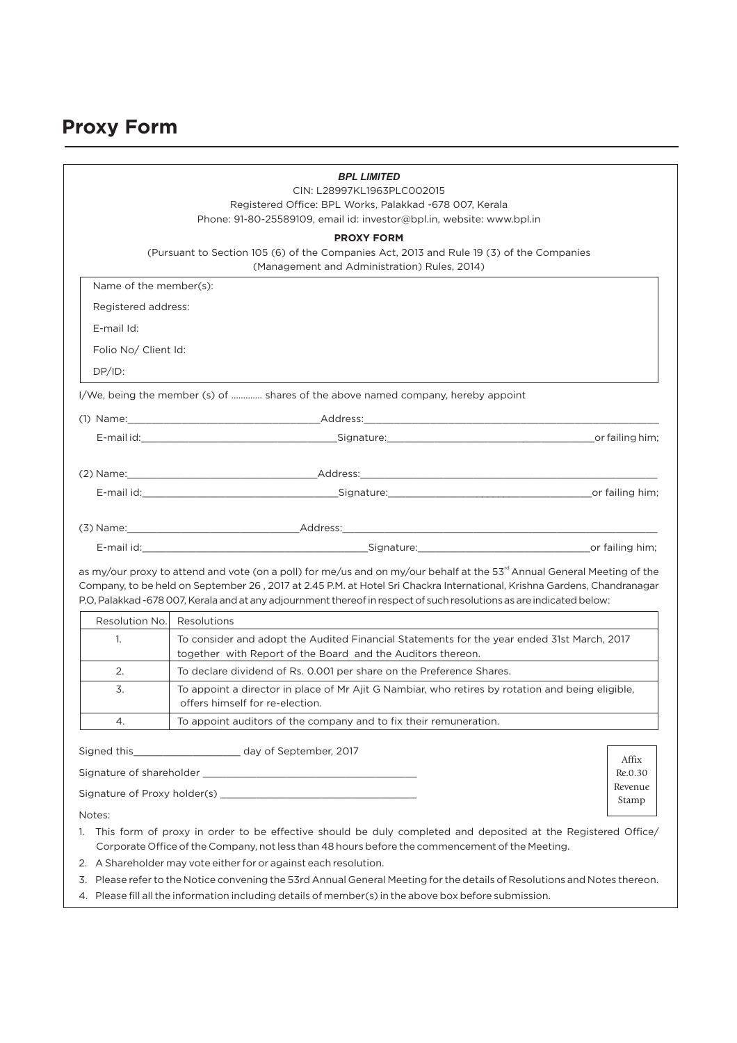# Proxy Form

***BPL LIMITED***

CIN: L28997KL1963PLC002015

Registered Office: BPL Works, Palakkad -678 007, Kerala

Phone: 91-80-25589109, email id: investor@bpl.in, website: www.bpl.in

**PROXY FORM**

(Pursuant to Section 105 (6) of the Companies Act, 2013 and Rule 19 (3) of the Companies (Management and Administration) Rules, 2014)

Name of the member(s):

Registered address:

E-mail Id:

Folio No/ Client Id:

DP/ID:

I/We, being the member (s) of ............ shares of the above named company, hereby appoint

(1) Name:_________________________________Address:_____________________________________________________

E-mail id:_________________________________Signature:___________________________________or failing him;

(2) Name:_________________________________Address:_____________________________________________________

E-mail id:_________________________________Signature:___________________________________or failing him;

(3) Name:______________________________Address:_______________________________________________________

E-mail id:_______________________________________Signature:_____________________________or failing him;

as my/our proxy to attend and vote (on a poll) for me/us and on my/our behalf at the 53rd Annual General Meeting of the Company, to be held on September 26 , 2017 at 2.45 P.M. at Hotel Sri Chackra International, Krishna Gardens, Chandranagar P.O, Palakkad -678 007, Kerala and at any adjournment thereof in respect of such resolutions as are indicated below:

| Resolution No. | Resolutions |
|---|---|
| 1. | To consider and adopt the Audited Financial Statements for the year ended 31st March, 2017 together with Report of the Board and the Auditors thereon. |
| 2. | To declare dividend of Rs. 0.001 per share on the Preference Shares. |
| 3. | To appoint a director in place of Mr Ajit G Nambiar, who retires by rotation and being eligible, offers himself for re-election. |
| 4. | To appoint auditors of the company and to fix their remuneration. |

Signed this__________________ day of September, 2017

Signature of shareholder ____________________________________

Signature of Proxy holder(s) _________________________________

Affix Re.0.30 Revenue Stamp

Notes:

1. This form of proxy in order to be effective should be duly completed and deposited at the Registered Office/ Corporate Office of the Company, not less than 48 hours before the commencement of the Meeting.
2. A Shareholder may vote either for or against each resolution.
3. Please refer to the Notice convening the 53rd Annual General Meeting for the details of Resolutions and Notes thereon.
4. Please fill all the information including details of member(s) in the above box before submission.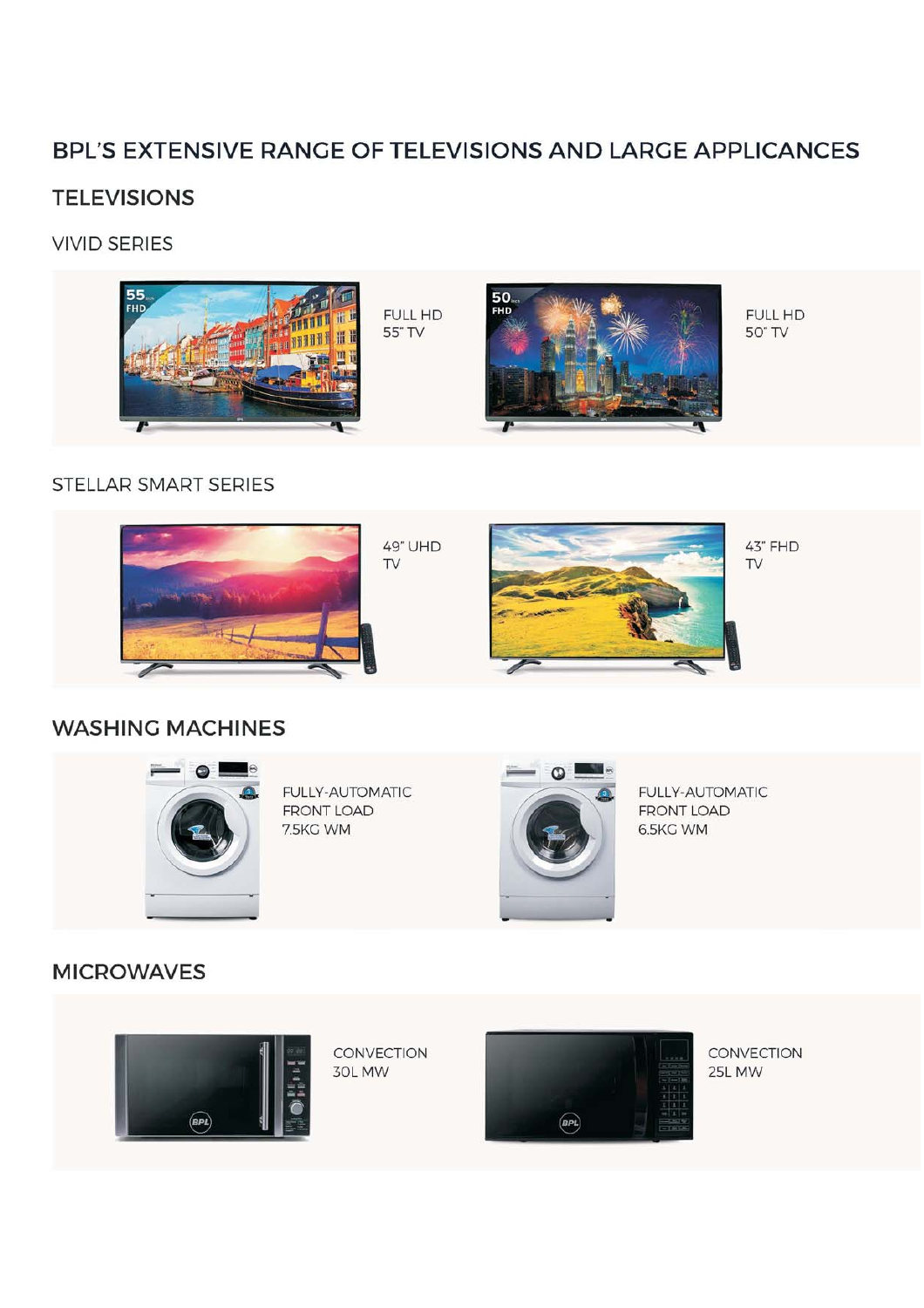# BPL'S EXTENSIVE RANGE OF TELEVISIONS AND LARGE APPLICANCES

## TELEVISIONS

### VIVID SERIES

FULL HD
55" TV

FULL HD
50" TV

### STELLAR SMART SERIES

49" UHD
TV

43" FHD
TV

## WASHING MACHINES

FULLY-AUTOMATIC
FRONT LOAD
7.5KG WM

FULLY-AUTOMATIC
FRONT LOAD
6.5KG WM

## MICROWAVES

CONVECTION
30L MW

CONVECTION
25L MW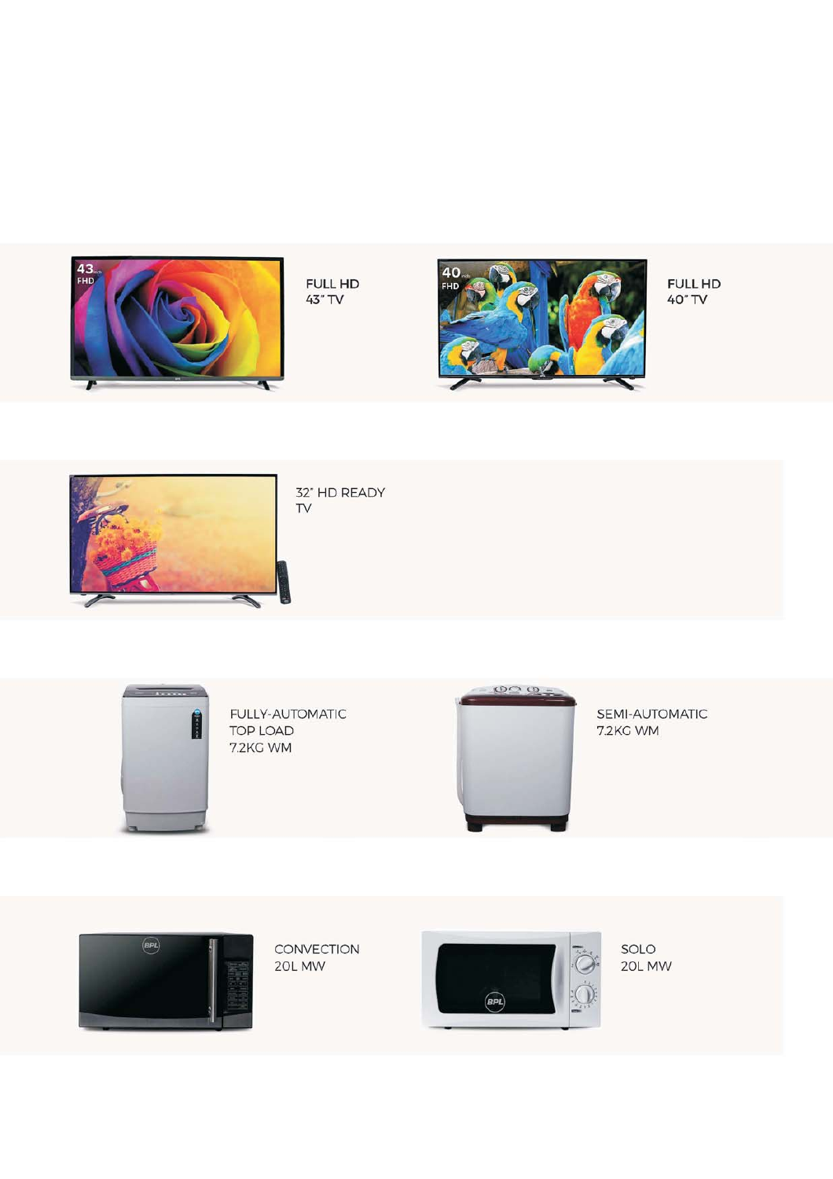FULL HD
43" TV

FULL HD
40" TV

32" HD READY
TV

FULLY-AUTOMATIC
TOP LOAD
7.2KG WM

SEMI-AUTOMATIC
7.2KG WM

CONVECTION
20L MW

SOLO
20L MW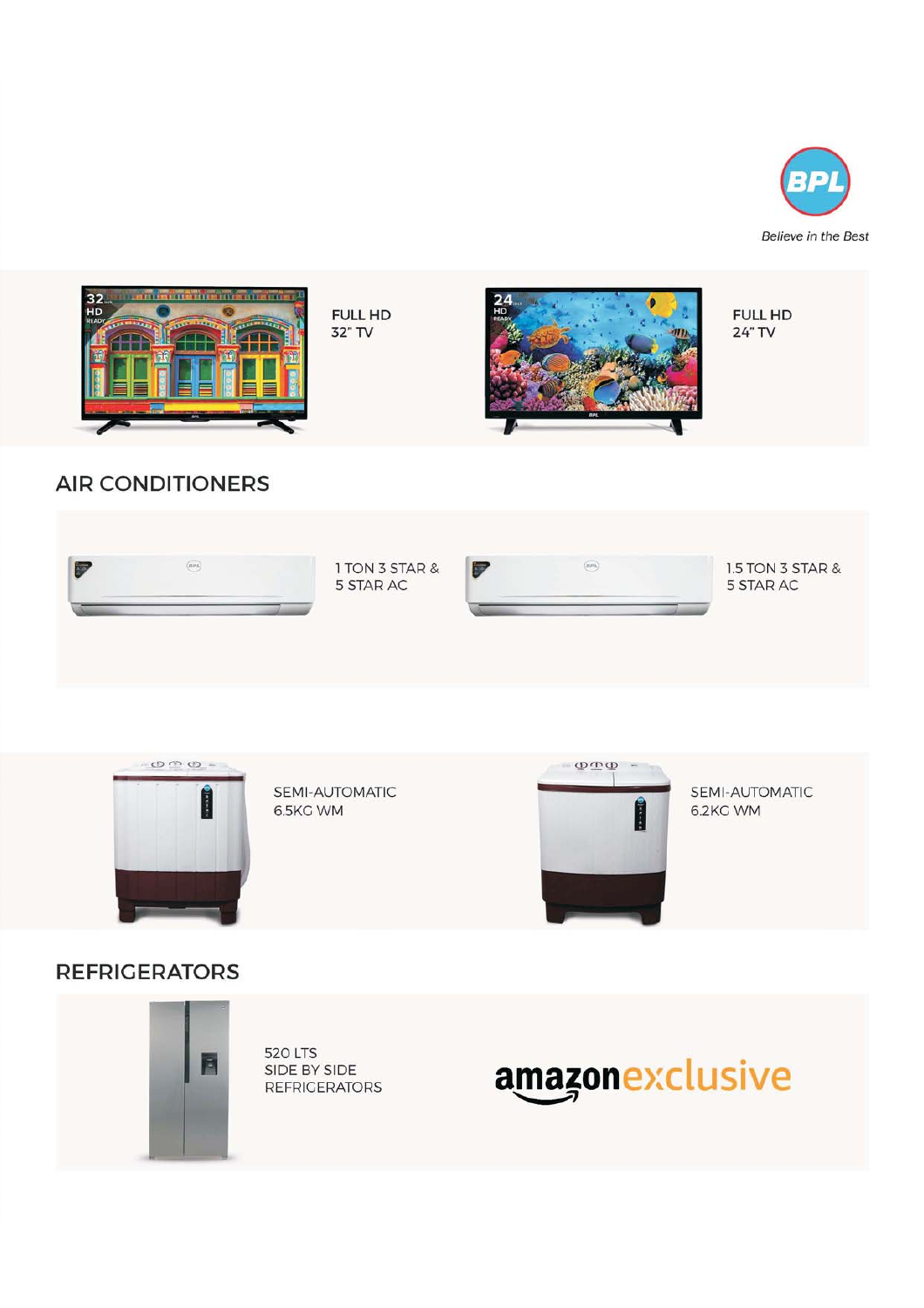BPL

*Believe in the Best*

FULL HD
32" TV

FULL HD
24" TV

## AIR CONDITIONERS

1 TON 3 STAR &
5 STAR AC

1.5 TON 3 STAR &
5 STAR AC

SEMI-AUTOMATIC
6.5KG WM

SEMI-AUTOMATIC
6.2KG WM

## REFRIGERATORS

520 LTS
SIDE BY SIDE
REFRIGERATORS

amazonexclusive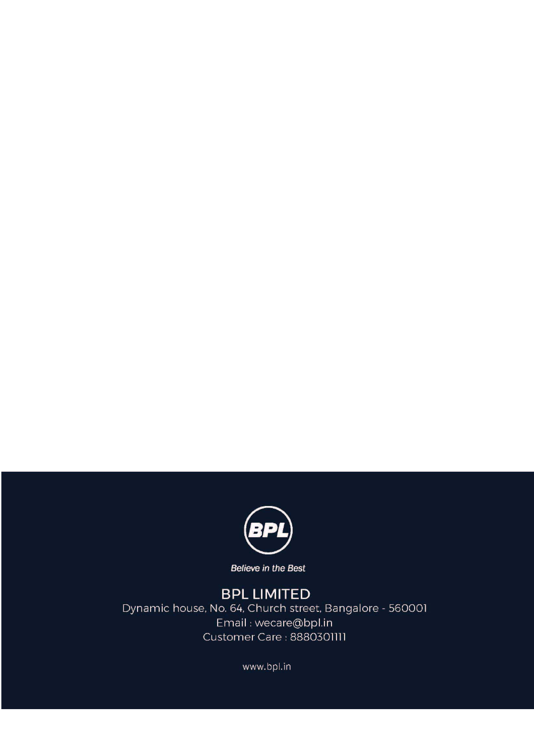BPL

*Believe in the Best*

## BPL LIMITED

Dynamic house, No. 64, Church street, Bangalore - 560001

Email : wecare@bpl.in

Customer Care : 8880301111

www.bpl.in